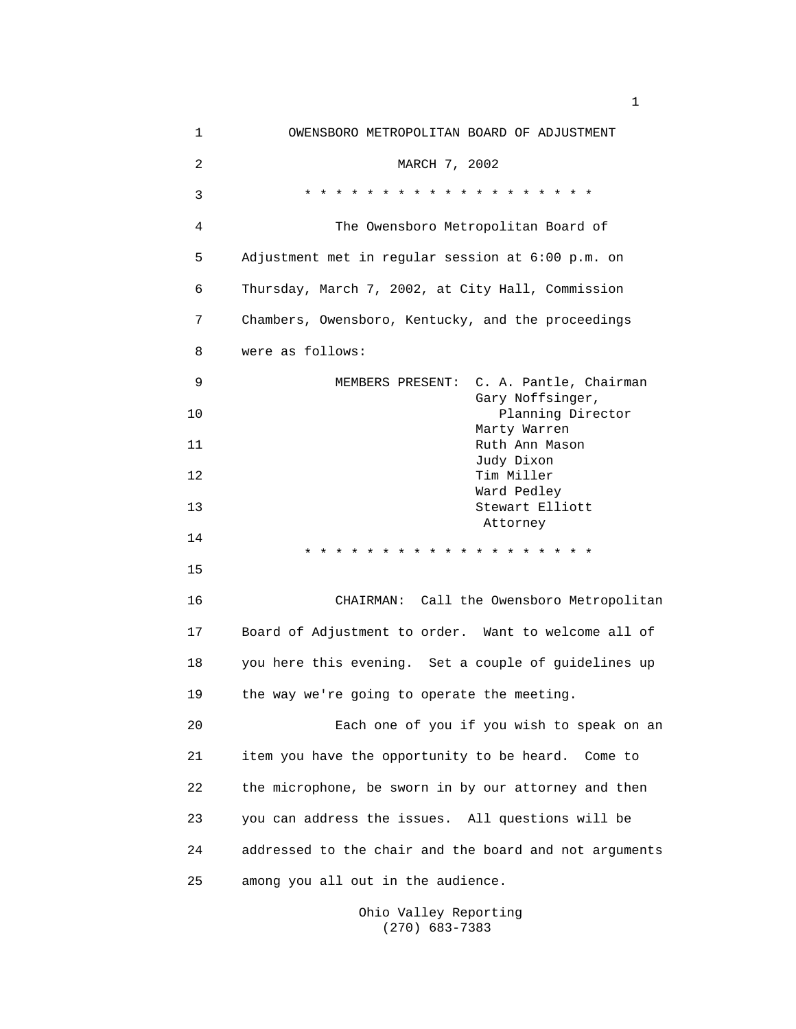# OWENSBORO METROPOLITAN BOARD OF ADJUSTMENT

MARCH 7, 2002

* * * * * * * * * * * * * * * * * * * *

The Owensboro Metropolitan Board of Adjustment met in regular session at 6:00 p.m. on Thursday, March 7, 2002, at City Hall, Commission Chambers, Owensboro, Kentucky, and the proceedings were as follows:

MEMBERS PRESENT:
- C. A. Pantle, Chairman
- Gary Noffsinger, Planning Director
- Marty Warren
- Ruth Ann Mason
- Judy Dixon
- Tim Miller
- Ward Pedley
- Stewart Elliott, Attorney

* * * * * * * * * * * * * * * * * * * *

CHAIRMAN: Call the Owensboro Metropolitan Board of Adjustment to order. Want to welcome all of you here this evening. Set a couple of guidelines up the way we're going to operate the meeting.

Each one of you if you wish to speak on an item you have the opportunity to be heard. Come to the microphone, be sworn in by our attorney and then you can address the issues. All questions will be addressed to the chair and the board and not arguments among you all out in the audience.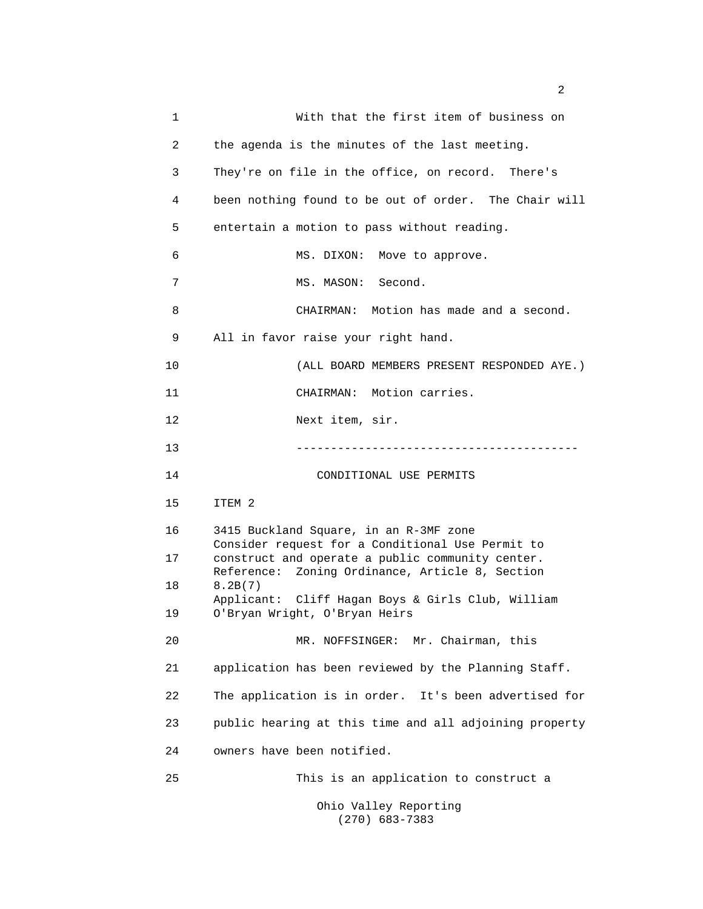With that the first item of business on the agenda is the minutes of the last meeting. They're on file in the office, on record. There's been nothing found to be out of order. The Chair will entertain a motion to pass without reading.

MS. DIXON: Move to approve.

MS. MASON: Second.

CHAIRMAN: Motion has made and a second. All in favor raise your right hand.

(ALL BOARD MEMBERS PRESENT RESPONDED AYE.)

CHAIRMAN: Motion carries.

Next item, sir.

----------------------------------------

CONDITIONAL USE PERMITS

ITEM 2

3415 Buckland Square, in an R-3MF zone
Consider request for a Conditional Use Permit to construct and operate a public community center.
Reference: Zoning Ordinance, Article 8, Section 8.2B(7)
Applicant: Cliff Hagan Boys & Girls Club, William O'Bryan Wright, O'Bryan Heirs

MR. NOFFSINGER: Mr. Chairman, this application has been reviewed by the Planning Staff. The application is in order. It's been advertised for public hearing at this time and all adjoining property owners have been notified.

This is an application to construct a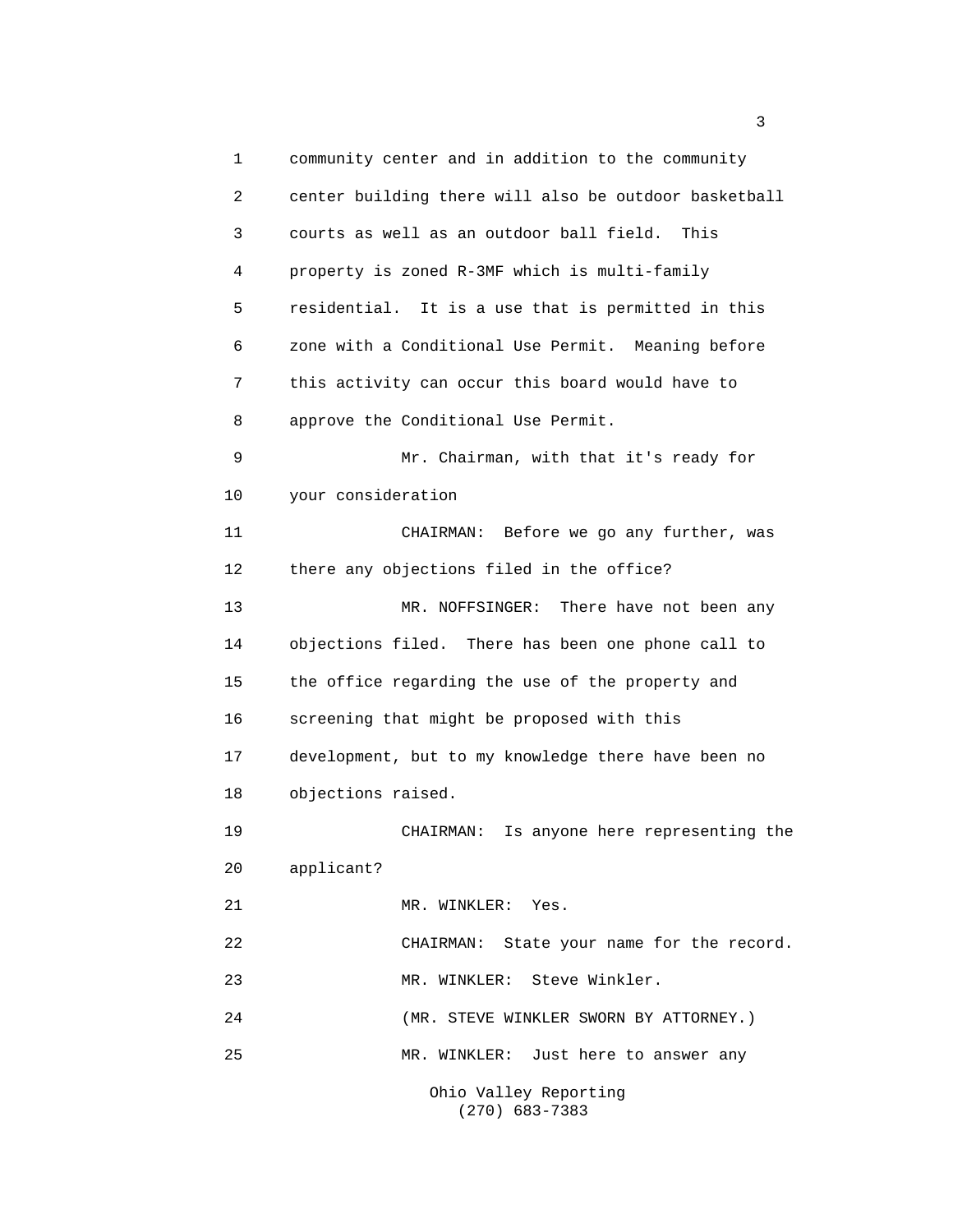community center and in addition to the community center building there will also be outdoor basketball courts as well as an outdoor ball field. This property is zoned R-3MF which is multi-family residential. It is a use that is permitted in this zone with a Conditional Use Permit. Meaning before this activity can occur this board would have to approve the Conditional Use Permit.

Mr. Chairman, with that it's ready for your consideration

CHAIRMAN: Before we go any further, was there any objections filed in the office?

MR. NOFFSINGER: There have not been any objections filed. There has been one phone call to the office regarding the use of the property and screening that might be proposed with this development, but to my knowledge there have been no objections raised.

CHAIRMAN: Is anyone here representing the applicant?

MR. WINKLER: Yes.

CHAIRMAN: State your name for the record.

MR. WINKLER: Steve Winkler.

(MR. STEVE WINKLER SWORN BY ATTORNEY.)

MR. WINKLER: Just here to answer any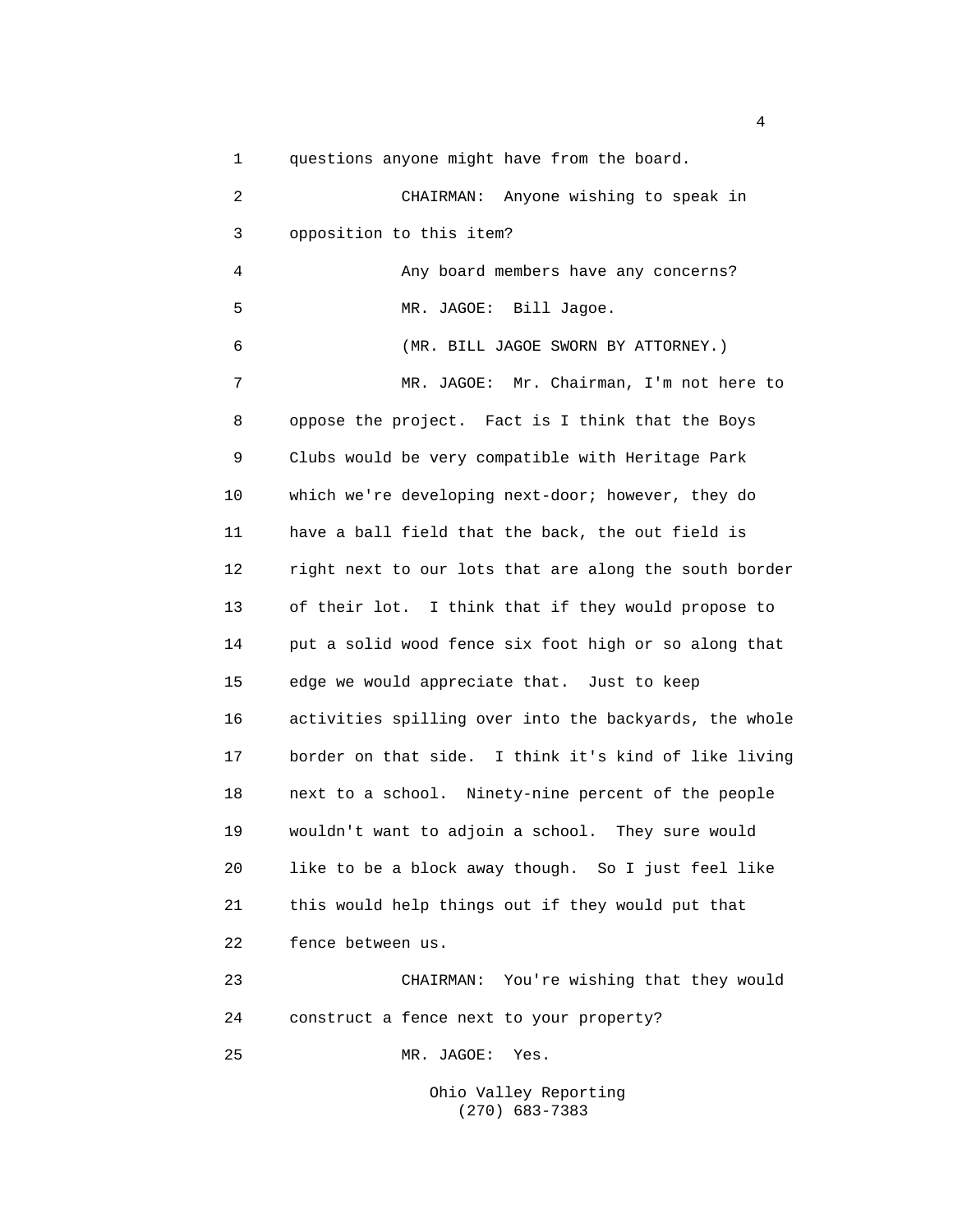questions anyone might have from the board.

CHAIRMAN: Anyone wishing to speak in opposition to this item?

Any board members have any concerns?

MR. JAGOE: Bill Jagoe.

(MR. BILL JAGOE SWORN BY ATTORNEY.)

MR. JAGOE: Mr. Chairman, I'm not here to oppose the project. Fact is I think that the Boys Clubs would be very compatible with Heritage Park which we're developing next-door; however, they do have a ball field that the back, the out field is right next to our lots that are along the south border of their lot. I think that if they would propose to put a solid wood fence six foot high or so along that edge we would appreciate that. Just to keep activities spilling over into the backyards, the whole border on that side. I think it's kind of like living next to a school. Ninety-nine percent of the people wouldn't want to adjoin a school. They sure would like to be a block away though. So I just feel like this would help things out if they would put that fence between us.

CHAIRMAN: You're wishing that they would construct a fence next to your property?

MR. JAGOE: Yes.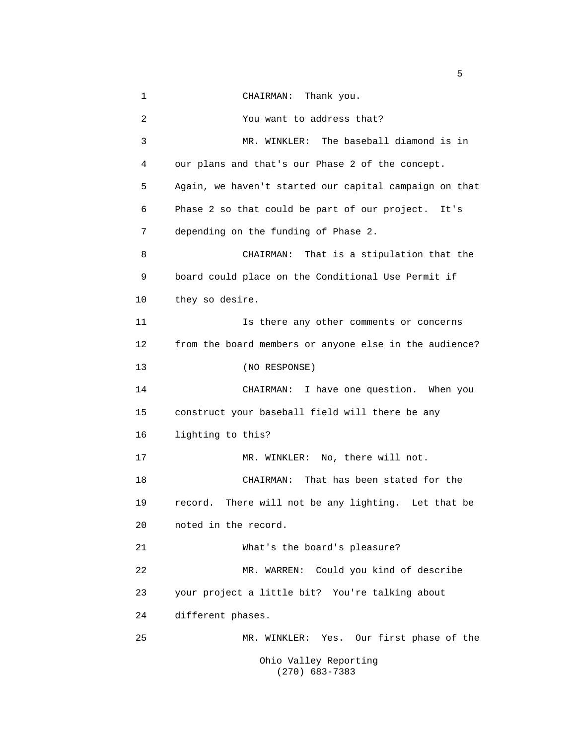CHAIRMAN: Thank you.

You want to address that?

MR. WINKLER: The baseball diamond is in our plans and that's our Phase 2 of the concept. Again, we haven't started our capital campaign on that Phase 2 so that could be part of our project. It's depending on the funding of Phase 2.

CHAIRMAN: That is a stipulation that the board could place on the Conditional Use Permit if they so desire.

Is there any other comments or concerns from the board members or anyone else in the audience?

(NO RESPONSE)

CHAIRMAN: I have one question. When you construct your baseball field will there be any lighting to this?

MR. WINKLER: No, there will not.

CHAIRMAN: That has been stated for the record. There will not be any lighting. Let that be noted in the record.

What's the board's pleasure?

MR. WARREN: Could you kind of describe your project a little bit? You're talking about different phases.

MR. WINKLER: Yes. Our first phase of the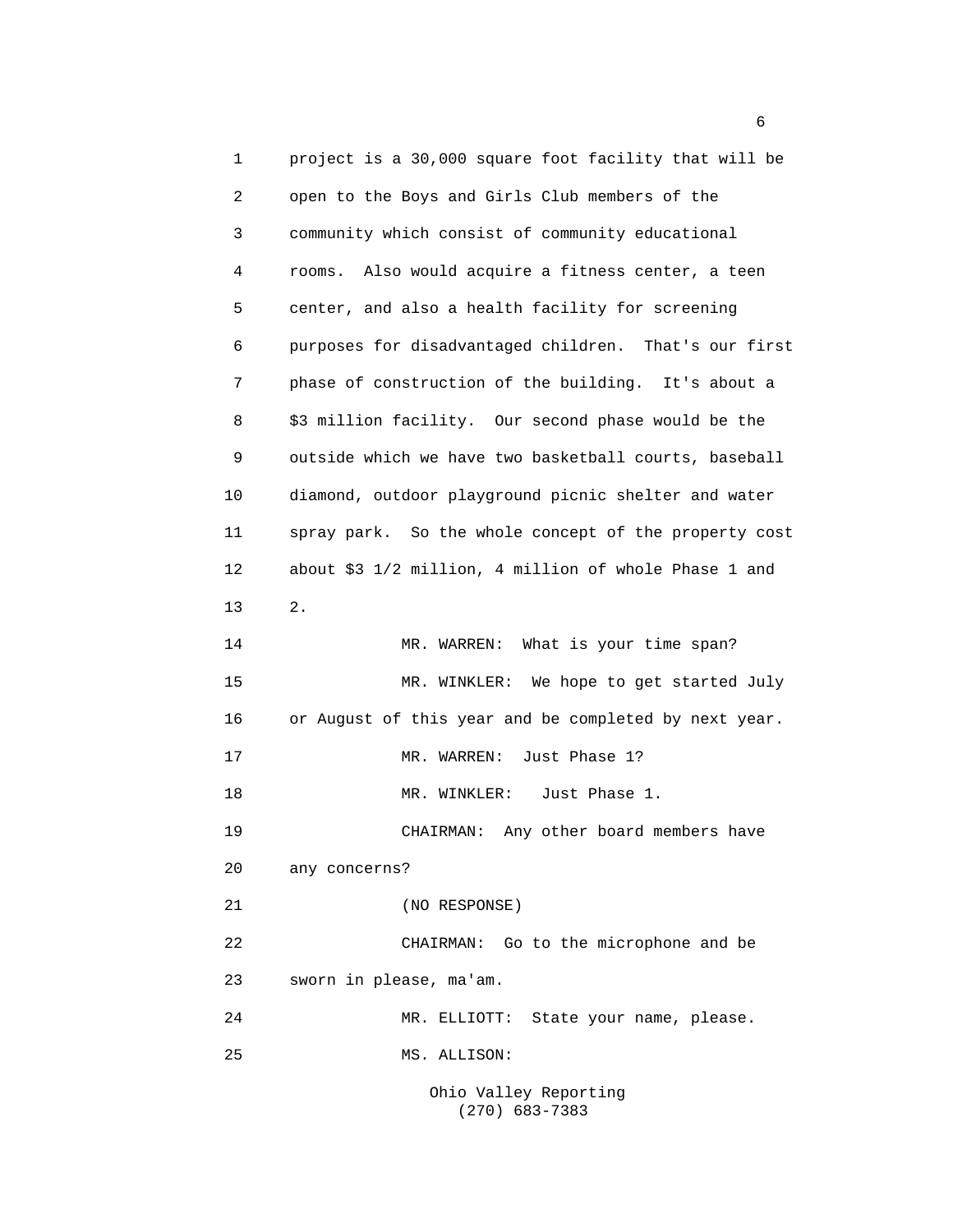project is a 30,000 square foot facility that will be open to the Boys and Girls Club members of the community which consist of community educational rooms. Also would acquire a fitness center, a teen center, and also a health facility for screening purposes for disadvantaged children. That's our first phase of construction of the building. It's about a $3 million facility. Our second phase would be the outside which we have two basketball courts, baseball diamond, outdoor playground picnic shelter and water spray park. So the whole concept of the property cost about $3 1/2 million, 4 million of whole Phase 1 and 2.

MR. WARREN: What is your time span?

MR. WINKLER: We hope to get started July or August of this year and be completed by next year.

MR. WARREN: Just Phase 1?

MR. WINKLER: Just Phase 1.

CHAIRMAN: Any other board members have any concerns?

(NO RESPONSE)

CHAIRMAN: Go to the microphone and be sworn in please, ma'am.

MR. ELLIOTT: State your name, please.

MS. ALLISON: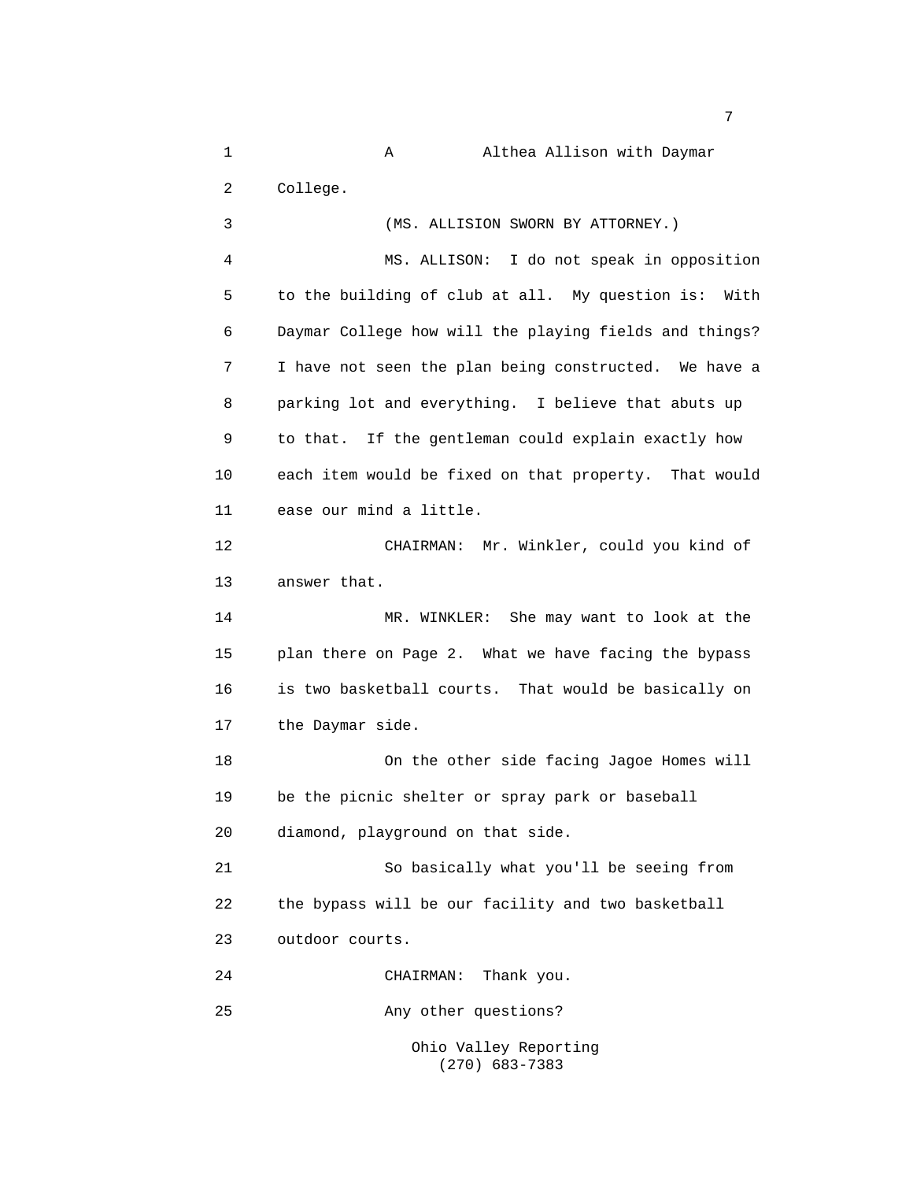A Althea Allison with Daymar College.

(MS. ALLISION SWORN BY ATTORNEY.)

MS. ALLISON: I do not speak in opposition to the building of club at all. My question is: With Daymar College how will the playing fields and things? I have not seen the plan being constructed. We have a parking lot and everything. I believe that abuts up to that. If the gentleman could explain exactly how each item would be fixed on that property. That would ease our mind a little.

CHAIRMAN: Mr. Winkler, could you kind of answer that.

MR. WINKLER: She may want to look at the plan there on Page 2. What we have facing the bypass is two basketball courts. That would be basically on the Daymar side.

On the other side facing Jagoe Homes will be the picnic shelter or spray park or baseball diamond, playground on that side.

So basically what you'll be seeing from the bypass will be our facility and two basketball outdoor courts.

CHAIRMAN: Thank you.

Any other questions?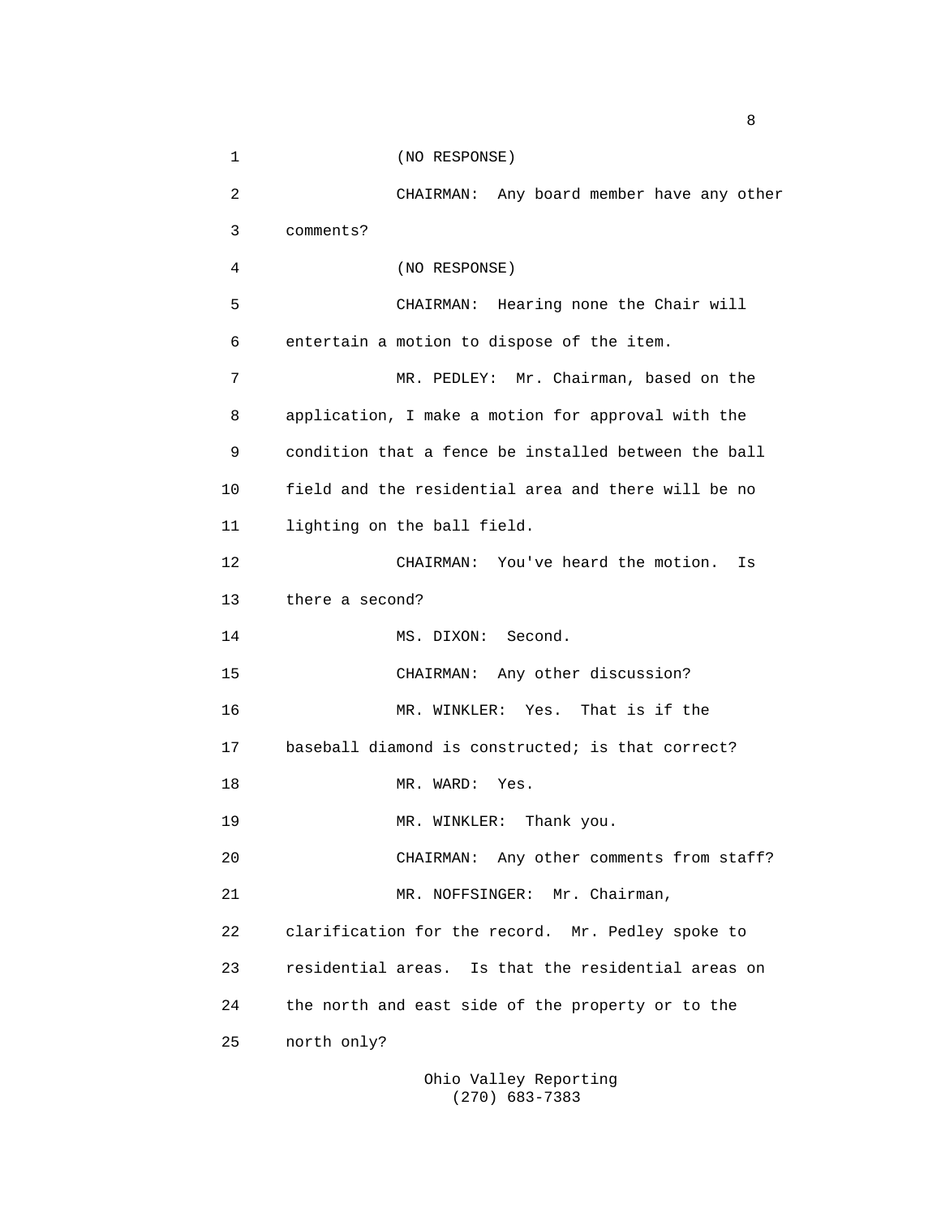(NO RESPONSE)

CHAIRMAN: Any board member have any other comments?

(NO RESPONSE)

CHAIRMAN: Hearing none the Chair will entertain a motion to dispose of the item.

MR. PEDLEY: Mr. Chairman, based on the application, I make a motion for approval with the condition that a fence be installed between the ball field and the residential area and there will be no lighting on the ball field.

CHAIRMAN: You've heard the motion. Is there a second?

MS. DIXON: Second.

CHAIRMAN: Any other discussion?

MR. WINKLER: Yes. That is if the baseball diamond is constructed; is that correct?

MR. WARD: Yes.

MR. WINKLER: Thank you.

CHAIRMAN: Any other comments from staff?

MR. NOFFSINGER: Mr. Chairman, clarification for the record. Mr. Pedley spoke to residential areas. Is that the residential areas on the north and east side of the property or to the north only?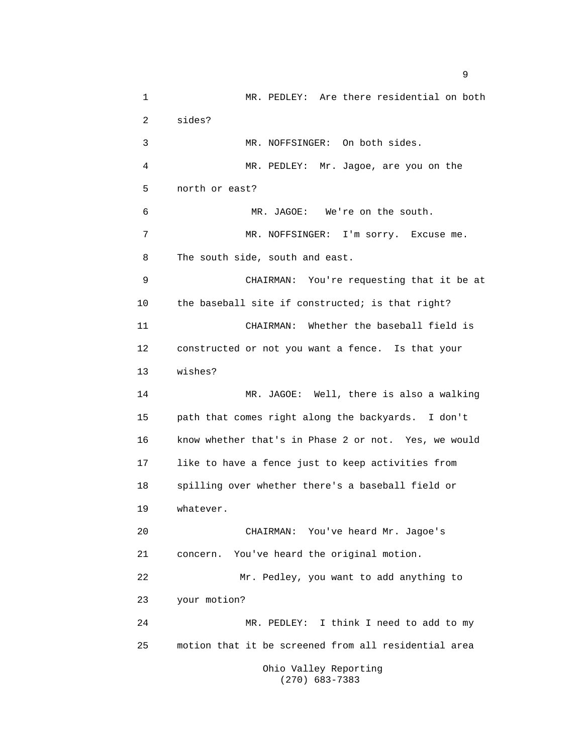1 MR. PEDLEY: Are there residential on both
2 sides?
3 MR. NOFFSINGER: On both sides.
4 MR. PEDLEY: Mr. Jagoe, are you on the
5 north or east?
6 MR. JAGOE: We're on the south.
7 MR. NOFFSINGER: I'm sorry. Excuse me.
8 The south side, south and east.
9 CHAIRMAN: You're requesting that it be at
10 the baseball site if constructed; is that right?
11 CHAIRMAN: Whether the baseball field is
12 constructed or not you want a fence. Is that your
13 wishes?
14 MR. JAGOE: Well, there is also a walking
15 path that comes right along the backyards. I don't
16 know whether that's in Phase 2 or not. Yes, we would
17 like to have a fence just to keep activities from
18 spilling over whether there's a baseball field or
19 whatever.
20 CHAIRMAN: You've heard Mr. Jagoe's
21 concern. You've heard the original motion.
22 Mr. Pedley, you want to add anything to
23 your motion?
24 MR. PEDLEY: I think I need to add to my
25 motion that it be screened from all residential area

Ohio Valley Reporting
(270) 683-7383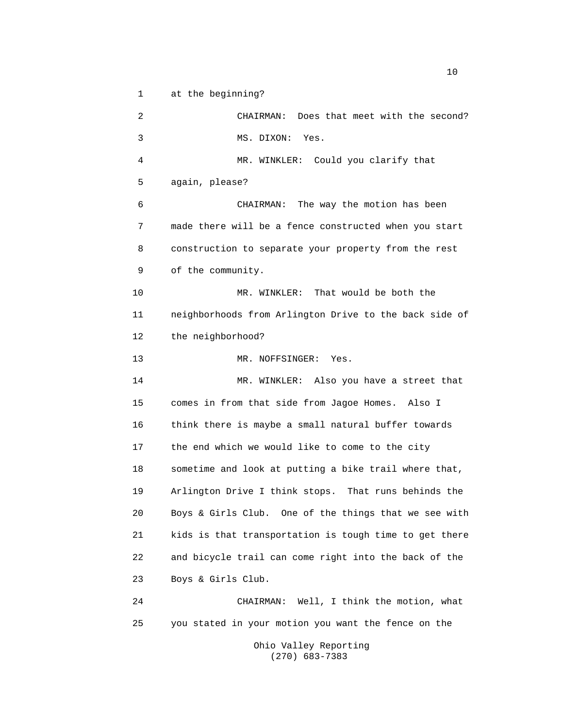1 at the beginning?

2 CHAIRMAN: Does that meet with the second?

3 MS. DIXON: Yes.

4 MR. WINKLER: Could you clarify that

5 again, please?

6 CHAIRMAN: The way the motion has been

7 made there will be a fence constructed when you start

8 construction to separate your property from the rest

9 of the community.

10 MR. WINKLER: That would be both the

11 neighborhoods from Arlington Drive to the back side of

12 the neighborhood?

13 MR. NOFFSINGER: Yes.

14 MR. WINKLER: Also you have a street that

15 comes in from that side from Jagoe Homes. Also I

16 think there is maybe a small natural buffer towards

17 the end which we would like to come to the city

18 sometime and look at putting a bike trail where that,

19 Arlington Drive I think stops. That runs behinds the

20 Boys & Girls Club. One of the things that we see with

21 kids is that transportation is tough time to get there

22 and bicycle trail can come right into the back of the

23 Boys & Girls Club.

24 CHAIRMAN: Well, I think the motion, what

25 you stated in your motion you want the fence on the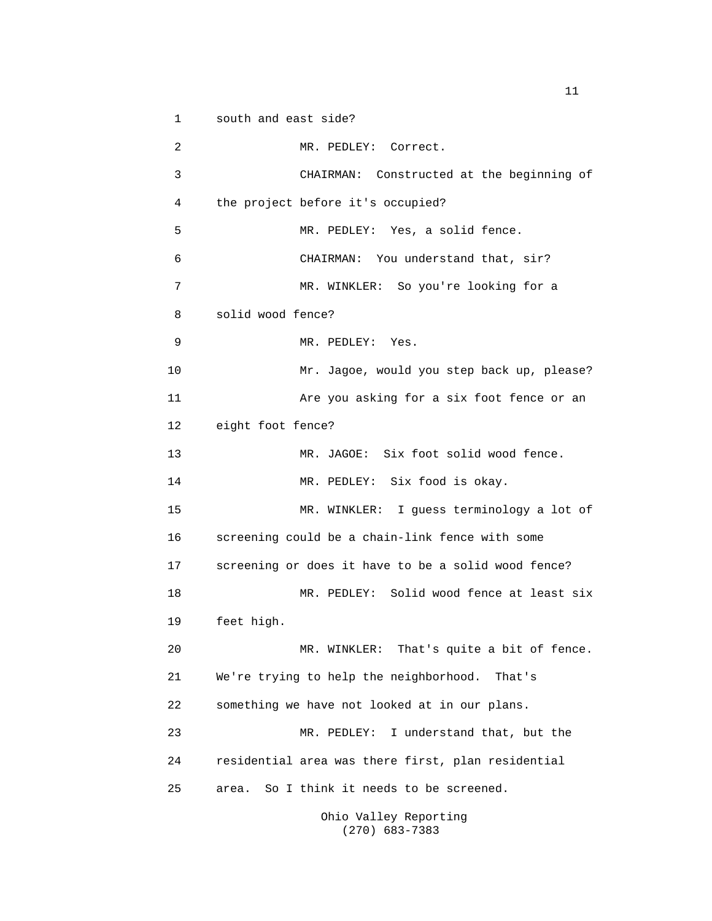south and east side?

MR. PEDLEY: Correct.

CHAIRMAN: Constructed at the beginning of the project before it's occupied?

MR. PEDLEY: Yes, a solid fence.

CHAIRMAN: You understand that, sir?

MR. WINKLER: So you're looking for a solid wood fence?

MR. PEDLEY: Yes.

Mr. Jagoe, would you step back up, please?

Are you asking for a six foot fence or an eight foot fence?

MR. JAGOE: Six foot solid wood fence.

MR. PEDLEY: Six food is okay.

MR. WINKLER: I guess terminology a lot of screening could be a chain-link fence with some screening or does it have to be a solid wood fence?

MR. PEDLEY: Solid wood fence at least six feet high.

MR. WINKLER: That's quite a bit of fence. We're trying to help the neighborhood. That's something we have not looked at in our plans.

MR. PEDLEY: I understand that, but the residential area was there first, plan residential area. So I think it needs to be screened.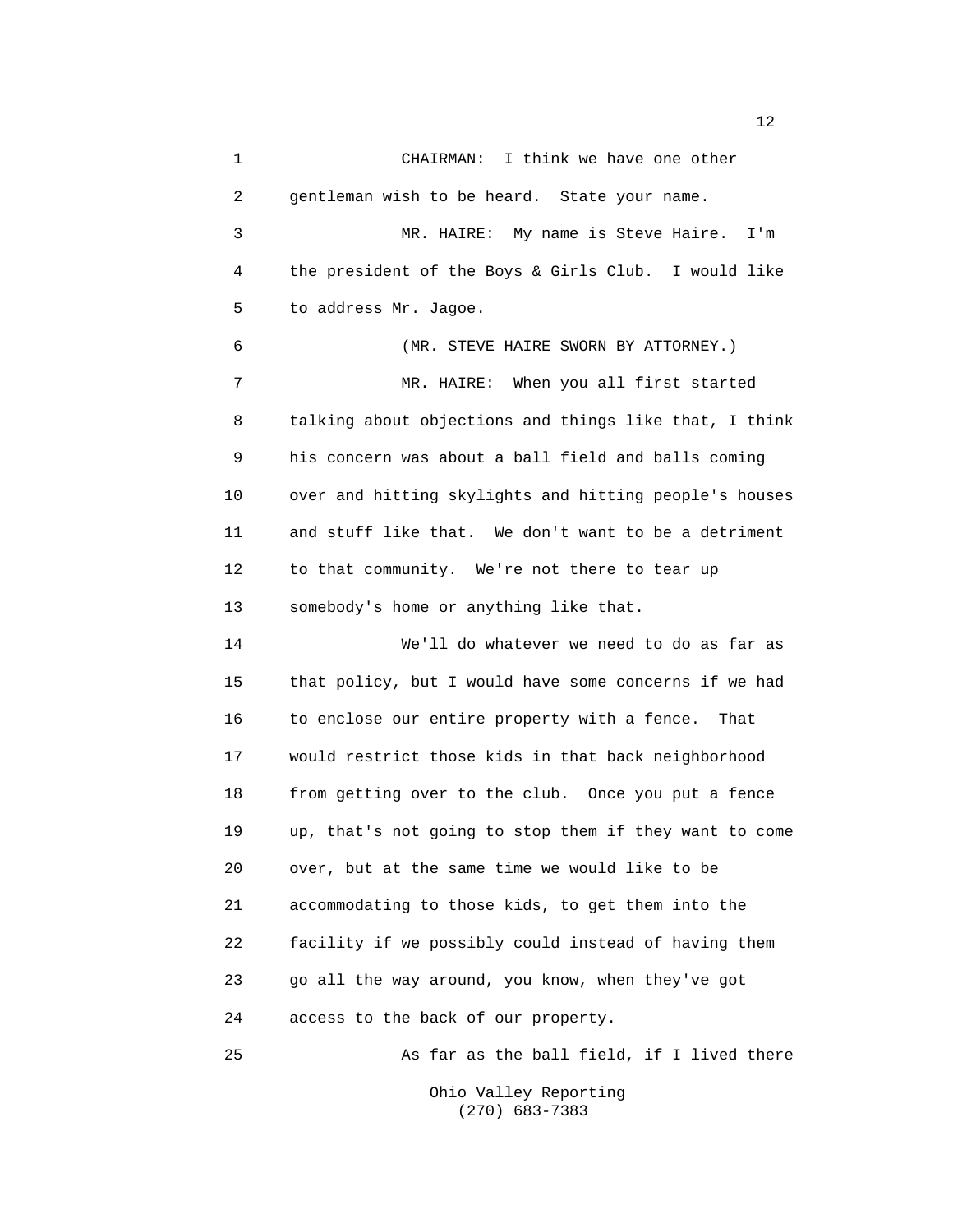CHAIRMAN: I think we have one other gentleman wish to be heard. State your name.

MR. HAIRE: My name is Steve Haire. I'm the president of the Boys & Girls Club. I would like to address Mr. Jagoe.

(MR. STEVE HAIRE SWORN BY ATTORNEY.)

MR. HAIRE: When you all first started talking about objections and things like that, I think his concern was about a ball field and balls coming over and hitting skylights and hitting people's houses and stuff like that. We don't want to be a detriment to that community. We're not there to tear up somebody's home or anything like that.

We'll do whatever we need to do as far as that policy, but I would have some concerns if we had to enclose our entire property with a fence. That would restrict those kids in that back neighborhood from getting over to the club. Once you put a fence up, that's not going to stop them if they want to come over, but at the same time we would like to be accommodating to those kids, to get them into the facility if we possibly could instead of having them go all the way around, you know, when they've got access to the back of our property.

As far as the ball field, if I lived there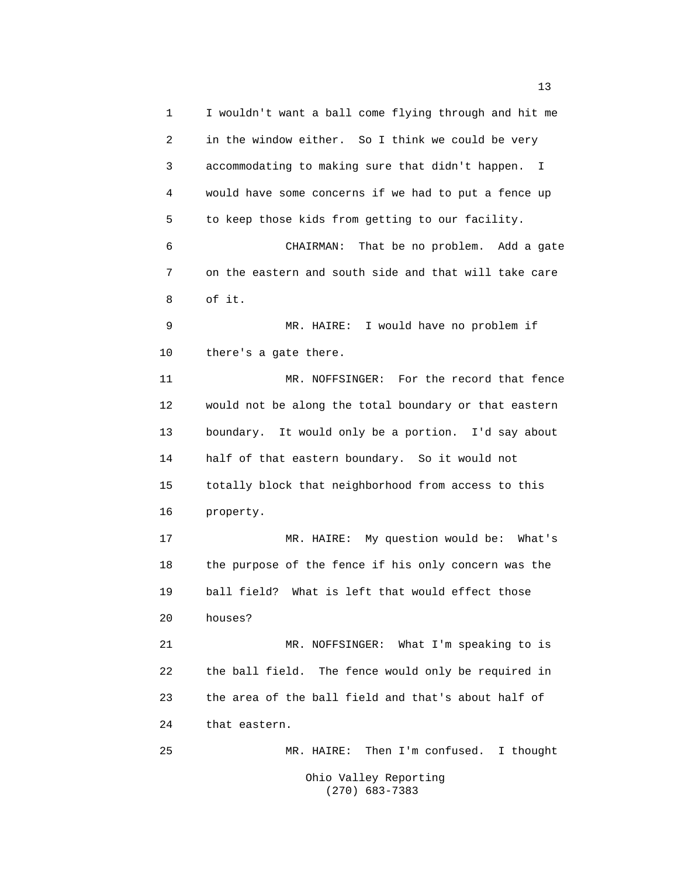1 I wouldn't want a ball come flying through and hit me
2 in the window either. So I think we could be very
3 accommodating to making sure that didn't happen. I
4 would have some concerns if we had to put a fence up
5 to keep those kids from getting to our facility.
6 CHAIRMAN: That be no problem. Add a gate
7 on the eastern and south side and that will take care
8 of it.
9 MR. HAIRE: I would have no problem if
10 there's a gate there.
11 MR. NOFFSINGER: For the record that fence
12 would not be along the total boundary or that eastern
13 boundary. It would only be a portion. I'd say about
14 half of that eastern boundary. So it would not
15 totally block that neighborhood from access to this
16 property.
17 MR. HAIRE: My question would be: What's
18 the purpose of the fence if his only concern was the
19 ball field? What is left that would effect those
20 houses?
21 MR. NOFFSINGER: What I'm speaking to is
22 the ball field. The fence would only be required in
23 the area of the ball field and that's about half of
24 that eastern.
25 MR. HAIRE: Then I'm confused. I thought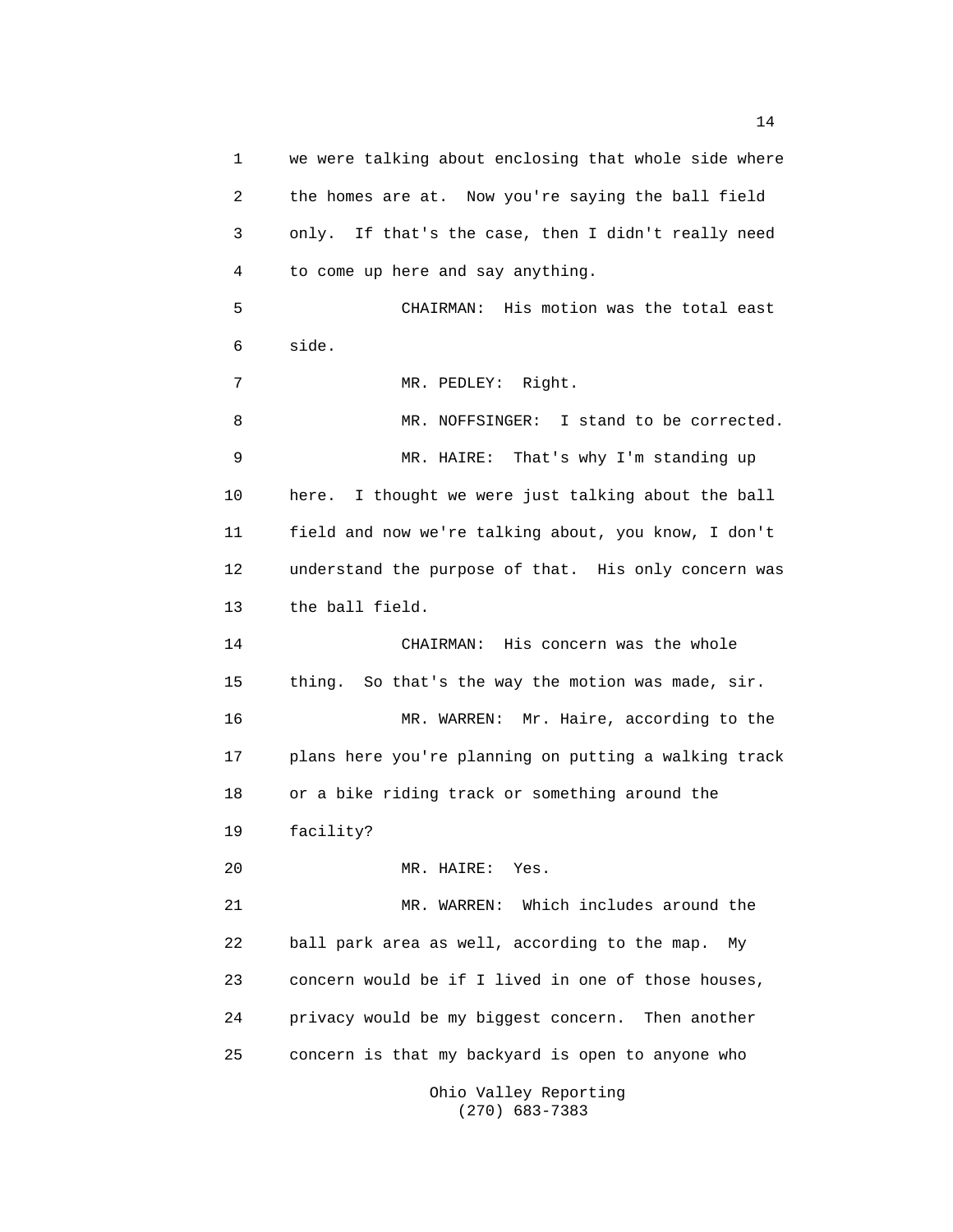we were talking about enclosing that whole side where the homes are at. Now you're saying the ball field only. If that's the case, then I didn't really need to come up here and say anything.

CHAIRMAN: His motion was the total east side.

MR. PEDLEY: Right.

MR. NOFFSINGER: I stand to be corrected.

MR. HAIRE: That's why I'm standing up here. I thought we were just talking about the ball field and now we're talking about, you know, I don't understand the purpose of that. His only concern was the ball field.

CHAIRMAN: His concern was the whole thing. So that's the way the motion was made, sir.

MR. WARREN: Mr. Haire, according to the plans here you're planning on putting a walking track or a bike riding track or something around the facility?

MR. HAIRE: Yes.

MR. WARREN: Which includes around the ball park area as well, according to the map. My concern would be if I lived in one of those houses, privacy would be my biggest concern. Then another concern is that my backyard is open to anyone who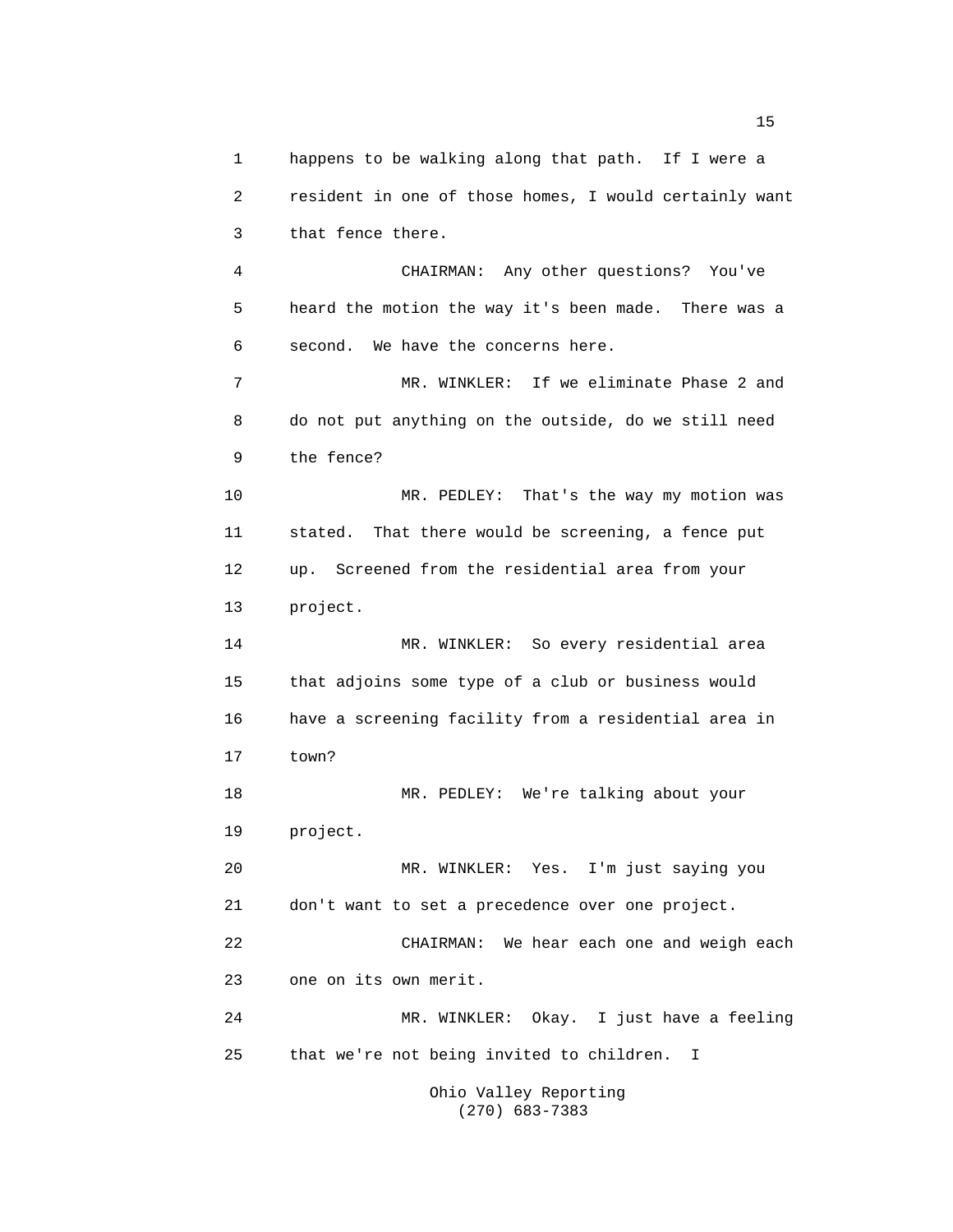happens to be walking along that path. If I were a resident in one of those homes, I would certainly want that fence there.

CHAIRMAN: Any other questions? You've heard the motion the way it's been made. There was a second. We have the concerns here.

MR. WINKLER: If we eliminate Phase 2 and do not put anything on the outside, do we still need the fence?

MR. PEDLEY: That's the way my motion was stated. That there would be screening, a fence put up. Screened from the residential area from your project.

MR. WINKLER: So every residential area that adjoins some type of a club or business would have a screening facility from a residential area in town?

MR. PEDLEY: We're talking about your project.

MR. WINKLER: Yes. I'm just saying you don't want to set a precedence over one project.

CHAIRMAN: We hear each one and weigh each one on its own merit.

MR. WINKLER: Okay. I just have a feeling that we're not being invited to children. I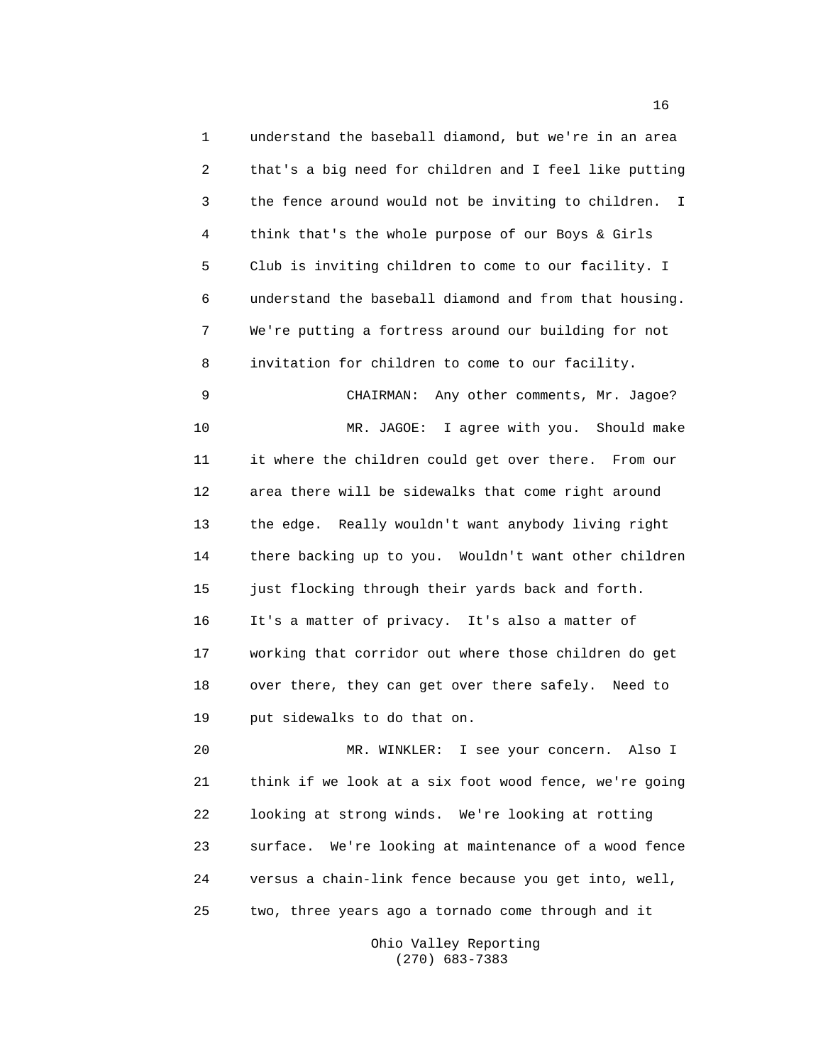understand the baseball diamond, but we're in an area that's a big need for children and I feel like putting the fence around would not be inviting to children. I think that's the whole purpose of our Boys & Girls Club is inviting children to come to our facility. I understand the baseball diamond and from that housing. We're putting a fortress around our building for not invitation for children to come to our facility.

CHAIRMAN: Any other comments, Mr. Jagoe?

MR. JAGOE: I agree with you. Should make it where the children could get over there. From our area there will be sidewalks that come right around the edge. Really wouldn't want anybody living right there backing up to you. Wouldn't want other children just flocking through their yards back and forth. It's a matter of privacy. It's also a matter of working that corridor out where those children do get over there, they can get over there safely. Need to put sidewalks to do that on.

MR. WINKLER: I see your concern. Also I think if we look at a six foot wood fence, we're going looking at strong winds. We're looking at rotting surface. We're looking at maintenance of a wood fence versus a chain-link fence because you get into, well, two, three years ago a tornado come through and it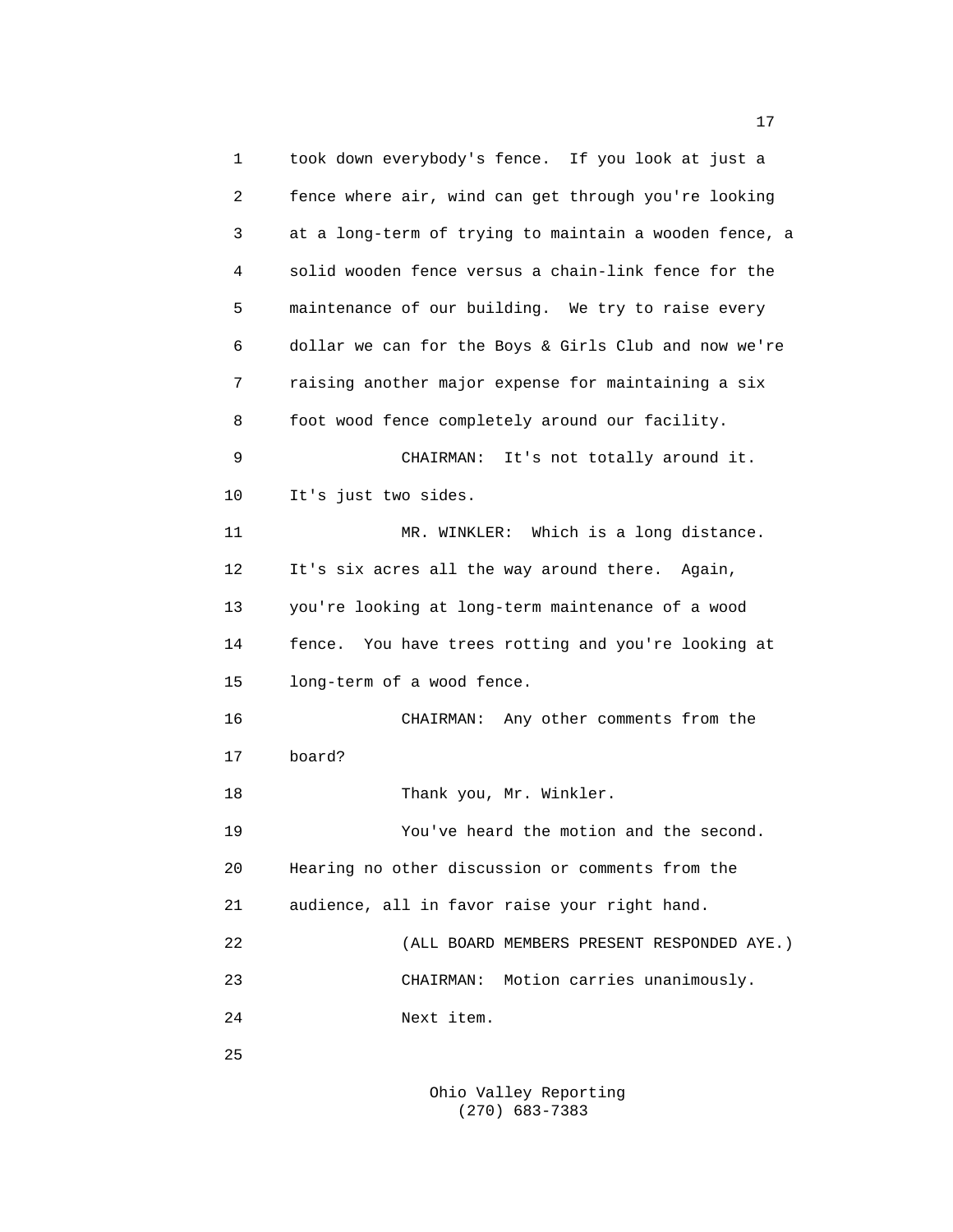took down everybody's fence. If you look at just a fence where air, wind can get through you're looking at a long-term of trying to maintain a wooden fence, a solid wooden fence versus a chain-link fence for the maintenance of our building. We try to raise every dollar we can for the Boys & Girls Club and now we're raising another major expense for maintaining a six foot wood fence completely around our facility.

CHAIRMAN: It's not totally around it. It's just two sides.

MR. WINKLER: Which is a long distance. It's six acres all the way around there. Again, you're looking at long-term maintenance of a wood fence. You have trees rotting and you're looking at long-term of a wood fence.

CHAIRMAN: Any other comments from the board?

Thank you, Mr. Winkler.

You've heard the motion and the second. Hearing no other discussion or comments from the audience, all in favor raise your right hand.

(ALL BOARD MEMBERS PRESENT RESPONDED AYE.)

CHAIRMAN: Motion carries unanimously.

Next item.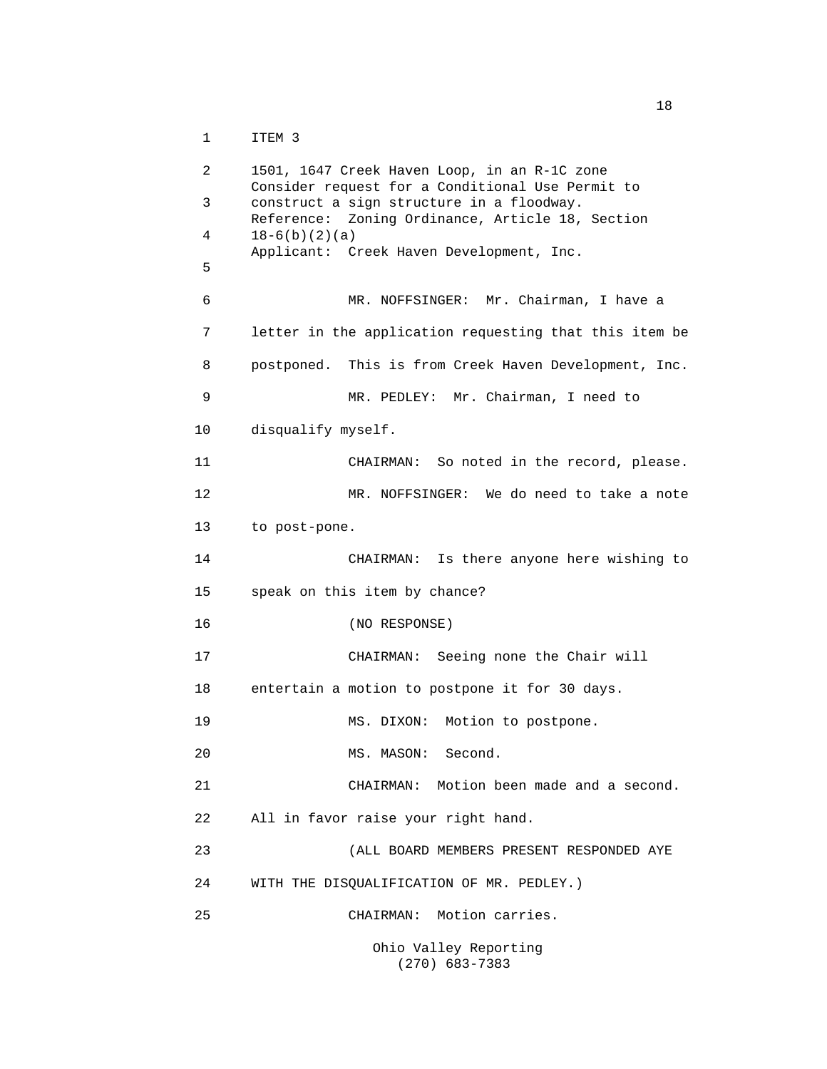ITEM 3

1501, 1647 Creek Haven Loop, in an R-1C zone
Consider request for a Conditional Use Permit to construct a sign structure in a floodway.
Reference: Zoning Ordinance, Article 18, Section 18-6(b)(2)(a)
Applicant: Creek Haven Development, Inc.

MR. NOFFSINGER: Mr. Chairman, I have a letter in the application requesting that this item be postponed. This is from Creek Haven Development, Inc.

MR. PEDLEY: Mr. Chairman, I need to disqualify myself.

CHAIRMAN: So noted in the record, please.

MR. NOFFSINGER: We do need to take a note to post-pone.

CHAIRMAN: Is there anyone here wishing to speak on this item by chance?

(NO RESPONSE)

CHAIRMAN: Seeing none the Chair will entertain a motion to postpone it for 30 days.

MS. DIXON: Motion to postpone.

MS. MASON: Second.

CHAIRMAN: Motion been made and a second. All in favor raise your right hand.

(ALL BOARD MEMBERS PRESENT RESPONDED AYE WITH THE DISQUALIFICATION OF MR. PEDLEY.)

CHAIRMAN: Motion carries.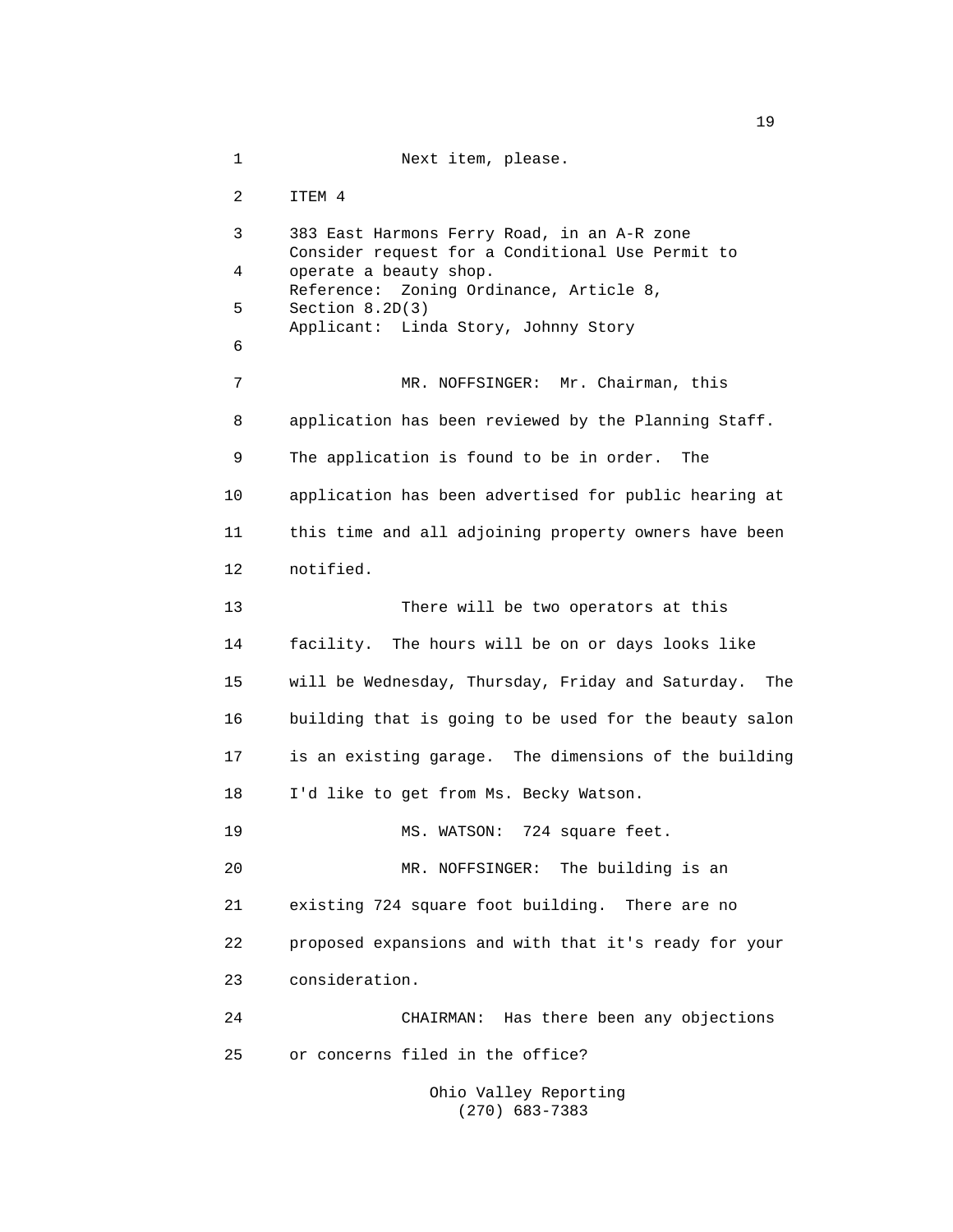Next item, please.

ITEM 4

383 East Harmons Ferry Road, in an A-R zone
Consider request for a Conditional Use Permit to operate a beauty shop.
Reference: Zoning Ordinance, Article 8, Section 8.2D(3)
Applicant: Linda Story, Johnny Story

MR. NOFFSINGER: Mr. Chairman, this application has been reviewed by the Planning Staff. The application is found to be in order. The application has been advertised for public hearing at this time and all adjoining property owners have been notified.

There will be two operators at this facility. The hours will be on or days looks like will be Wednesday, Thursday, Friday and Saturday. The building that is going to be used for the beauty salon is an existing garage. The dimensions of the building I'd like to get from Ms. Becky Watson.

MS. WATSON: 724 square feet.

MR. NOFFSINGER: The building is an existing 724 square foot building. There are no proposed expansions and with that it's ready for your consideration.

CHAIRMAN: Has there been any objections or concerns filed in the office?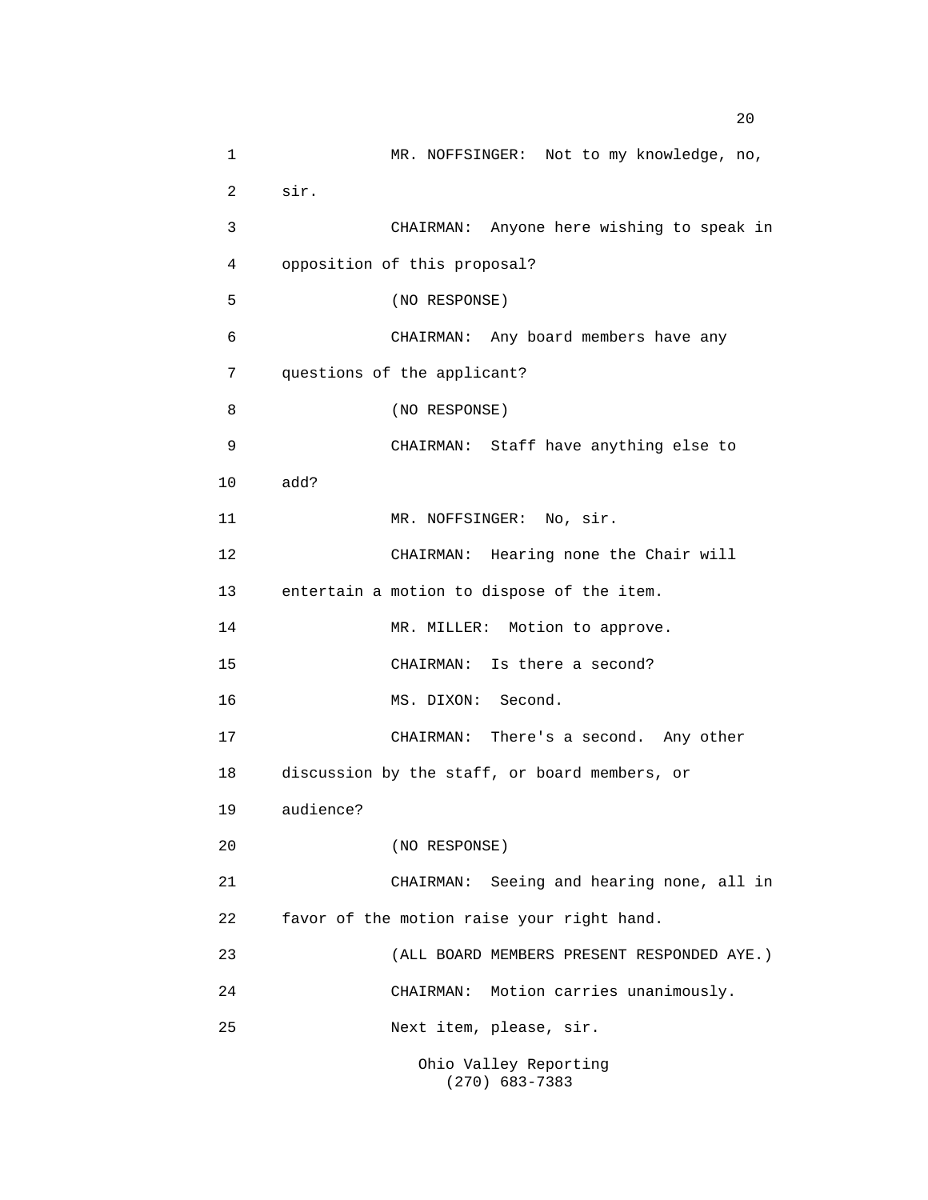MR. NOFFSINGER: Not to my knowledge, no, sir.

CHAIRMAN: Anyone here wishing to speak in opposition of this proposal?

(NO RESPONSE)

CHAIRMAN: Any board members have any questions of the applicant?

(NO RESPONSE)

CHAIRMAN: Staff have anything else to add?

MR. NOFFSINGER: No, sir.

CHAIRMAN: Hearing none the Chair will entertain a motion to dispose of the item.

MR. MILLER: Motion to approve.

CHAIRMAN: Is there a second?

MS. DIXON: Second.

CHAIRMAN: There's a second. Any other discussion by the staff, or board members, or audience?

(NO RESPONSE)

CHAIRMAN: Seeing and hearing none, all in favor of the motion raise your right hand.

(ALL BOARD MEMBERS PRESENT RESPONDED AYE.)

CHAIRMAN: Motion carries unanimously.

Next item, please, sir.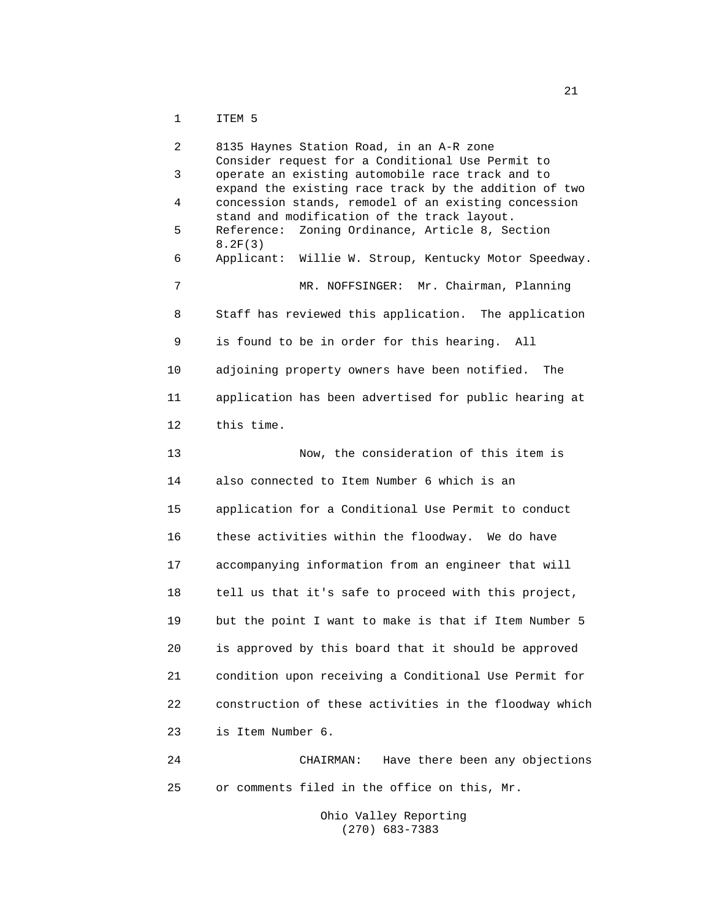ITEM 5

8135 Haynes Station Road, in an A-R zone
Consider request for a Conditional Use Permit to operate an existing automobile race track and to expand the existing race track by the addition of two concession stands, remodel of an existing concession stand and modification of the track layout.
Reference: Zoning Ordinance, Article 8, Section 8.2F(3)
Applicant: Willie W. Stroup, Kentucky Motor Speedway.

MR. NOFFSINGER: Mr. Chairman, Planning Staff has reviewed this application. The application is found to be in order for this hearing. All adjoining property owners have been notified. The application has been advertised for public hearing at this time.

Now, the consideration of this item is also connected to Item Number 6 which is an application for a Conditional Use Permit to conduct these activities within the floodway. We do have accompanying information from an engineer that will tell us that it's safe to proceed with this project, but the point I want to make is that if Item Number 5 is approved by this board that it should be approved condition upon receiving a Conditional Use Permit for construction of these activities in the floodway which is Item Number 6.

CHAIRMAN: Have there been any objections or comments filed in the office on this, Mr.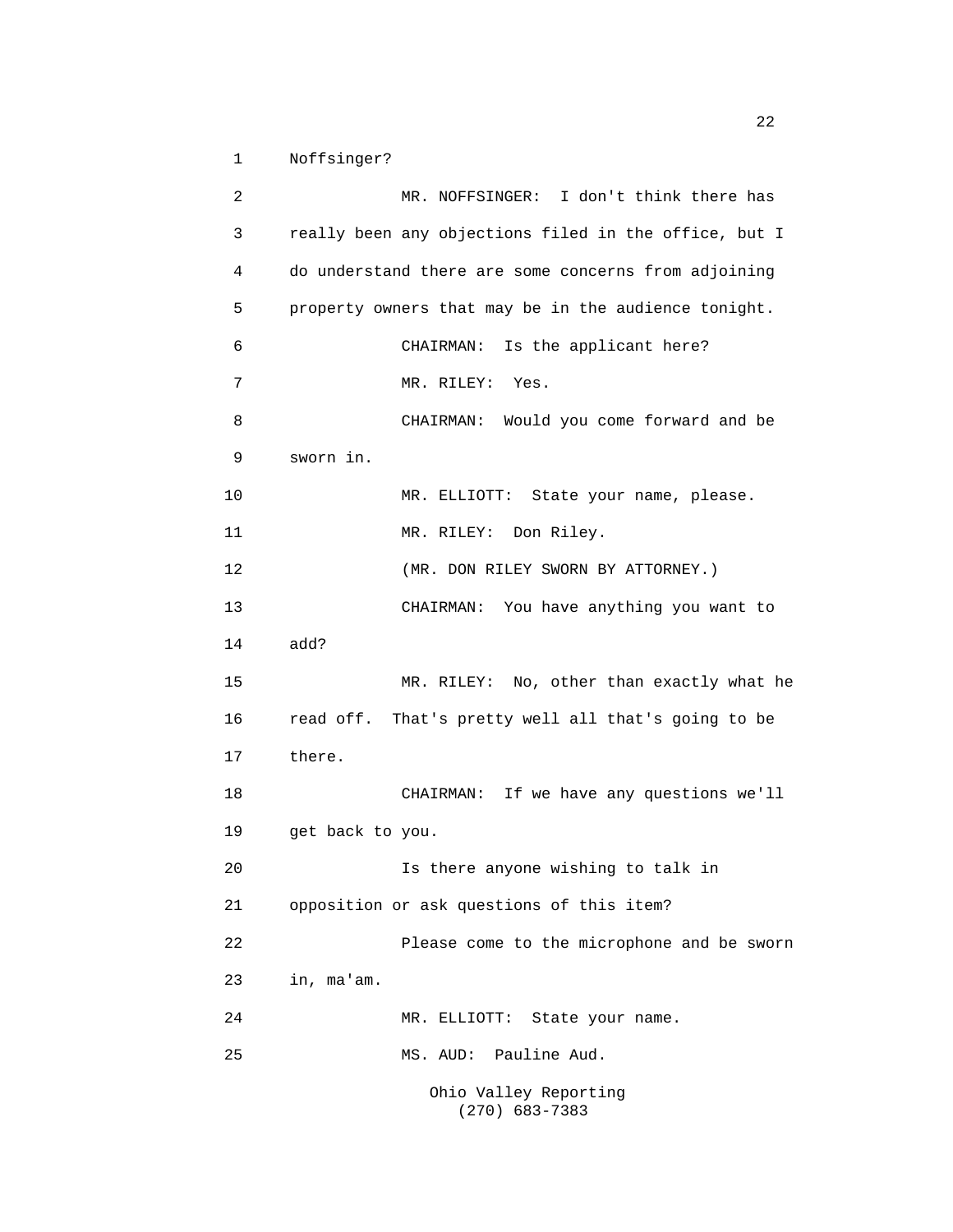Noffsinger?

MR. NOFFSINGER: I don't think there has really been any objections filed in the office, but I do understand there are some concerns from adjoining property owners that may be in the audience tonight.

CHAIRMAN: Is the applicant here?

MR. RILEY: Yes.

CHAIRMAN: Would you come forward and be sworn in.

MR. ELLIOTT: State your name, please.

MR. RILEY: Don Riley.

(MR. DON RILEY SWORN BY ATTORNEY.)

CHAIRMAN: You have anything you want to add?

MR. RILEY: No, other than exactly what he read off. That's pretty well all that's going to be there.

CHAIRMAN: If we have any questions we'll get back to you.

Is there anyone wishing to talk in opposition or ask questions of this item?

Please come to the microphone and be sworn in, ma'am.

MR. ELLIOTT: State your name.

MS. AUD: Pauline Aud.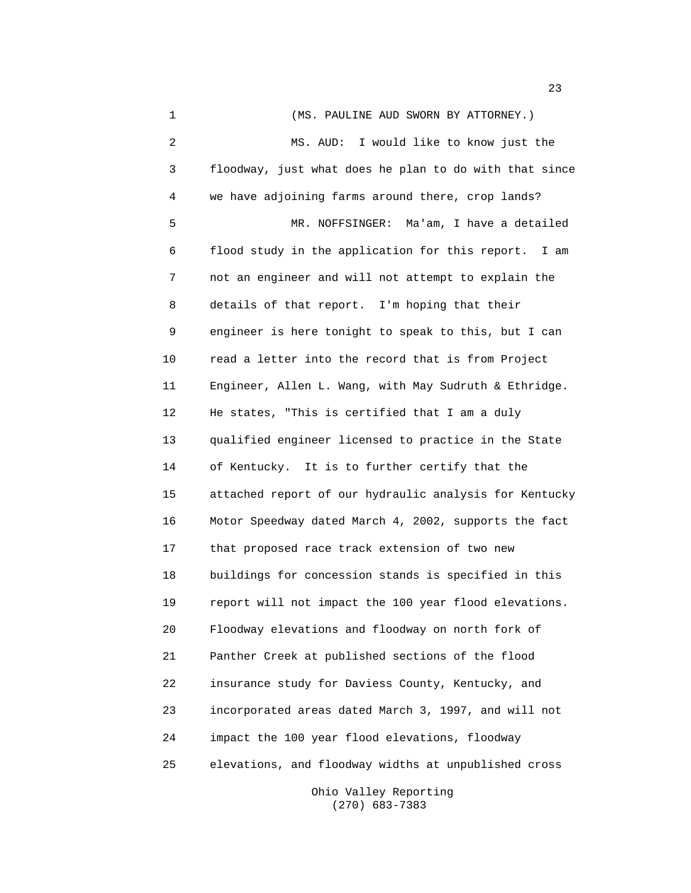(MS. PAULINE AUD SWORN BY ATTORNEY.)

MS. AUD: I would like to know just the floodway, just what does he plan to do with that since we have adjoining farms around there, crop lands?

MR. NOFFSINGER: Ma'am, I have a detailed flood study in the application for this report. I am not an engineer and will not attempt to explain the details of that report. I'm hoping that their engineer is here tonight to speak to this, but I can read a letter into the record that is from Project Engineer, Allen L. Wang, with May Sudruth & Ethridge. He states, "This is certified that I am a duly qualified engineer licensed to practice in the State of Kentucky. It is to further certify that the attached report of our hydraulic analysis for Kentucky Motor Speedway dated March 4, 2002, supports the fact that proposed race track extension of two new buildings for concession stands is specified in this report will not impact the 100 year flood elevations. Floodway elevations and floodway on north fork of Panther Creek at published sections of the flood insurance study for Daviess County, Kentucky, and incorporated areas dated March 3, 1997, and will not impact the 100 year flood elevations, floodway elevations, and floodway widths at unpublished cross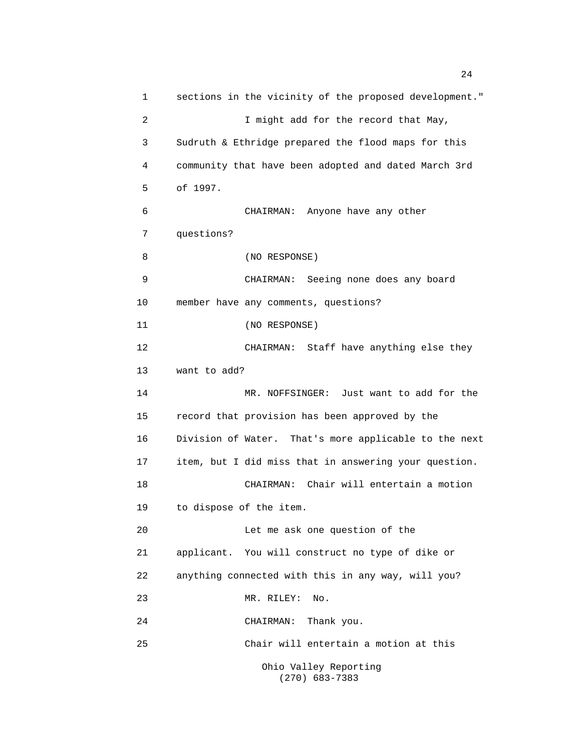sections in the vicinity of the proposed development."

I might add for the record that May, Sudruth & Ethridge prepared the flood maps for this community that have been adopted and dated March 3rd of 1997.

CHAIRMAN: Anyone have any other questions?

(NO RESPONSE)

CHAIRMAN: Seeing none does any board member have any comments, questions?

(NO RESPONSE)

CHAIRMAN: Staff have anything else they want to add?

MR. NOFFSINGER: Just want to add for the record that provision has been approved by the Division of Water. That's more applicable to the next item, but I did miss that in answering your question.

CHAIRMAN: Chair will entertain a motion to dispose of the item.

Let me ask one question of the applicant. You will construct no type of dike or anything connected with this in any way, will you?

MR. RILEY: No.

CHAIRMAN: Thank you.

Chair will entertain a motion at this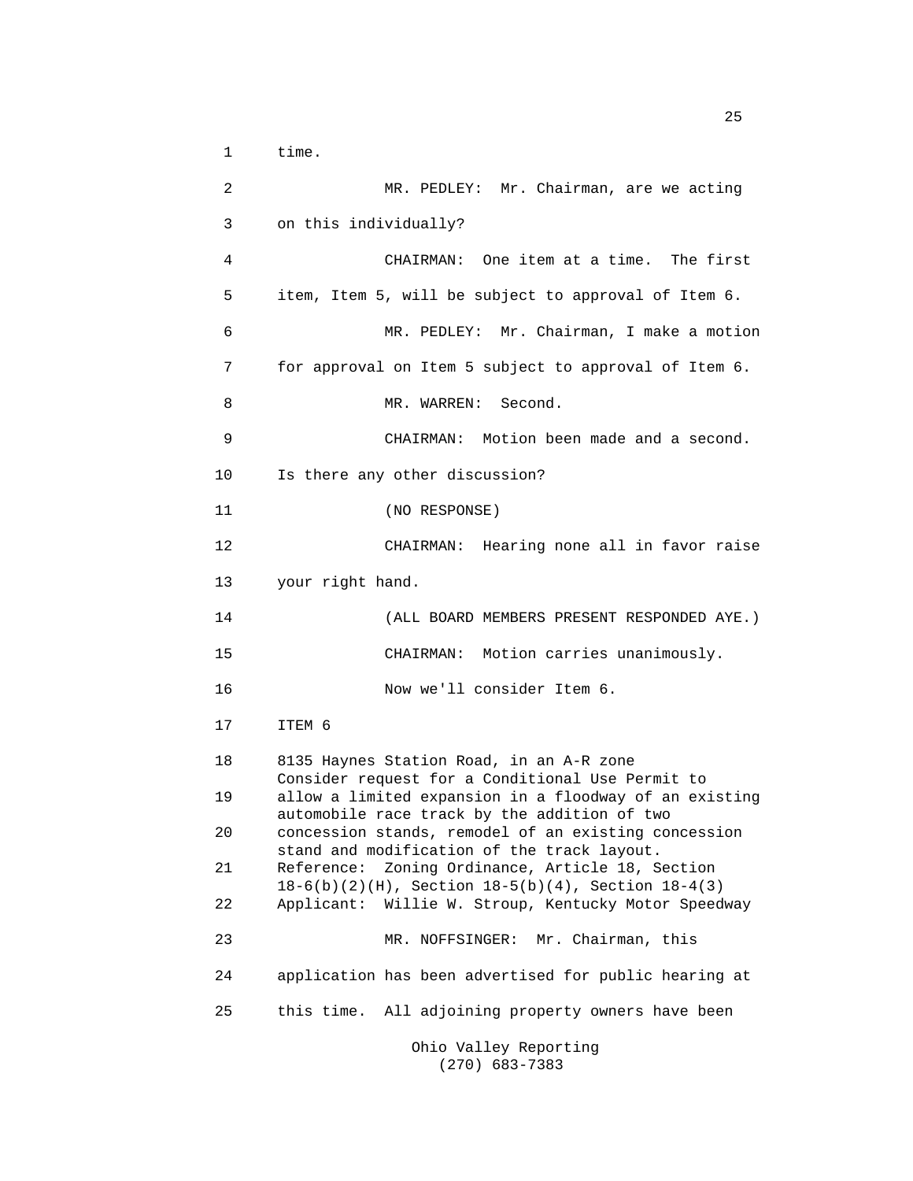1 time.

2 MR. PEDLEY: Mr. Chairman, are we acting

3 on this individually?

4 CHAIRMAN: One item at a time. The first

5 item, Item 5, will be subject to approval of Item 6.

6 MR. PEDLEY: Mr. Chairman, I make a motion

7 for approval on Item 5 subject to approval of Item 6.

8 MR. WARREN: Second.

9 CHAIRMAN: Motion been made and a second.

10 Is there any other discussion?

11 (NO RESPONSE)

12 CHAIRMAN: Hearing none all in favor raise

13 your right hand.

14 (ALL BOARD MEMBERS PRESENT RESPONDED AYE.)

15 CHAIRMAN: Motion carries unanimously.

16 Now we'll consider Item 6.

17 ITEM 6

18 8135 Haynes Station Road, in an A-R zone
Consider request for a Conditional Use Permit to
19 allow a limited expansion in a floodway of an existing
automobile race track by the addition of two
20 concession stands, remodel of an existing concession
stand and modification of the track layout.
21 Reference: Zoning Ordinance, Article 18, Section
18-6(b)(2)(H), Section 18-5(b)(4), Section 18-4(3)
22 Applicant: Willie W. Stroup, Kentucky Motor Speedway

23 MR. NOFFSINGER: Mr. Chairman, this

24 application has been advertised for public hearing at

25 this time. All adjoining property owners have been

Ohio Valley Reporting
(270) 683-7383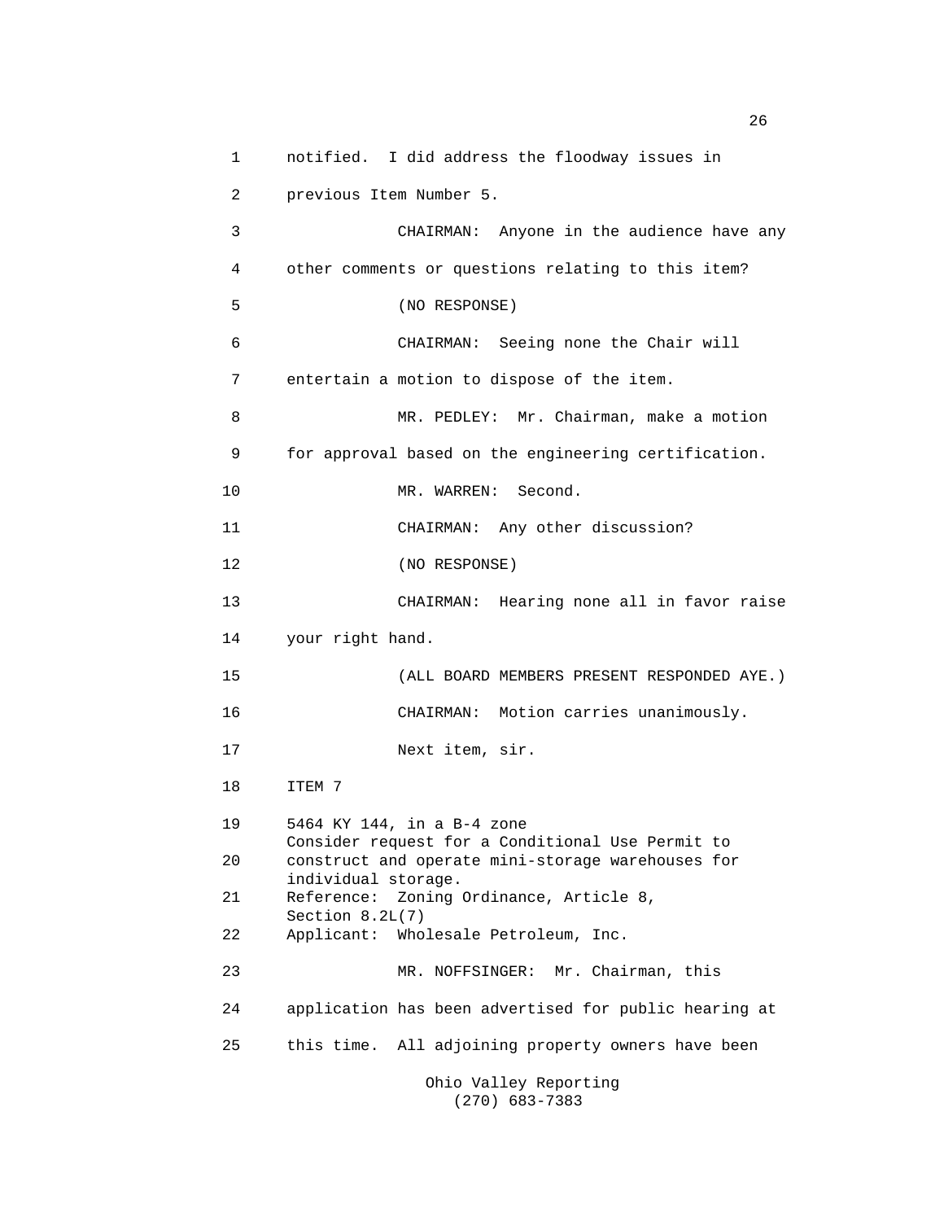1 notified. I did address the floodway issues in

2 previous Item Number 5.

3 CHAIRMAN: Anyone in the audience have any

4 other comments or questions relating to this item?

5 (NO RESPONSE)

6 CHAIRMAN: Seeing none the Chair will

7 entertain a motion to dispose of the item.

8 MR. PEDLEY: Mr. Chairman, make a motion

9 for approval based on the engineering certification.

10 MR. WARREN: Second.

11 CHAIRMAN: Any other discussion?

12 (NO RESPONSE)

13 CHAIRMAN: Hearing none all in favor raise

14 your right hand.

15 (ALL BOARD MEMBERS PRESENT RESPONDED AYE.)

16 CHAIRMAN: Motion carries unanimously.

17 Next item, sir.

18 ITEM 7

19 5464 KY 144, in a B-4 zone
Consider request for a Conditional Use Permit to
20 construct and operate mini-storage warehouses for
individual storage.
21 Reference: Zoning Ordinance, Article 8,
Section 8.2L(7)
22 Applicant: Wholesale Petroleum, Inc.

23 MR. NOFFSINGER: Mr. Chairman, this

24 application has been advertised for public hearing at

25 this time. All adjoining property owners have been

Ohio Valley Reporting
(270) 683-7383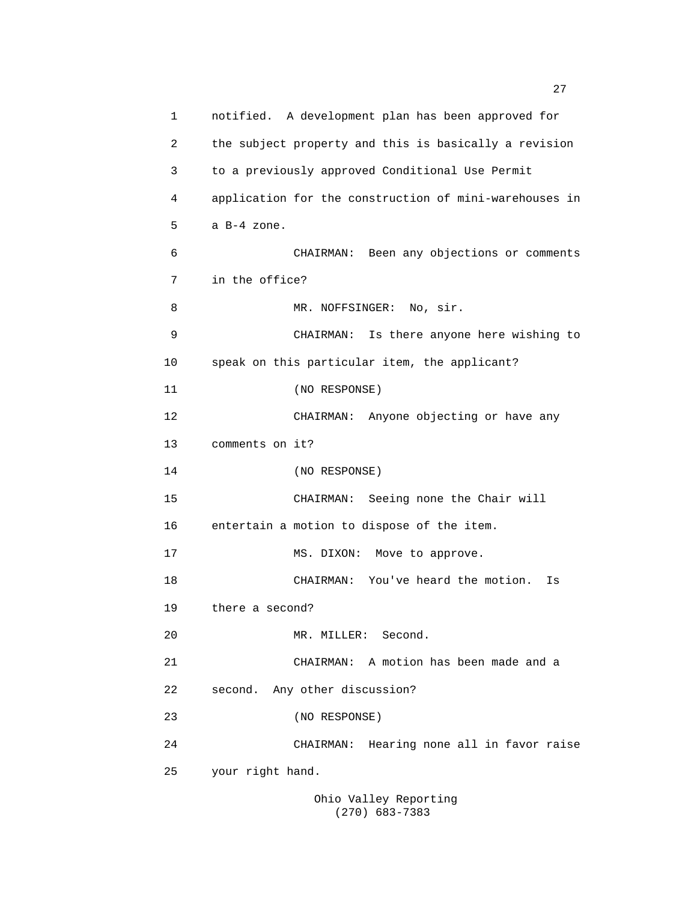notified. A development plan has been approved for the subject property and this is basically a revision to a previously approved Conditional Use Permit application for the construction of mini-warehouses in a B-4 zone.

CHAIRMAN: Been any objections or comments in the office?

MR. NOFFSINGER: No, sir.

CHAIRMAN: Is there anyone here wishing to speak on this particular item, the applicant?

(NO RESPONSE)

CHAIRMAN: Anyone objecting or have any comments on it?

(NO RESPONSE)

CHAIRMAN: Seeing none the Chair will entertain a motion to dispose of the item.

MS. DIXON: Move to approve.

CHAIRMAN: You've heard the motion. Is there a second?

MR. MILLER: Second.

CHAIRMAN: A motion has been made and a second. Any other discussion?

(NO RESPONSE)

CHAIRMAN: Hearing none all in favor raise your right hand.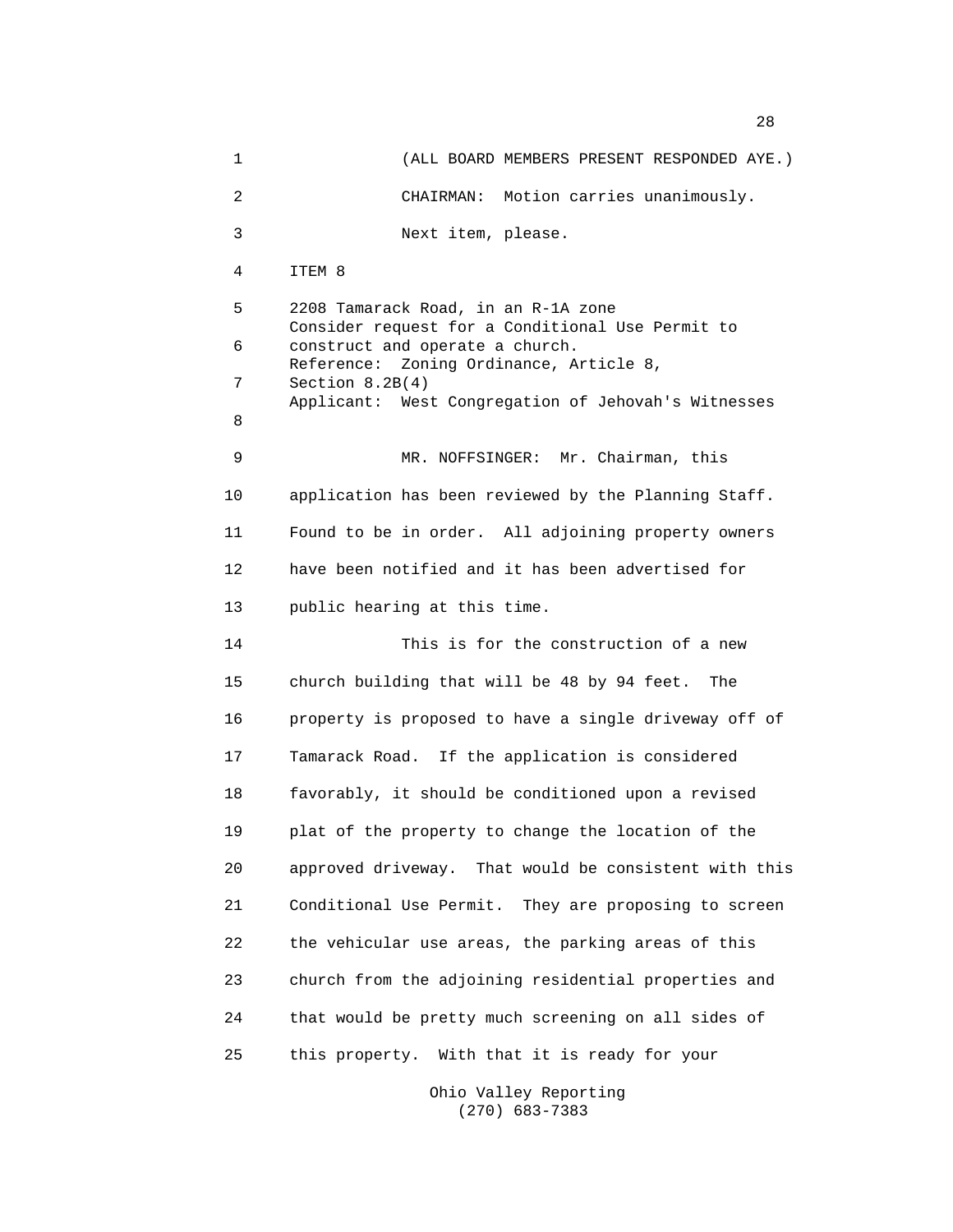(ALL BOARD MEMBERS PRESENT RESPONDED AYE.)

CHAIRMAN: Motion carries unanimously.

Next item, please.

ITEM 8

2208 Tamarack Road, in an R-1A zone
Consider request for a Conditional Use Permit to construct and operate a church.
Reference: Zoning Ordinance, Article 8, Section 8.2B(4)
Applicant: West Congregation of Jehovah's Witnesses

MR. NOFFSINGER: Mr. Chairman, this application has been reviewed by the Planning Staff. Found to be in order. All adjoining property owners have been notified and it has been advertised for public hearing at this time.

This is for the construction of a new church building that will be 48 by 94 feet. The property is proposed to have a single driveway off of Tamarack Road. If the application is considered favorably, it should be conditioned upon a revised plat of the property to change the location of the approved driveway. That would be consistent with this Conditional Use Permit. They are proposing to screen the vehicular use areas, the parking areas of this church from the adjoining residential properties and that would be pretty much screening on all sides of this property. With that it is ready for your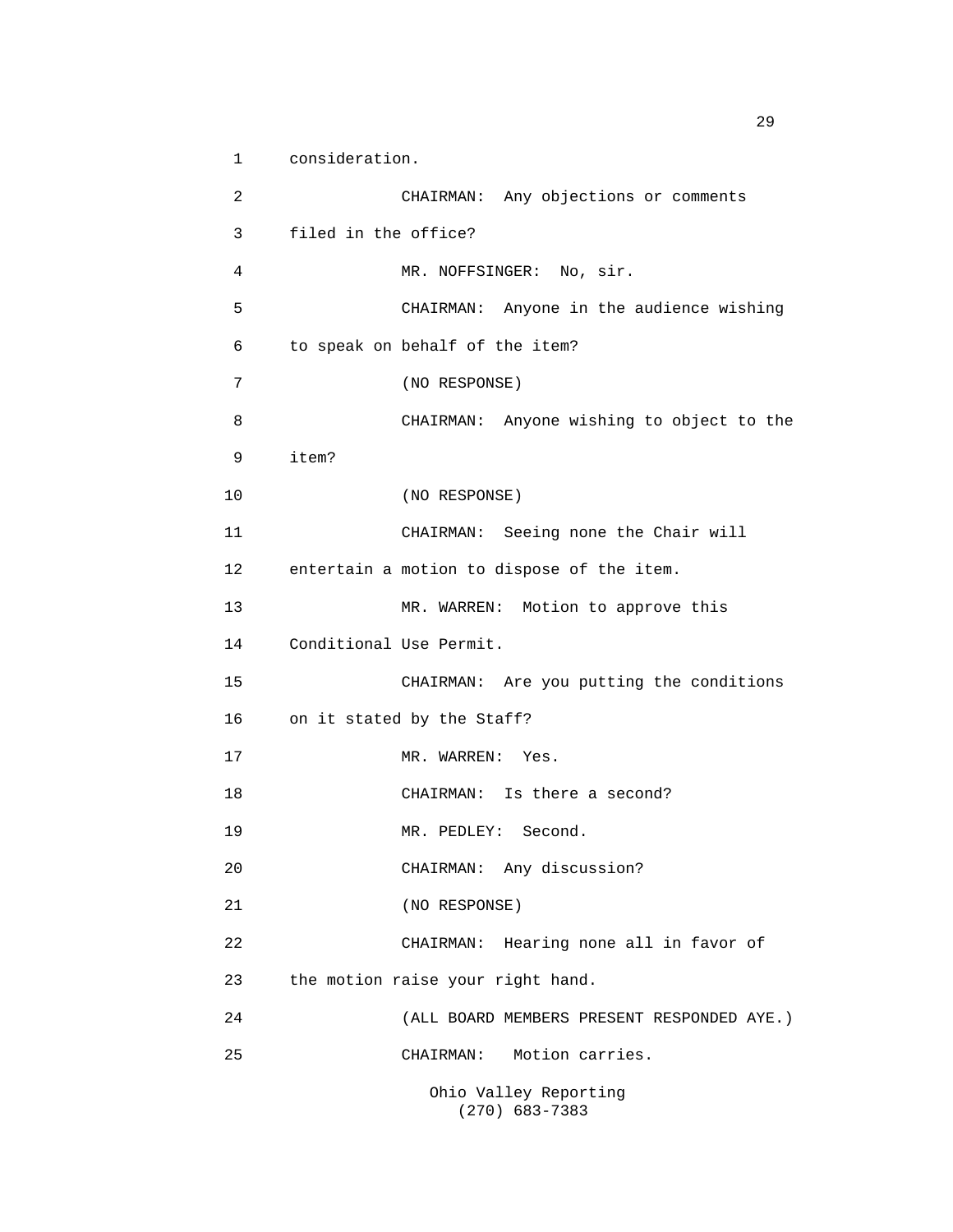consideration.

CHAIRMAN: Any objections or comments filed in the office?

MR. NOFFSINGER: No, sir.

CHAIRMAN: Anyone in the audience wishing to speak on behalf of the item?

(NO RESPONSE)

CHAIRMAN: Anyone wishing to object to the item?

(NO RESPONSE)

CHAIRMAN: Seeing none the Chair will entertain a motion to dispose of the item.

MR. WARREN: Motion to approve this Conditional Use Permit.

CHAIRMAN: Are you putting the conditions on it stated by the Staff?

MR. WARREN: Yes.

CHAIRMAN: Is there a second?

MR. PEDLEY: Second.

CHAIRMAN: Any discussion?

(NO RESPONSE)

CHAIRMAN: Hearing none all in favor of the motion raise your right hand.

(ALL BOARD MEMBERS PRESENT RESPONDED AYE.)

CHAIRMAN: Motion carries.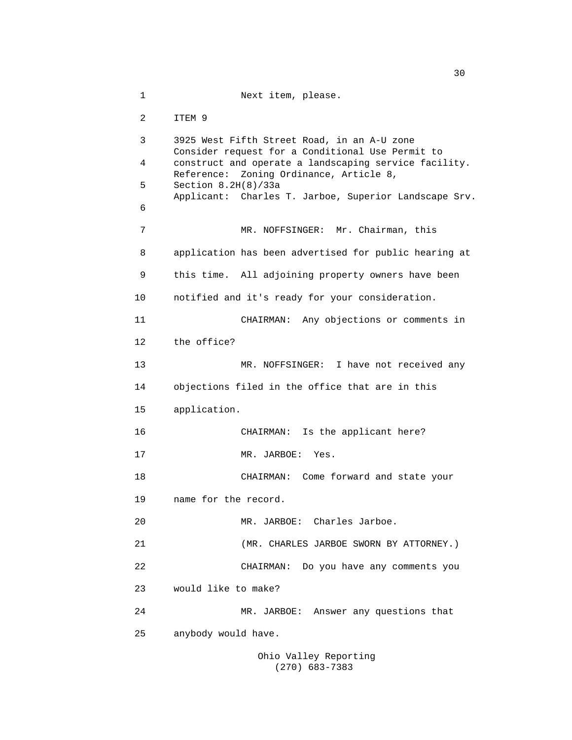Next item, please.

ITEM 9

3925 West Fifth Street Road, in an A-U zone
Consider request for a Conditional Use Permit to construct and operate a landscaping service facility.
Reference: Zoning Ordinance, Article 8, Section 8.2H(8)/33a
Applicant: Charles T. Jarboe, Superior Landscape Srv.

MR. NOFFSINGER: Mr. Chairman, this application has been advertised for public hearing at this time. All adjoining property owners have been notified and it's ready for your consideration.

CHAIRMAN: Any objections or comments in the office?

MR. NOFFSINGER: I have not received any objections filed in the office that are in this application.

CHAIRMAN: Is the applicant here?

MR. JARBOE: Yes.

CHAIRMAN: Come forward and state your name for the record.

MR. JARBOE: Charles Jarboe.

(MR. CHARLES JARBOE SWORN BY ATTORNEY.)

CHAIRMAN: Do you have any comments you would like to make?

MR. JARBOE: Answer any questions that anybody would have.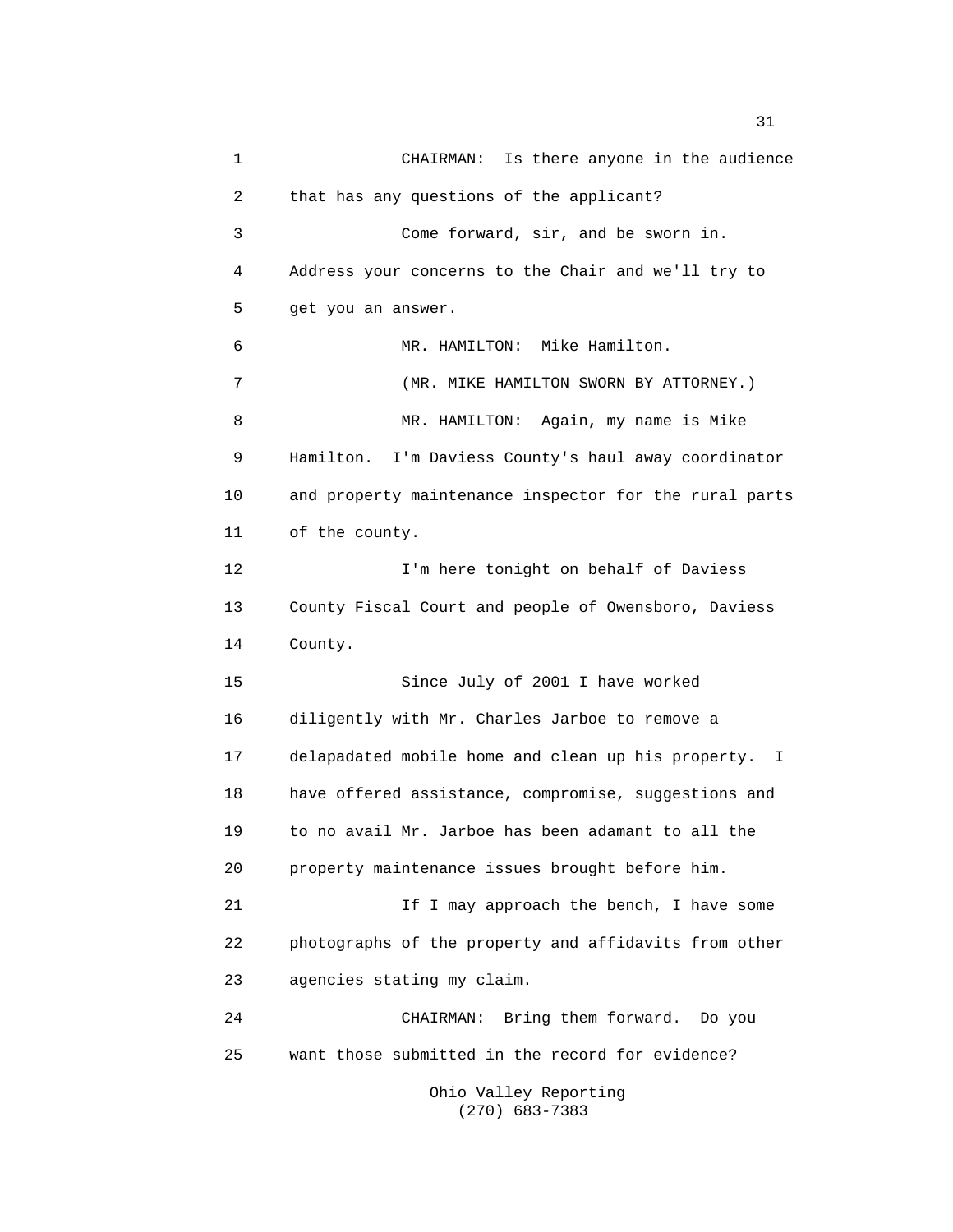CHAIRMAN: Is there anyone in the audience that has any questions of the applicant?

Come forward, sir, and be sworn in. Address your concerns to the Chair and we'll try to get you an answer.

MR. HAMILTON: Mike Hamilton.

(MR. MIKE HAMILTON SWORN BY ATTORNEY.)

MR. HAMILTON: Again, my name is Mike Hamilton. I'm Daviess County's haul away coordinator and property maintenance inspector for the rural parts of the county.

I'm here tonight on behalf of Daviess County Fiscal Court and people of Owensboro, Daviess County.

Since July of 2001 I have worked diligently with Mr. Charles Jarboe to remove a delapadated mobile home and clean up his property. I have offered assistance, compromise, suggestions and to no avail Mr. Jarboe has been adamant to all the property maintenance issues brought before him.

If I may approach the bench, I have some photographs of the property and affidavits from other agencies stating my claim.

CHAIRMAN: Bring them forward. Do you want those submitted in the record for evidence?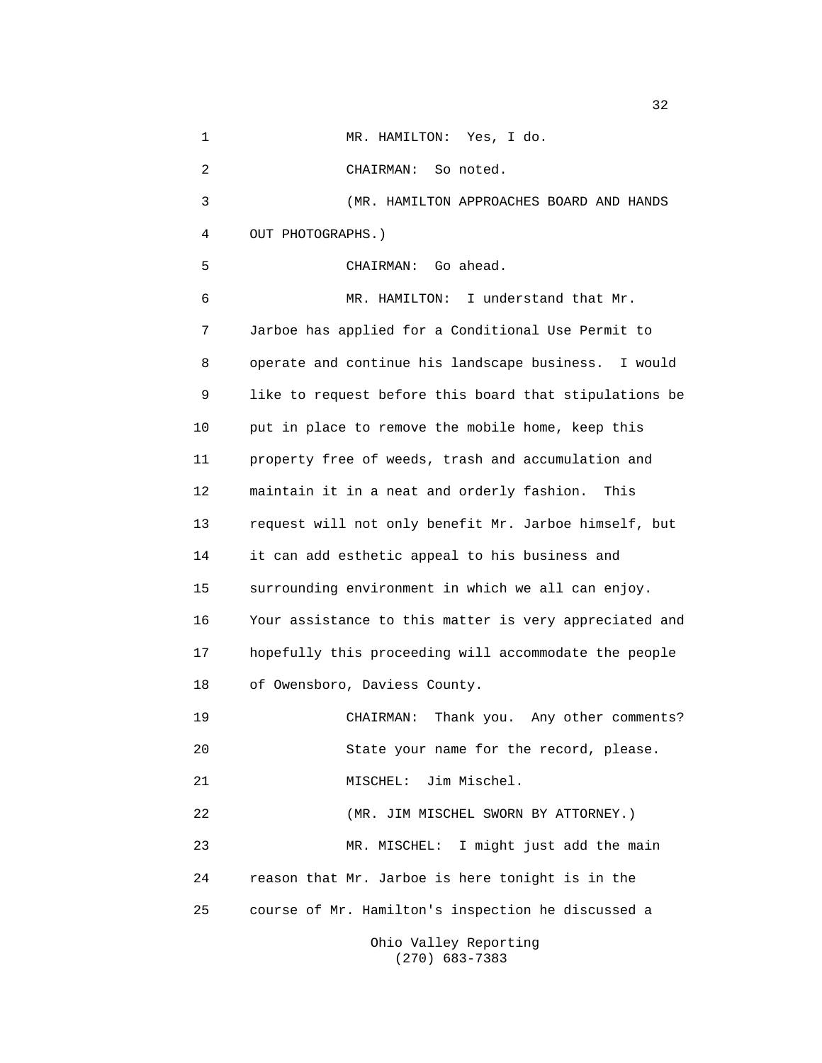1 MR. HAMILTON: Yes, I do.

2 CHAIRMAN: So noted.

3 (MR. HAMILTON APPROACHES BOARD AND HANDS

4 OUT PHOTOGRAPHS.)

5 CHAIRMAN: Go ahead.

6 MR. HAMILTON: I understand that Mr.

7 Jarboe has applied for a Conditional Use Permit to

8 operate and continue his landscape business. I would

9 like to request before this board that stipulations be

10 put in place to remove the mobile home, keep this

11 property free of weeds, trash and accumulation and

12 maintain it in a neat and orderly fashion. This

13 request will not only benefit Mr. Jarboe himself, but

14 it can add esthetic appeal to his business and

15 surrounding environment in which we all can enjoy.

16 Your assistance to this matter is very appreciated and

17 hopefully this proceeding will accommodate the people

18 of Owensboro, Daviess County.

19 CHAIRMAN: Thank you. Any other comments?

20 State your name for the record, please.

21 MISCHEL: Jim Mischel.

22 (MR. JIM MISCHEL SWORN BY ATTORNEY.)

23 MR. MISCHEL: I might just add the main

24 reason that Mr. Jarboe is here tonight is in the

25 course of Mr. Hamilton's inspection he discussed a

Ohio Valley Reporting
(270) 683-7383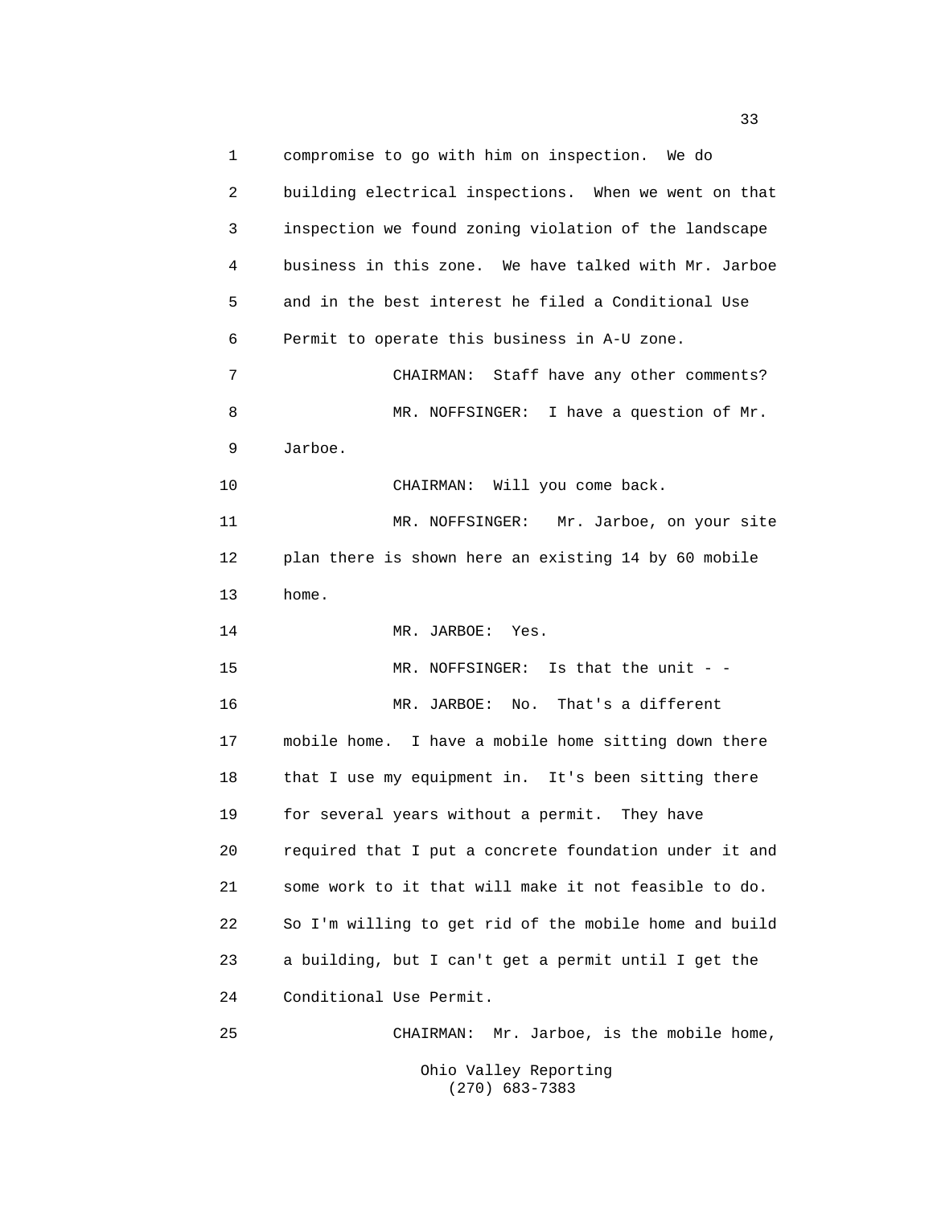compromise to go with him on inspection. We do building electrical inspections. When we went on that inspection we found zoning violation of the landscape business in this zone. We have talked with Mr. Jarboe and in the best interest he filed a Conditional Use Permit to operate this business in A-U zone.

CHAIRMAN: Staff have any other comments?

MR. NOFFSINGER: I have a question of Mr. Jarboe.

CHAIRMAN: Will you come back.

MR. NOFFSINGER: Mr. Jarboe, on your site plan there is shown here an existing 14 by 60 mobile home.

MR. JARBOE: Yes.

MR. NOFFSINGER: Is that the unit - -

MR. JARBOE: No. That's a different mobile home. I have a mobile home sitting down there that I use my equipment in. It's been sitting there for several years without a permit. They have required that I put a concrete foundation under it and some work to it that will make it not feasible to do. So I'm willing to get rid of the mobile home and build a building, but I can't get a permit until I get the Conditional Use Permit.

CHAIRMAN: Mr. Jarboe, is the mobile home,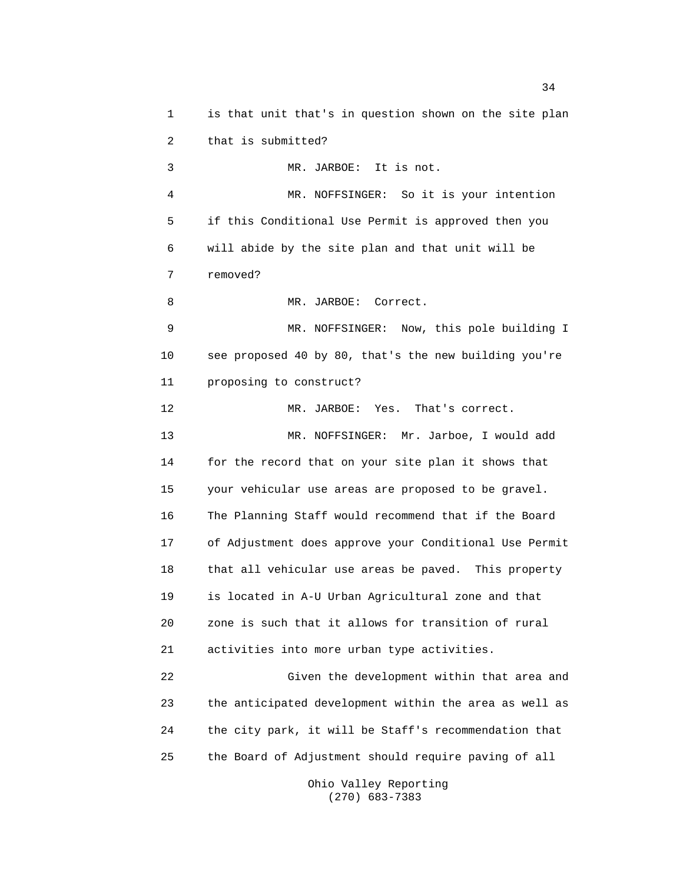is that unit that's in question shown on the site plan that is submitted?

MR. JARBOE: It is not.

MR. NOFFSINGER: So it is your intention if this Conditional Use Permit is approved then you will abide by the site plan and that unit will be removed?

MR. JARBOE: Correct.

MR. NOFFSINGER: Now, this pole building I see proposed 40 by 80, that's the new building you're proposing to construct?

MR. JARBOE: Yes. That's correct.

MR. NOFFSINGER: Mr. Jarboe, I would add for the record that on your site plan it shows that your vehicular use areas are proposed to be gravel. The Planning Staff would recommend that if the Board of Adjustment does approve your Conditional Use Permit that all vehicular use areas be paved. This property is located in A-U Urban Agricultural zone and that zone is such that it allows for transition of rural activities into more urban type activities.

Given the development within that area and the anticipated development within the area as well as the city park, it will be Staff's recommendation that the Board of Adjustment should require paving of all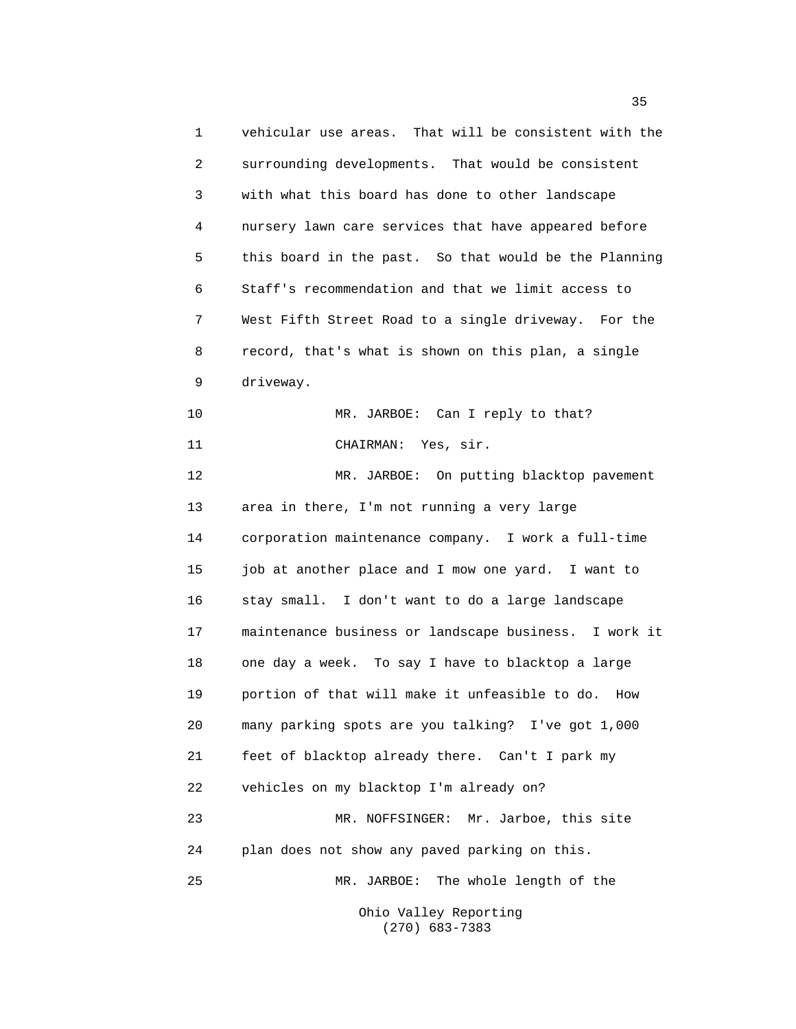vehicular use areas. That will be consistent with the surrounding developments. That would be consistent with what this board has done to other landscape nursery lawn care services that have appeared before this board in the past. So that would be the Planning Staff's recommendation and that we limit access to West Fifth Street Road to a single driveway. For the record, that's what is shown on this plan, a single driveway.

MR. JARBOE: Can I reply to that?

CHAIRMAN: Yes, sir.

MR. JARBOE: On putting blacktop pavement area in there, I'm not running a very large corporation maintenance company. I work a full-time job at another place and I mow one yard. I want to stay small. I don't want to do a large landscape maintenance business or landscape business. I work it one day a week. To say I have to blacktop a large portion of that will make it unfeasible to do. How many parking spots are you talking? I've got 1,000 feet of blacktop already there. Can't I park my vehicles on my blacktop I'm already on?

MR. NOFFSINGER: Mr. Jarboe, this site plan does not show any paved parking on this.

MR. JARBOE: The whole length of the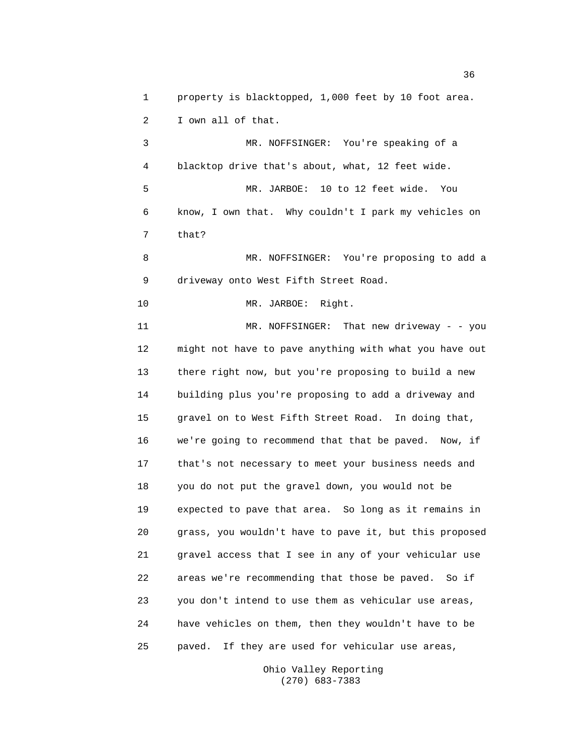1 property is blacktopped, 1,000 feet by 10 foot area.

2 I own all of that.

3 MR. NOFFSINGER: You're speaking of a

4 blacktop drive that's about, what, 12 feet wide.

5 MR. JARBOE: 10 to 12 feet wide. You

6 know, I own that. Why couldn't I park my vehicles on

7 that?

8 MR. NOFFSINGER: You're proposing to add a

9 driveway onto West Fifth Street Road.

10 MR. JARBOE: Right.

11 MR. NOFFSINGER: That new driveway - - you

12 might not have to pave anything with what you have out

13 there right now, but you're proposing to build a new

14 building plus you're proposing to add a driveway and

15 gravel on to West Fifth Street Road. In doing that,

16 we're going to recommend that that be paved. Now, if

17 that's not necessary to meet your business needs and

18 you do not put the gravel down, you would not be

19 expected to pave that area. So long as it remains in

20 grass, you wouldn't have to pave it, but this proposed

21 gravel access that I see in any of your vehicular use

22 areas we're recommending that those be paved. So if

23 you don't intend to use them as vehicular use areas,

24 have vehicles on them, then they wouldn't have to be

25 paved. If they are used for vehicular use areas,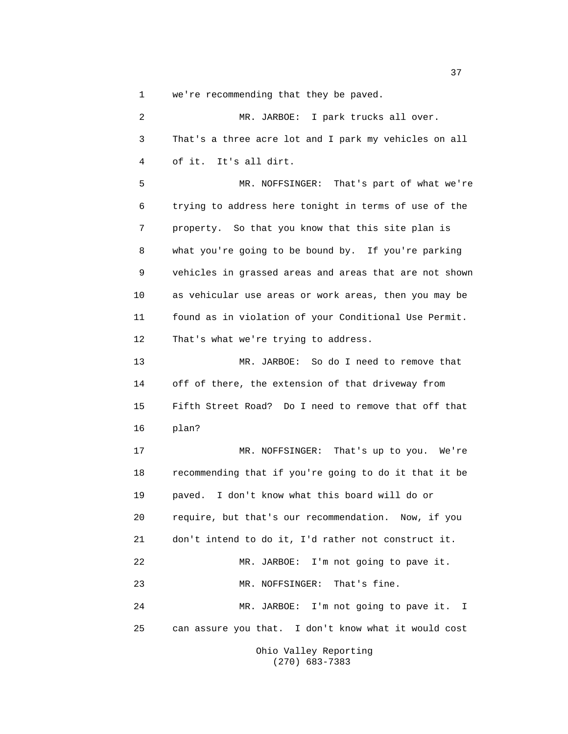we're recommending that they be paved.

MR. JARBOE: I park trucks all over. That's a three acre lot and I park my vehicles on all of it. It's all dirt.

MR. NOFFSINGER: That's part of what we're trying to address here tonight in terms of use of the property. So that you know that this site plan is what you're going to be bound by. If you're parking vehicles in grassed areas and areas that are not shown as vehicular use areas or work areas, then you may be found as in violation of your Conditional Use Permit. That's what we're trying to address.

MR. JARBOE: So do I need to remove that off of there, the extension of that driveway from Fifth Street Road? Do I need to remove that off that plan?

MR. NOFFSINGER: That's up to you. We're recommending that if you're going to do it that it be paved. I don't know what this board will do or require, but that's our recommendation. Now, if you don't intend to do it, I'd rather not construct it.

MR. JARBOE: I'm not going to pave it.

MR. NOFFSINGER: That's fine.

MR. JARBOE: I'm not going to pave it. I can assure you that. I don't know what it would cost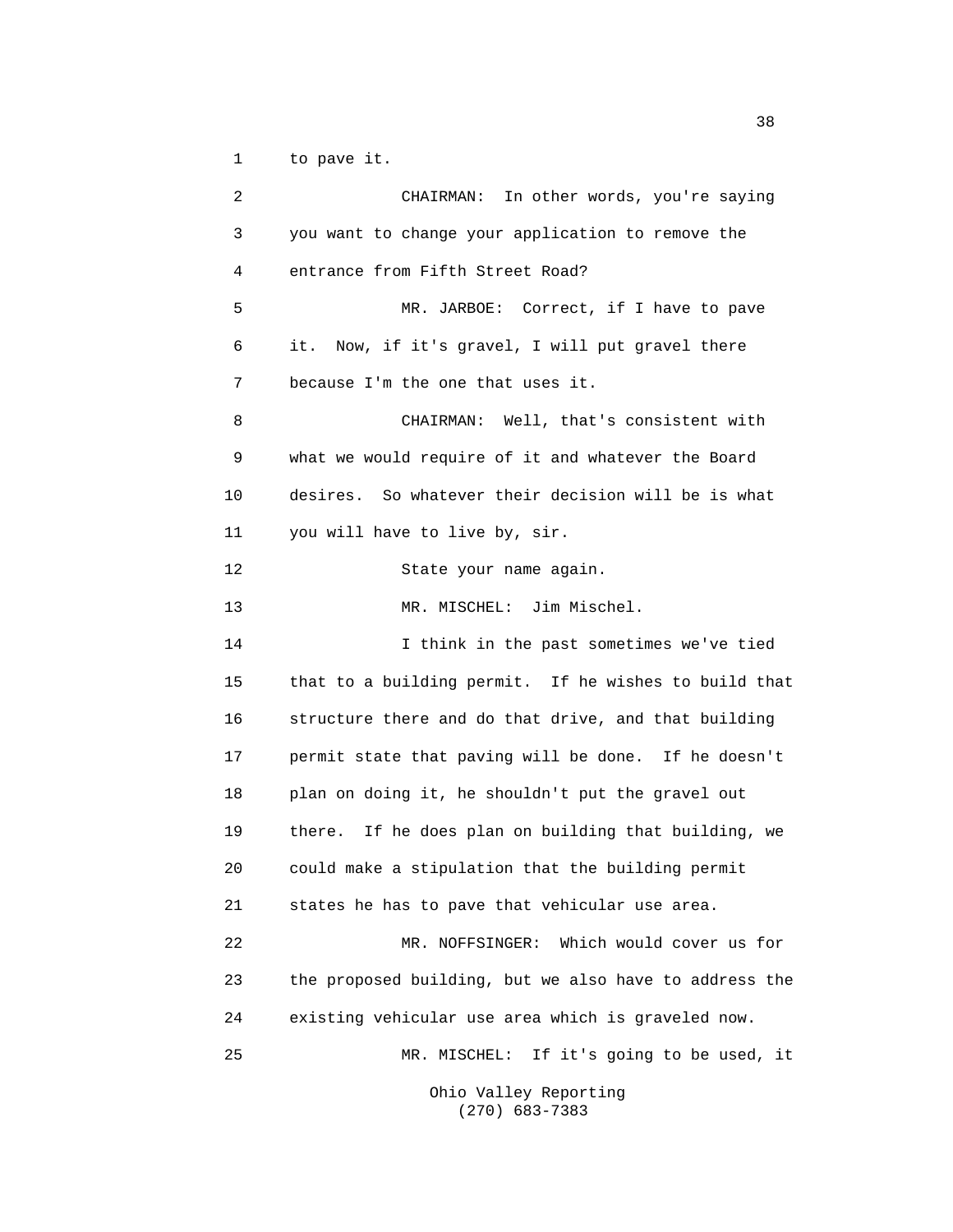to pave it.

CHAIRMAN: In other words, you're saying you want to change your application to remove the entrance from Fifth Street Road?

MR. JARBOE: Correct, if I have to pave it. Now, if it's gravel, I will put gravel there because I'm the one that uses it.

CHAIRMAN: Well, that's consistent with what we would require of it and whatever the Board desires. So whatever their decision will be is what you will have to live by, sir.

State your name again.

MR. MISCHEL: Jim Mischel.

I think in the past sometimes we've tied that to a building permit. If he wishes to build that structure there and do that drive, and that building permit state that paving will be done. If he doesn't plan on doing it, he shouldn't put the gravel out there. If he does plan on building that building, we could make a stipulation that the building permit states he has to pave that vehicular use area.

MR. NOFFSINGER: Which would cover us for the proposed building, but we also have to address the existing vehicular use area which is graveled now.

MR. MISCHEL: If it's going to be used, it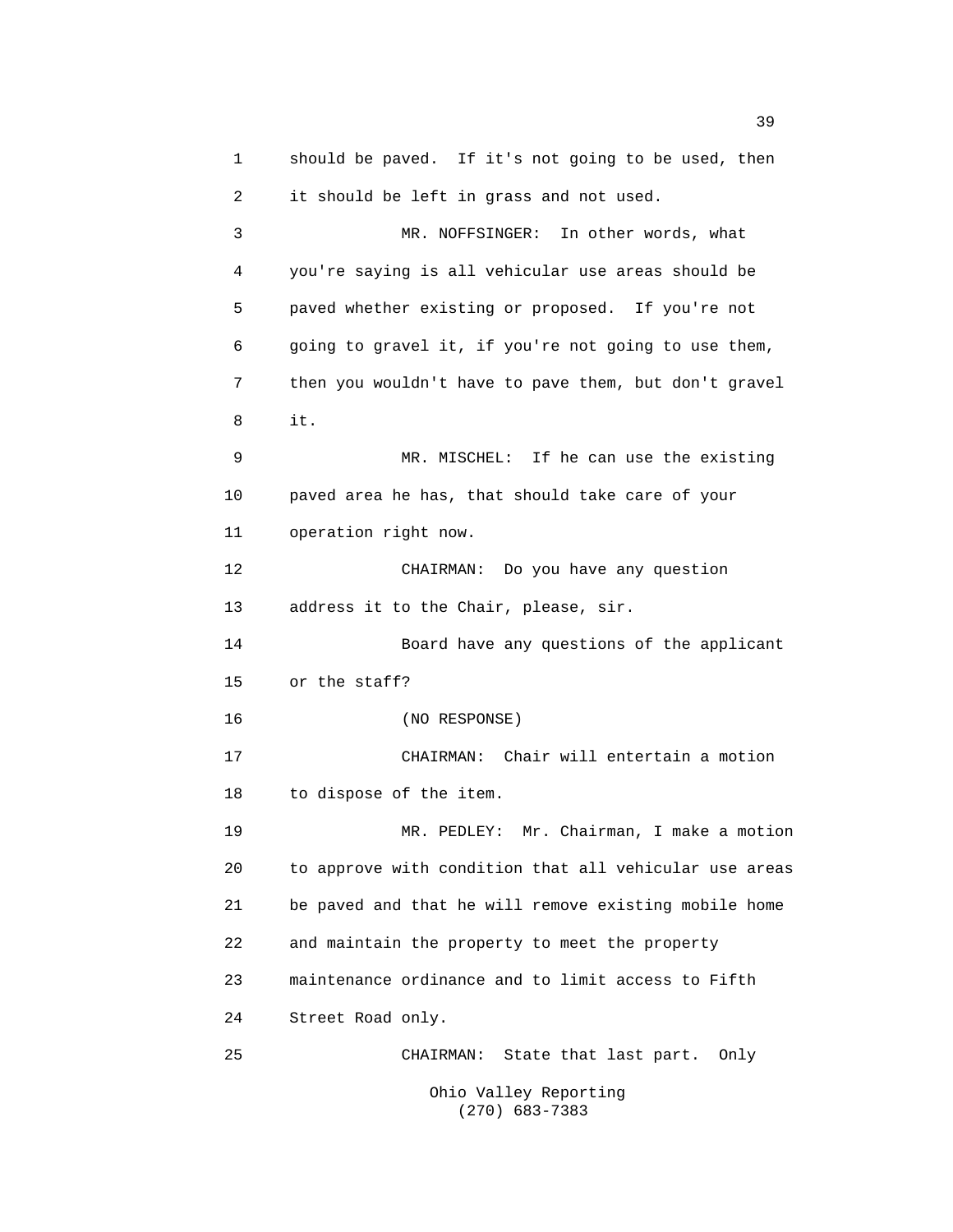should be paved. If it's not going to be used, then it should be left in grass and not used.

MR. NOFFSINGER: In other words, what you're saying is all vehicular use areas should be paved whether existing or proposed. If you're not going to gravel it, if you're not going to use them, then you wouldn't have to pave them, but don't gravel it.

MR. MISCHEL: If he can use the existing paved area he has, that should take care of your operation right now.

CHAIRMAN: Do you have any question address it to the Chair, please, sir.

Board have any questions of the applicant or the staff?

(NO RESPONSE)

CHAIRMAN: Chair will entertain a motion to dispose of the item.

MR. PEDLEY: Mr. Chairman, I make a motion to approve with condition that all vehicular use areas be paved and that he will remove existing mobile home and maintain the property to meet the property maintenance ordinance and to limit access to Fifth Street Road only.

CHAIRMAN: State that last part. Only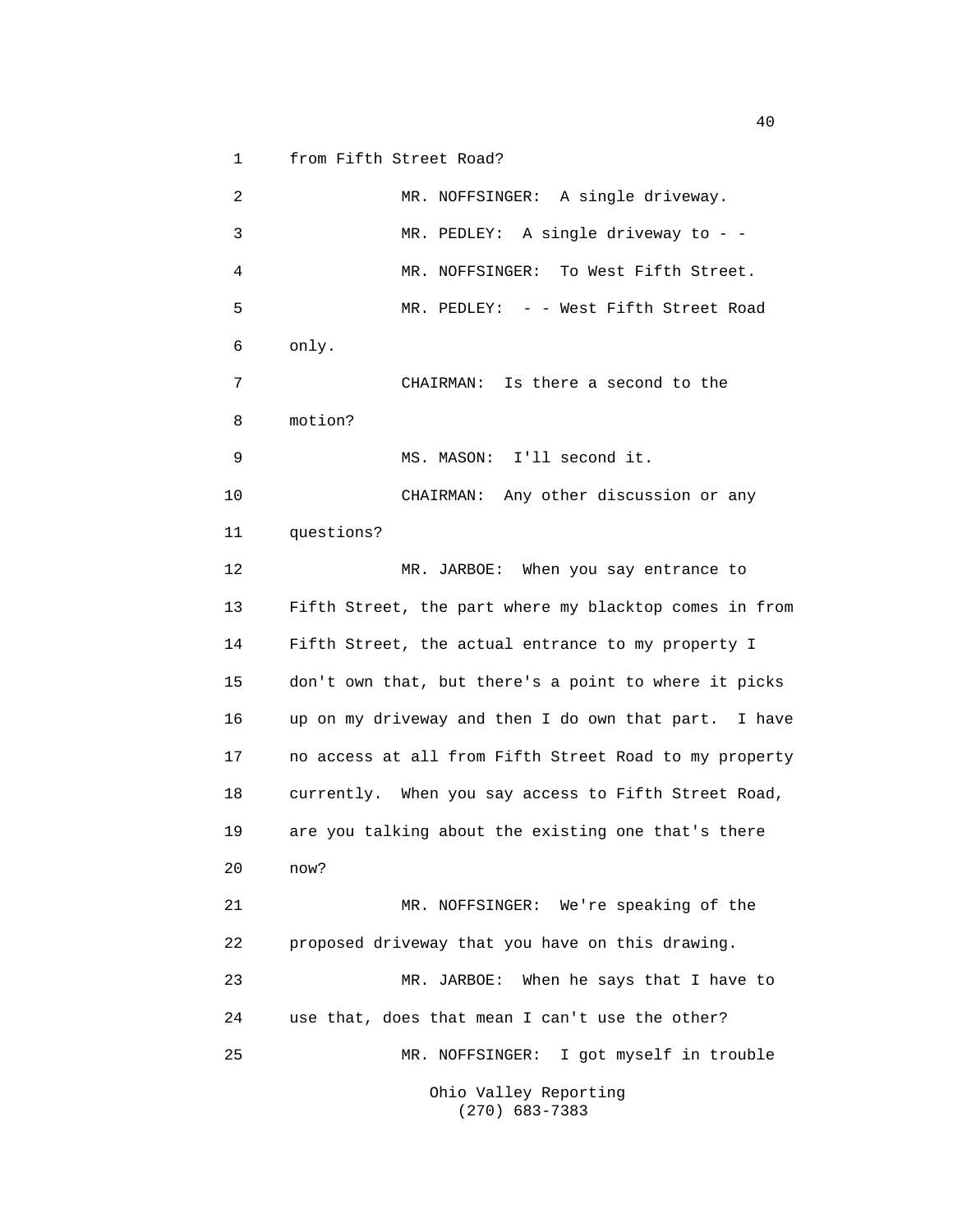from Fifth Street Road?

MR. NOFFSINGER: A single driveway.

MR. PEDLEY: A single driveway to - -

MR. NOFFSINGER: To West Fifth Street.

MR. PEDLEY: - - West Fifth Street Road only.

CHAIRMAN: Is there a second to the motion?

MS. MASON: I'll second it.

CHAIRMAN: Any other discussion or any questions?

MR. JARBOE: When you say entrance to Fifth Street, the part where my blacktop comes in from Fifth Street, the actual entrance to my property I don't own that, but there's a point to where it picks up on my driveway and then I do own that part. I have no access at all from Fifth Street Road to my property currently. When you say access to Fifth Street Road, are you talking about the existing one that's there now?

MR. NOFFSINGER: We're speaking of the proposed driveway that you have on this drawing.

MR. JARBOE: When he says that I have to use that, does that mean I can't use the other?

MR. NOFFSINGER: I got myself in trouble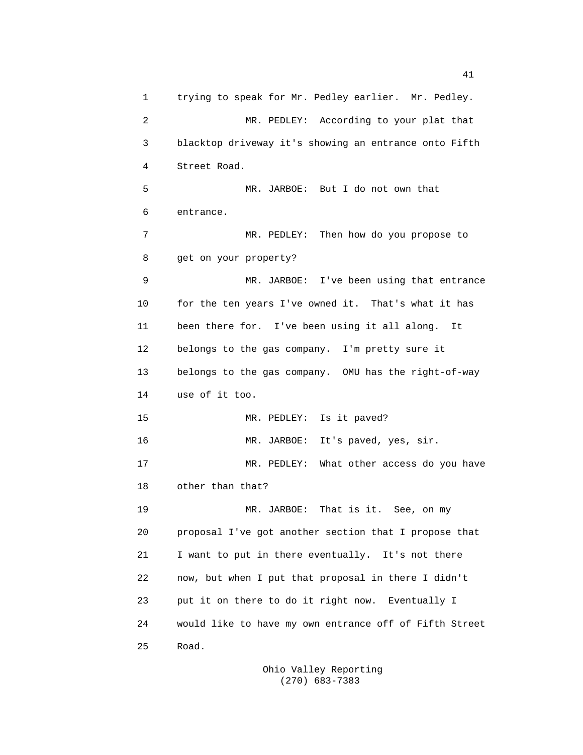trying to speak for Mr. Pedley earlier. Mr. Pedley.

MR. PEDLEY: According to your plat that blacktop driveway it's showing an entrance onto Fifth Street Road.

MR. JARBOE: But I do not own that entrance.

MR. PEDLEY: Then how do you propose to get on your property?

MR. JARBOE: I've been using that entrance for the ten years I've owned it. That's what it has been there for. I've been using it all along. It belongs to the gas company. I'm pretty sure it belongs to the gas company. OMU has the right-of-way use of it too.

MR. PEDLEY: Is it paved?

MR. JARBOE: It's paved, yes, sir.

MR. PEDLEY: What other access do you have other than that?

MR. JARBOE: That is it. See, on my proposal I've got another section that I propose that I want to put in there eventually. It's not there now, but when I put that proposal in there I didn't put it on there to do it right now. Eventually I would like to have my own entrance off of Fifth Street Road.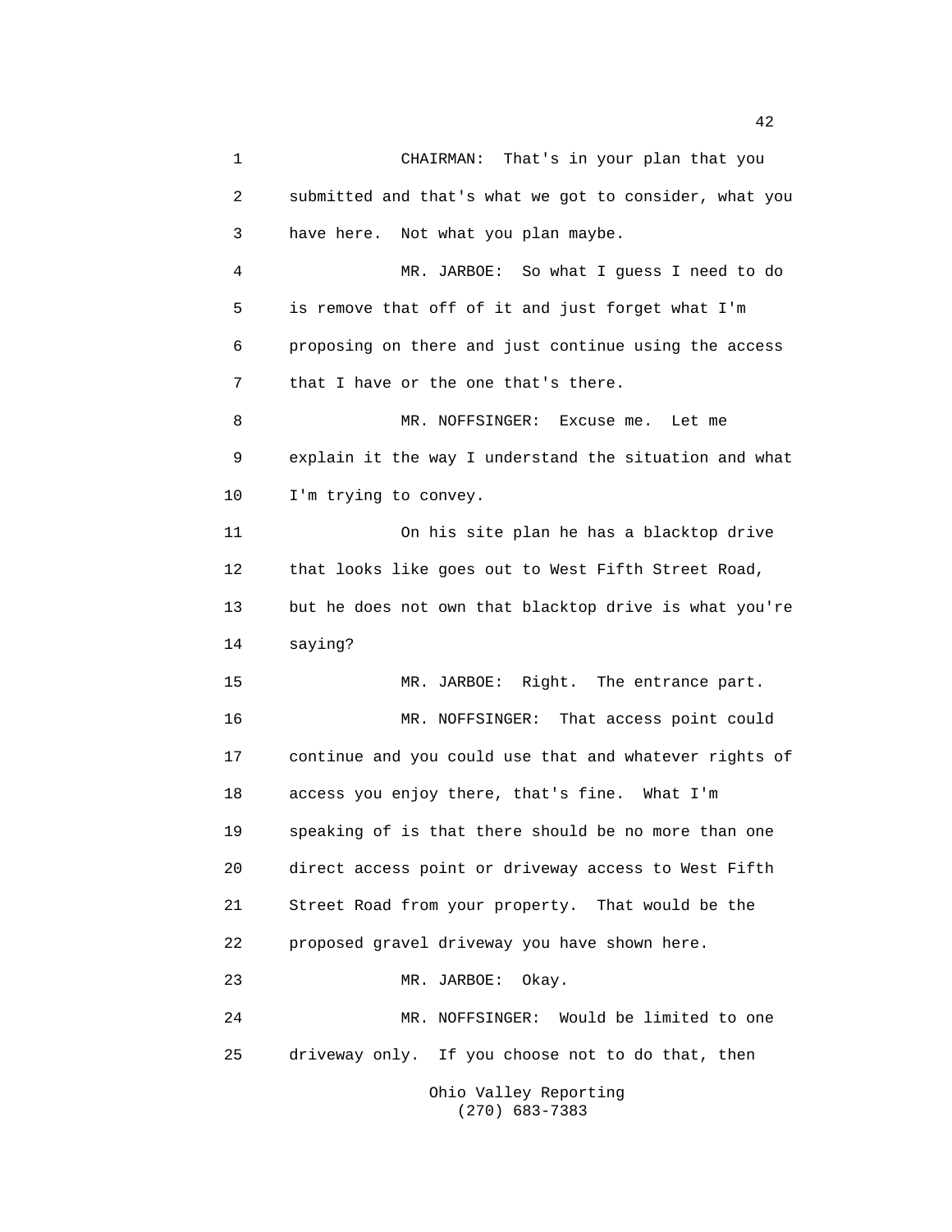CHAIRMAN: That's in your plan that you submitted and that's what we got to consider, what you have here. Not what you plan maybe.

MR. JARBOE: So what I guess I need to do is remove that off of it and just forget what I'm proposing on there and just continue using the access that I have or the one that's there.

MR. NOFFSINGER: Excuse me. Let me explain it the way I understand the situation and what I'm trying to convey.

On his site plan he has a blacktop drive that looks like goes out to West Fifth Street Road, but he does not own that blacktop drive is what you're saying?

MR. JARBOE: Right. The entrance part.

MR. NOFFSINGER: That access point could continue and you could use that and whatever rights of access you enjoy there, that's fine. What I'm speaking of is that there should be no more than one direct access point or driveway access to West Fifth Street Road from your property. That would be the proposed gravel driveway you have shown here.

MR. JARBOE: Okay.

MR. NOFFSINGER: Would be limited to one driveway only. If you choose not to do that, then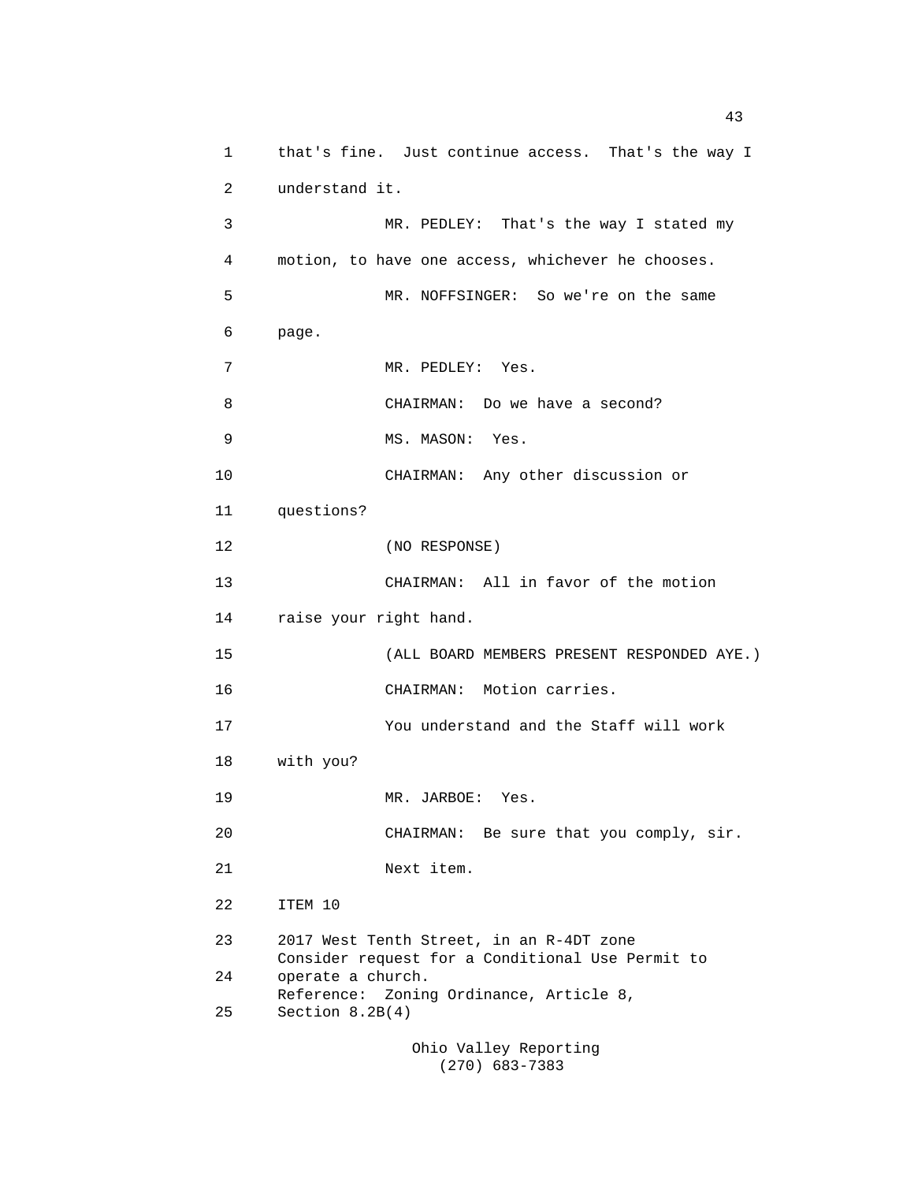that's fine. Just continue access. That's the way I understand it.

MR. PEDLEY: That's the way I stated my motion, to have one access, whichever he chooses.

MR. NOFFSINGER: So we're on the same page.

MR. PEDLEY: Yes.

CHAIRMAN: Do we have a second?

MS. MASON: Yes.

CHAIRMAN: Any other discussion or questions?

(NO RESPONSE)

CHAIRMAN: All in favor of the motion raise your right hand.

(ALL BOARD MEMBERS PRESENT RESPONDED AYE.)

CHAIRMAN: Motion carries.

You understand and the Staff will work with you?

MR. JARBOE: Yes.

CHAIRMAN: Be sure that you comply, sir.

Next item.

ITEM 10

2017 West Tenth Street, in an R-4DT zone
Consider request for a Conditional Use Permit to operate a church.
Reference: Zoning Ordinance, Article 8, Section 8.2B(4)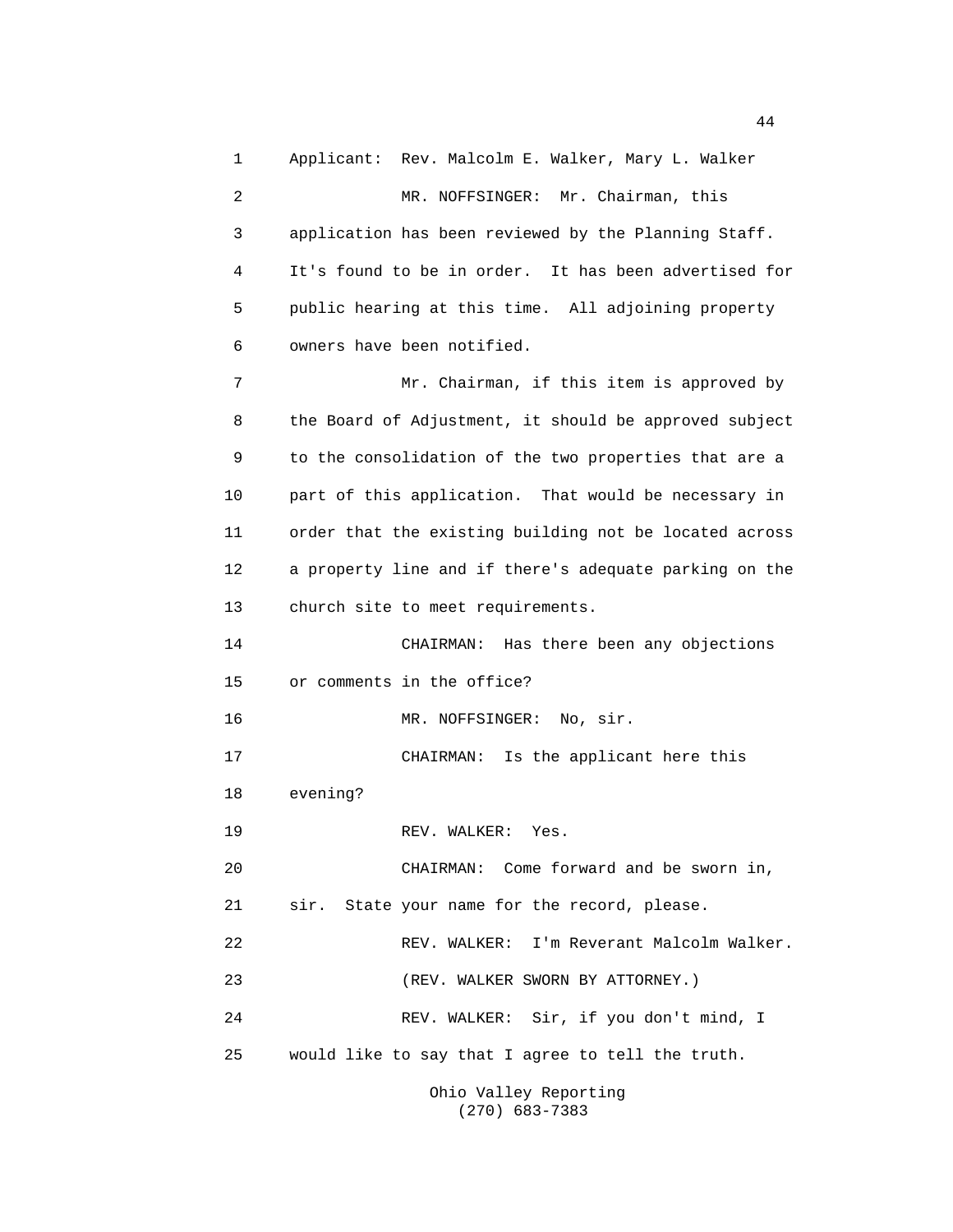1 Applicant: Rev. Malcolm E. Walker, Mary L. Walker

2 MR. NOFFSINGER: Mr. Chairman, this

3 application has been reviewed by the Planning Staff.

4 It's found to be in order. It has been advertised for

5 public hearing at this time. All adjoining property

6 owners have been notified.

7 Mr. Chairman, if this item is approved by

8 the Board of Adjustment, it should be approved subject

9 to the consolidation of the two properties that are a

10 part of this application. That would be necessary in

11 order that the existing building not be located across

12 a property line and if there's adequate parking on the

13 church site to meet requirements.

14 CHAIRMAN: Has there been any objections

15 or comments in the office?

16 MR. NOFFSINGER: No, sir.

17 CHAIRMAN: Is the applicant here this

18 evening?

19 REV. WALKER: Yes.

20 CHAIRMAN: Come forward and be sworn in,

21 sir. State your name for the record, please.

22 REV. WALKER: I'm Reverant Malcolm Walker.

23 (REV. WALKER SWORN BY ATTORNEY.)

24 REV. WALKER: Sir, if you don't mind, I

25 would like to say that I agree to tell the truth.

Ohio Valley Reporting
(270) 683-7383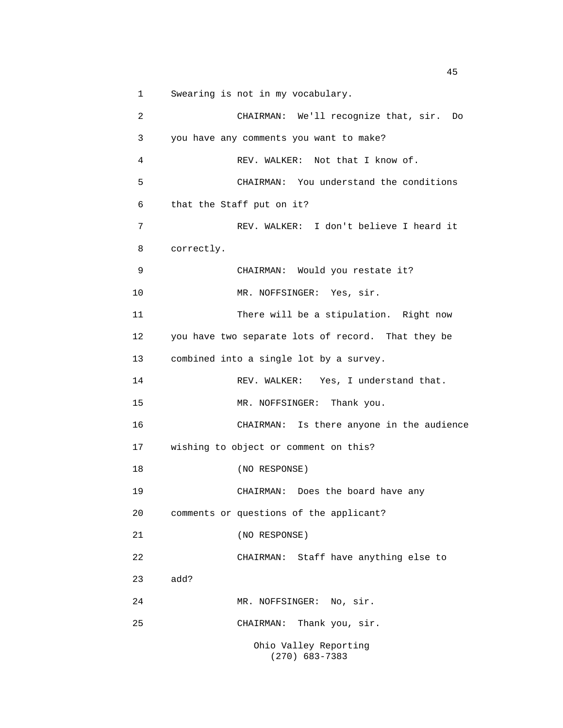Swearing is not in my vocabulary.

CHAIRMAN: We'll recognize that, sir. Do you have any comments you want to make?

REV. WALKER: Not that I know of.

CHAIRMAN: You understand the conditions that the Staff put on it?

REV. WALKER: I don't believe I heard it correctly.

CHAIRMAN: Would you restate it?

MR. NOFFSINGER: Yes, sir.

There will be a stipulation. Right now you have two separate lots of record. That they be combined into a single lot by a survey.

REV. WALKER: Yes, I understand that.

MR. NOFFSINGER: Thank you.

CHAIRMAN: Is there anyone in the audience wishing to object or comment on this?

(NO RESPONSE)

CHAIRMAN: Does the board have any comments or questions of the applicant?

(NO RESPONSE)

CHAIRMAN: Staff have anything else to add?

MR. NOFFSINGER: No, sir.

CHAIRMAN: Thank you, sir.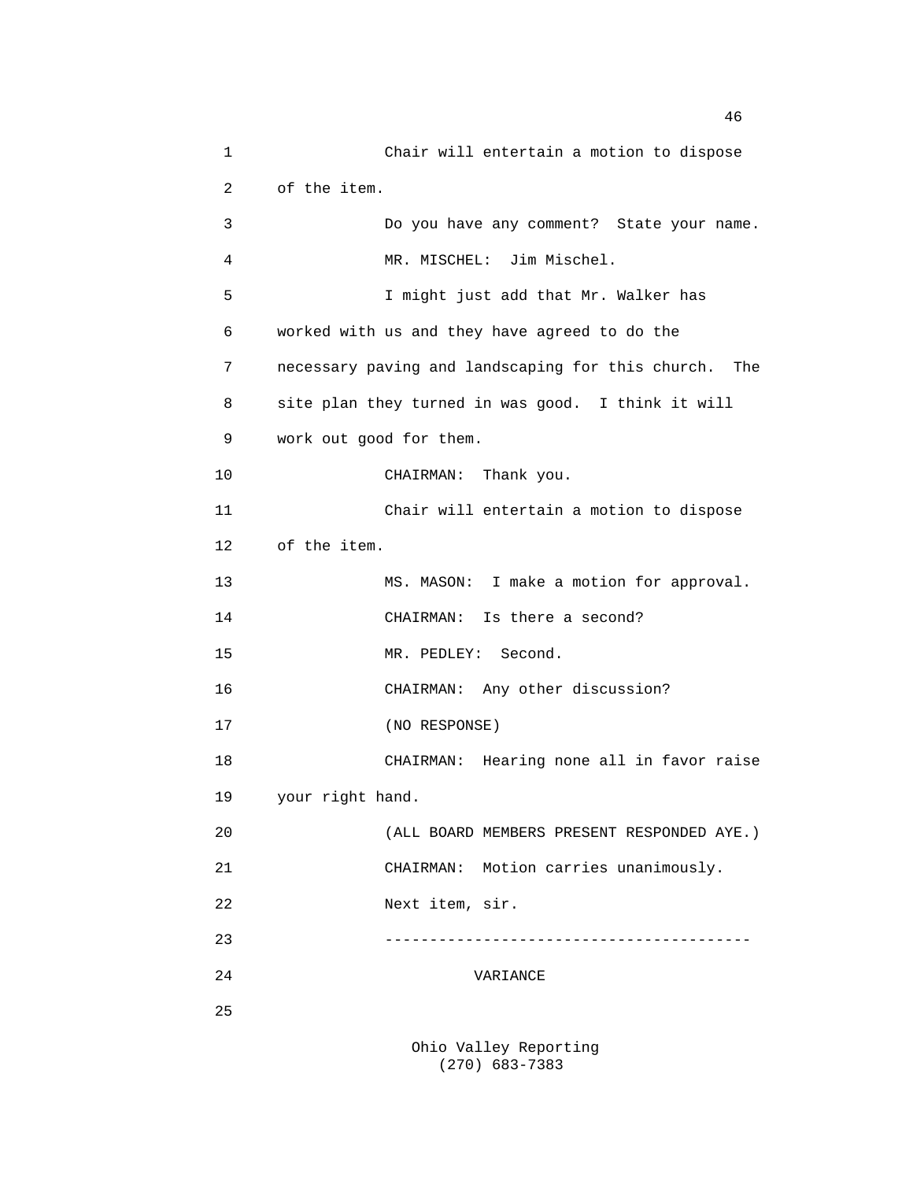Chair will entertain a motion to dispose of the item.

Do you have any comment? State your name.

MR. MISCHEL: Jim Mischel.

I might just add that Mr. Walker has worked with us and they have agreed to do the necessary paving and landscaping for this church. The site plan they turned in was good. I think it will work out good for them.

CHAIRMAN: Thank you.

Chair will entertain a motion to dispose of the item.

MS. MASON: I make a motion for approval.

CHAIRMAN: Is there a second?

MR. PEDLEY: Second.

CHAIRMAN: Any other discussion?

(NO RESPONSE)

CHAIRMAN: Hearing none all in favor raise your right hand.

(ALL BOARD MEMBERS PRESENT RESPONDED AYE.)

CHAIRMAN: Motion carries unanimously.

Next item, sir.

----------------------------------------

VARIANCE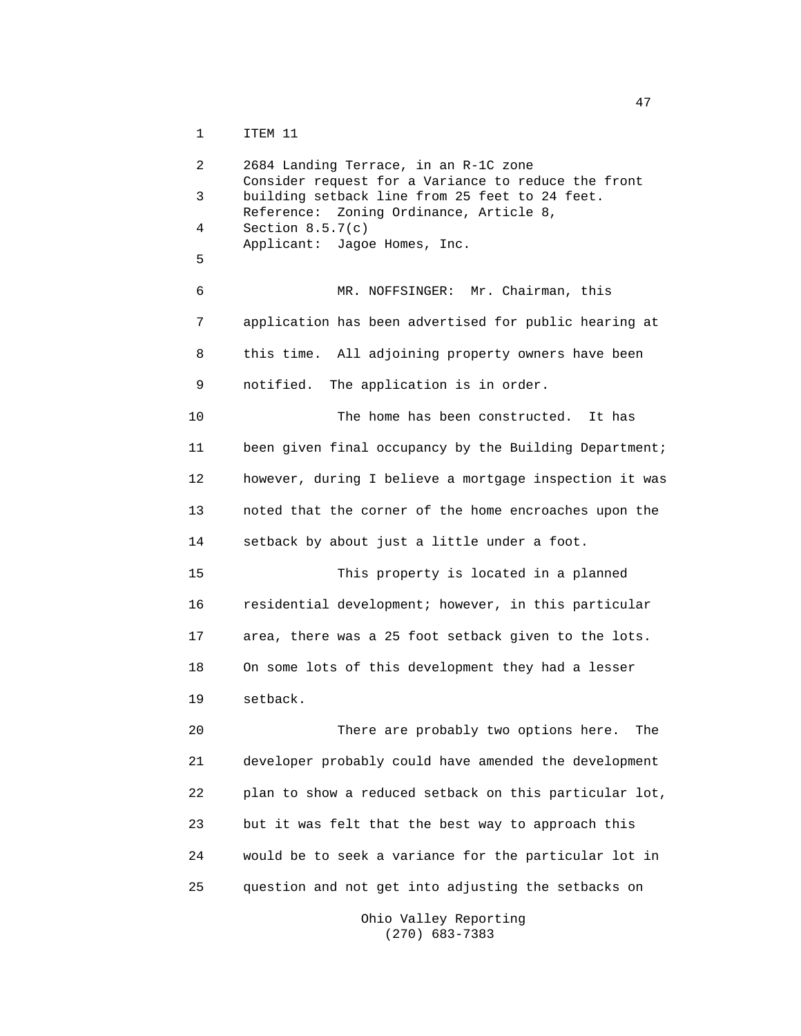ITEM 11

2684 Landing Terrace, in an R-1C zone
Consider request for a Variance to reduce the front building setback line from 25 feet to 24 feet.
Reference: Zoning Ordinance, Article 8, Section 8.5.7(c)
Applicant: Jagoe Homes, Inc.

MR. NOFFSINGER: Mr. Chairman, this application has been advertised for public hearing at this time. All adjoining property owners have been notified. The application is in order.

The home has been constructed. It has been given final occupancy by the Building Department; however, during I believe a mortgage inspection it was noted that the corner of the home encroaches upon the setback by about just a little under a foot.

This property is located in a planned residential development; however, in this particular area, there was a 25 foot setback given to the lots. On some lots of this development they had a lesser setback.

There are probably two options here. The developer probably could have amended the development plan to show a reduced setback on this particular lot, but it was felt that the best way to approach this would be to seek a variance for the particular lot in question and not get into adjusting the setbacks on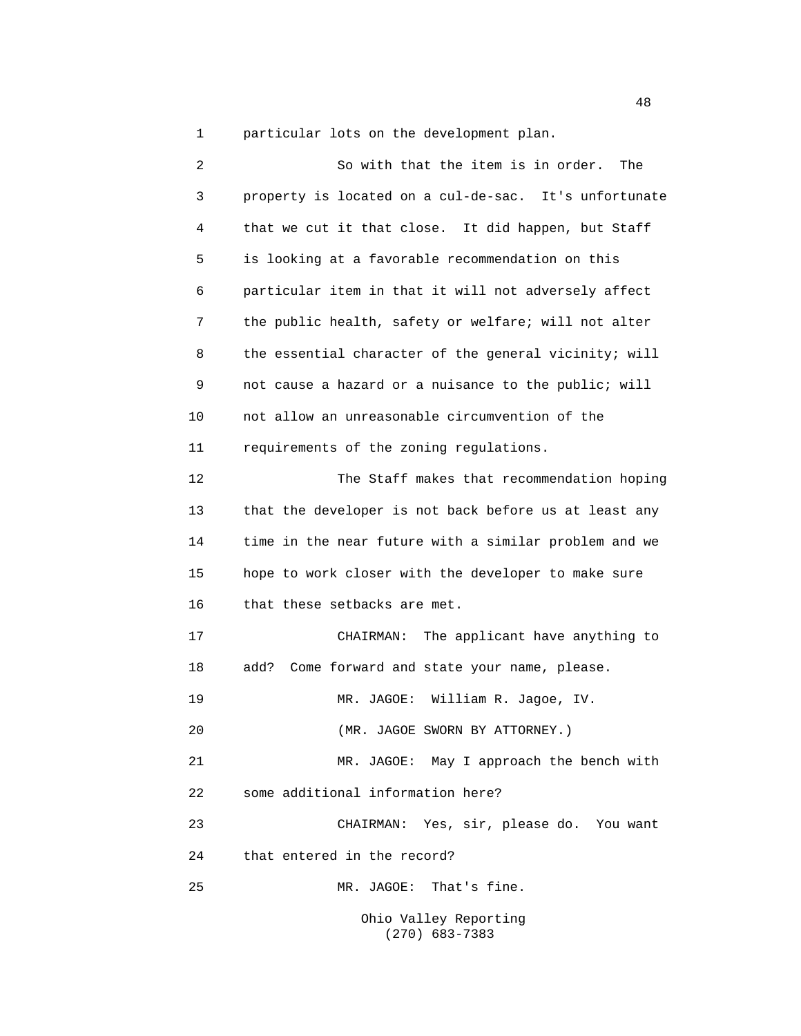particular lots on the development plan.

So with that the item is in order. The property is located on a cul-de-sac. It's unfortunate that we cut it that close. It did happen, but Staff is looking at a favorable recommendation on this particular item in that it will not adversely affect the public health, safety or welfare; will not alter the essential character of the general vicinity; will not cause a hazard or a nuisance to the public; will not allow an unreasonable circumvention of the requirements of the zoning regulations.

The Staff makes that recommendation hoping that the developer is not back before us at least any time in the near future with a similar problem and we hope to work closer with the developer to make sure that these setbacks are met.

CHAIRMAN: The applicant have anything to add? Come forward and state your name, please.

MR. JAGOE: William R. Jagoe, IV.

(MR. JAGOE SWORN BY ATTORNEY.)

MR. JAGOE: May I approach the bench with some additional information here?

CHAIRMAN: Yes, sir, please do. You want that entered in the record?

MR. JAGOE: That's fine.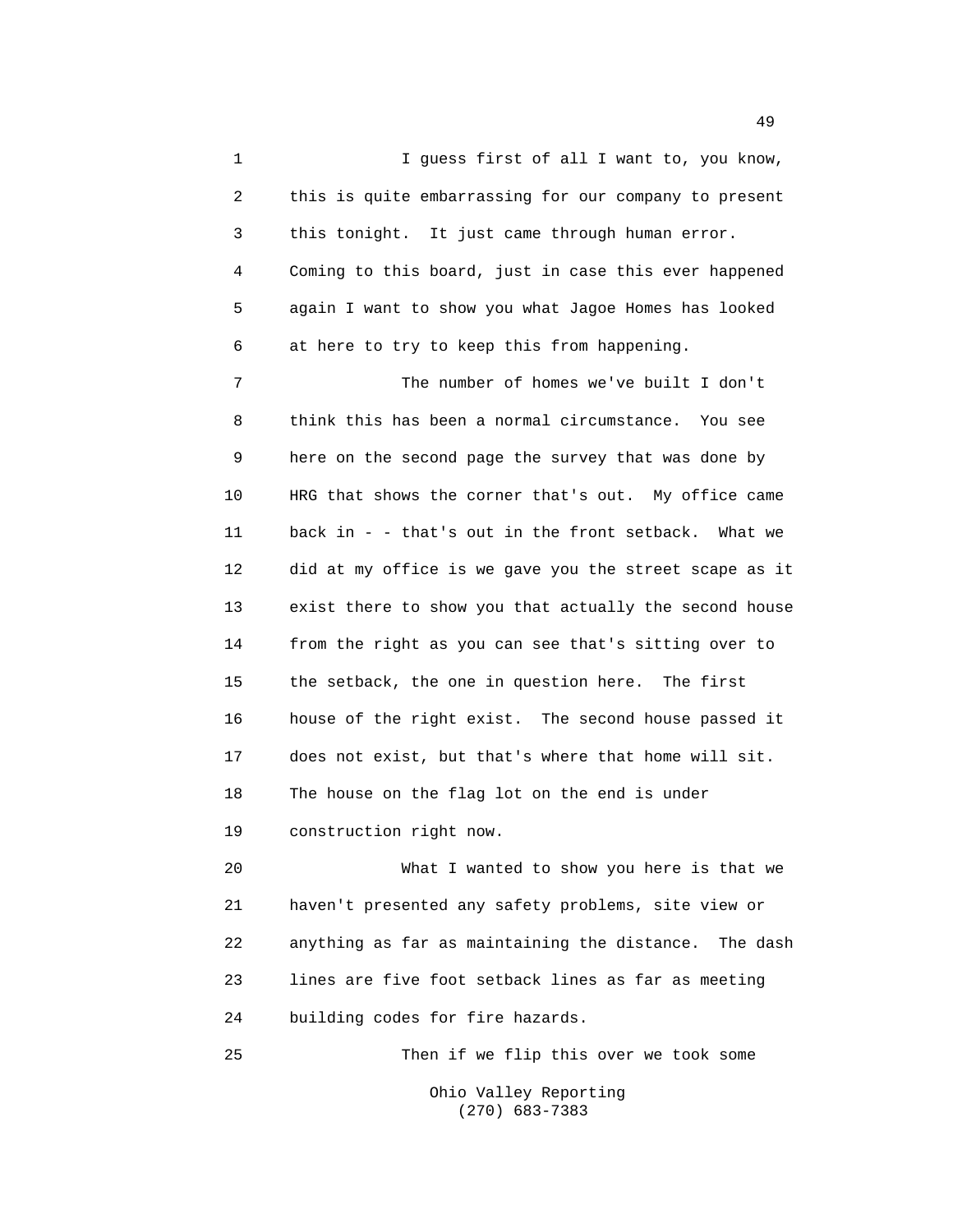I guess first of all I want to, you know, this is quite embarrassing for our company to present this tonight. It just came through human error. Coming to this board, just in case this ever happened again I want to show you what Jagoe Homes has looked at here to try to keep this from happening.

The number of homes we've built I don't think this has been a normal circumstance. You see here on the second page the survey that was done by HRG that shows the corner that's out. My office came back in - - that's out in the front setback. What we did at my office is we gave you the street scape as it exist there to show you that actually the second house from the right as you can see that's sitting over to the setback, the one in question here. The first house of the right exist. The second house passed it does not exist, but that's where that home will sit. The house on the flag lot on the end is under construction right now.

What I wanted to show you here is that we haven't presented any safety problems, site view or anything as far as maintaining the distance. The dash lines are five foot setback lines as far as meeting building codes for fire hazards.

Then if we flip this over we took some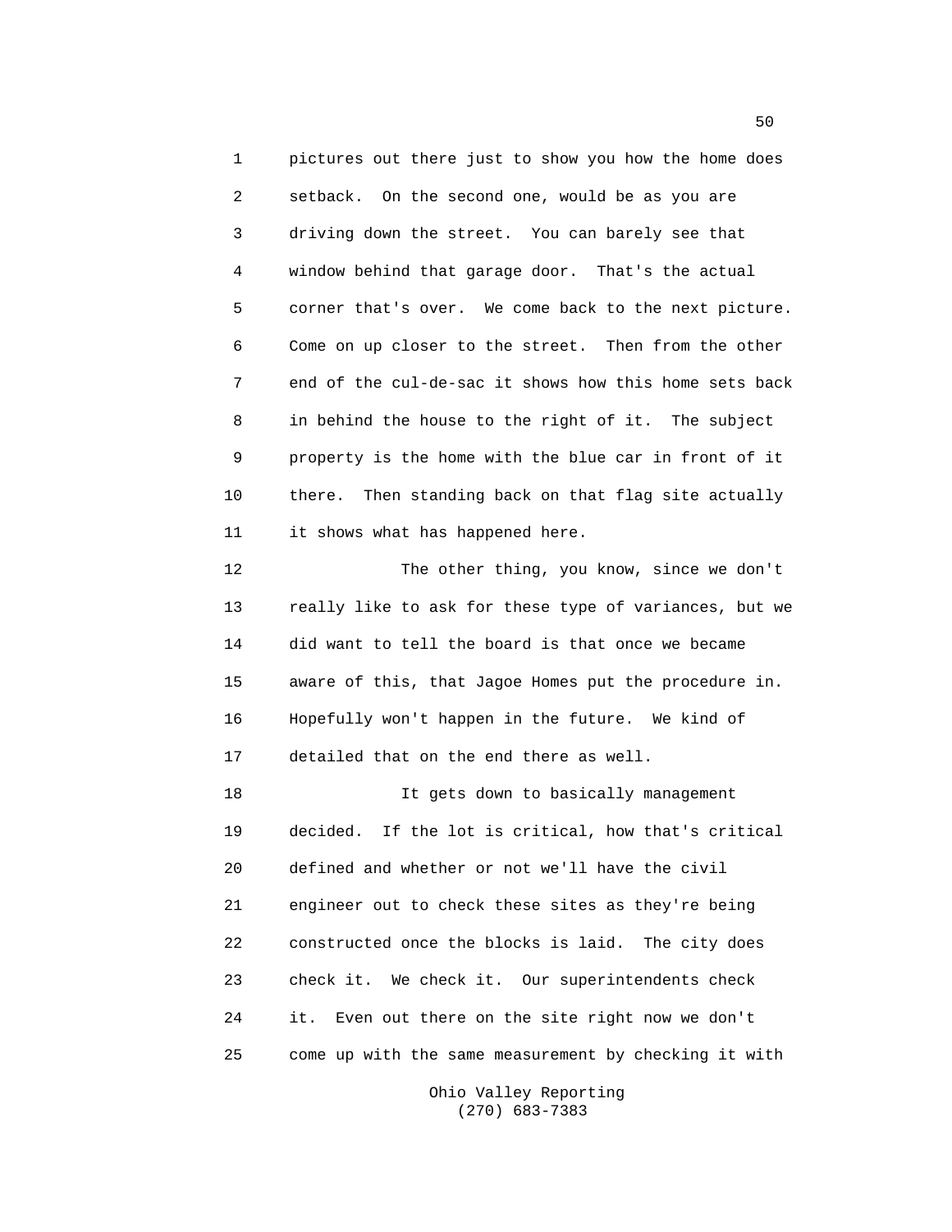pictures out there just to show you how the home does setback. On the second one, would be as you are driving down the street. You can barely see that window behind that garage door. That's the actual corner that's over. We come back to the next picture. Come on up closer to the street. Then from the other end of the cul-de-sac it shows how this home sets back in behind the house to the right of it. The subject property is the home with the blue car in front of it there. Then standing back on that flag site actually it shows what has happened here.

The other thing, you know, since we don't really like to ask for these type of variances, but we did want to tell the board is that once we became aware of this, that Jagoe Homes put the procedure in. Hopefully won't happen in the future. We kind of detailed that on the end there as well.

It gets down to basically management decided. If the lot is critical, how that's critical defined and whether or not we'll have the civil engineer out to check these sites as they're being constructed once the blocks is laid. The city does check it. We check it. Our superintendents check it. Even out there on the site right now we don't come up with the same measurement by checking it with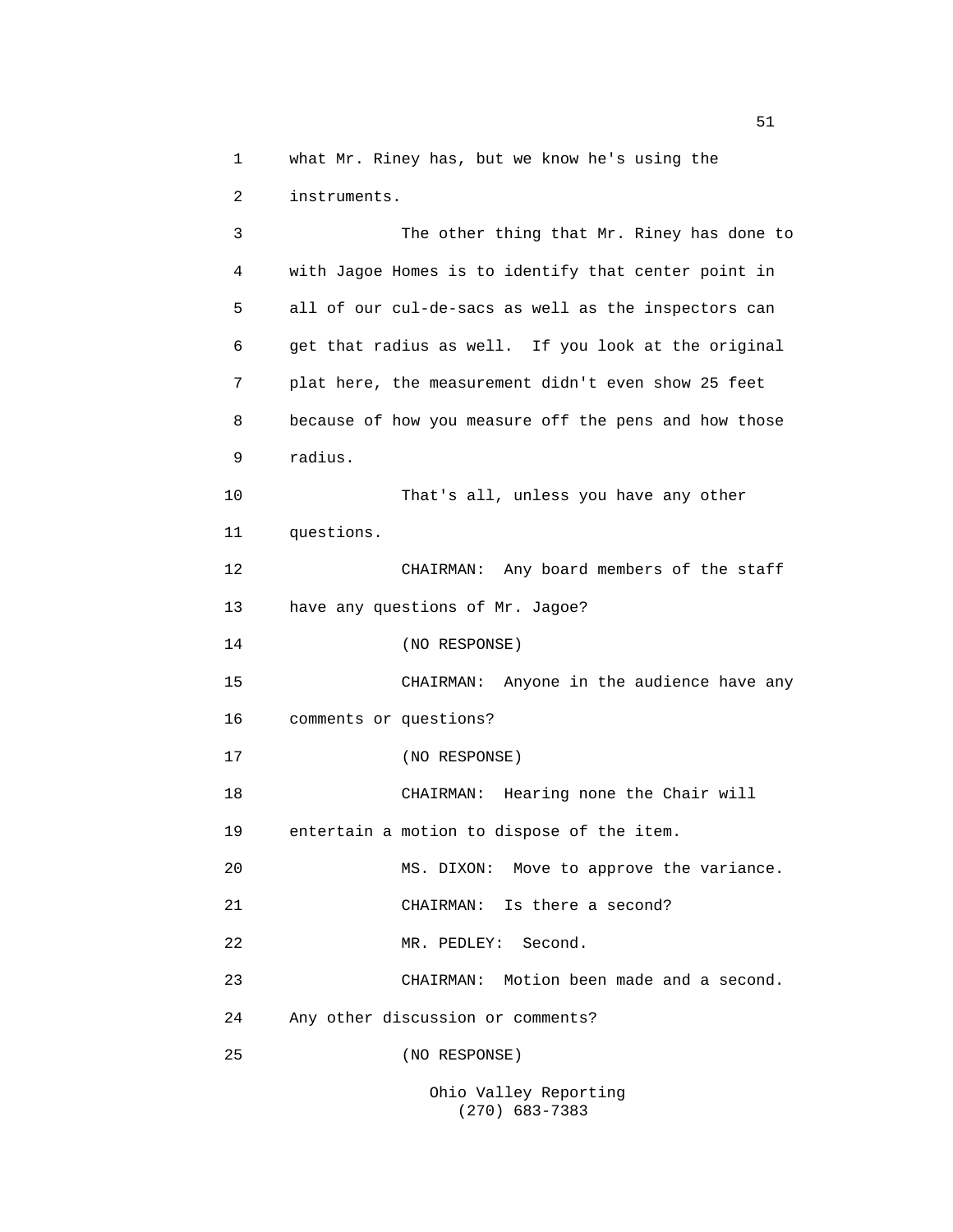what Mr. Riney has, but we know he's using the instruments.

The other thing that Mr. Riney has done to with Jagoe Homes is to identify that center point in all of our cul-de-sacs as well as the inspectors can get that radius as well. If you look at the original plat here, the measurement didn't even show 25 feet because of how you measure off the pens and how those radius.

That's all, unless you have any other questions.

CHAIRMAN: Any board members of the staff have any questions of Mr. Jagoe?

(NO RESPONSE)

CHAIRMAN: Anyone in the audience have any comments or questions?

(NO RESPONSE)

CHAIRMAN: Hearing none the Chair will entertain a motion to dispose of the item.

MS. DIXON: Move to approve the variance.

CHAIRMAN: Is there a second?

MR. PEDLEY: Second.

CHAIRMAN: Motion been made and a second. Any other discussion or comments?

(NO RESPONSE)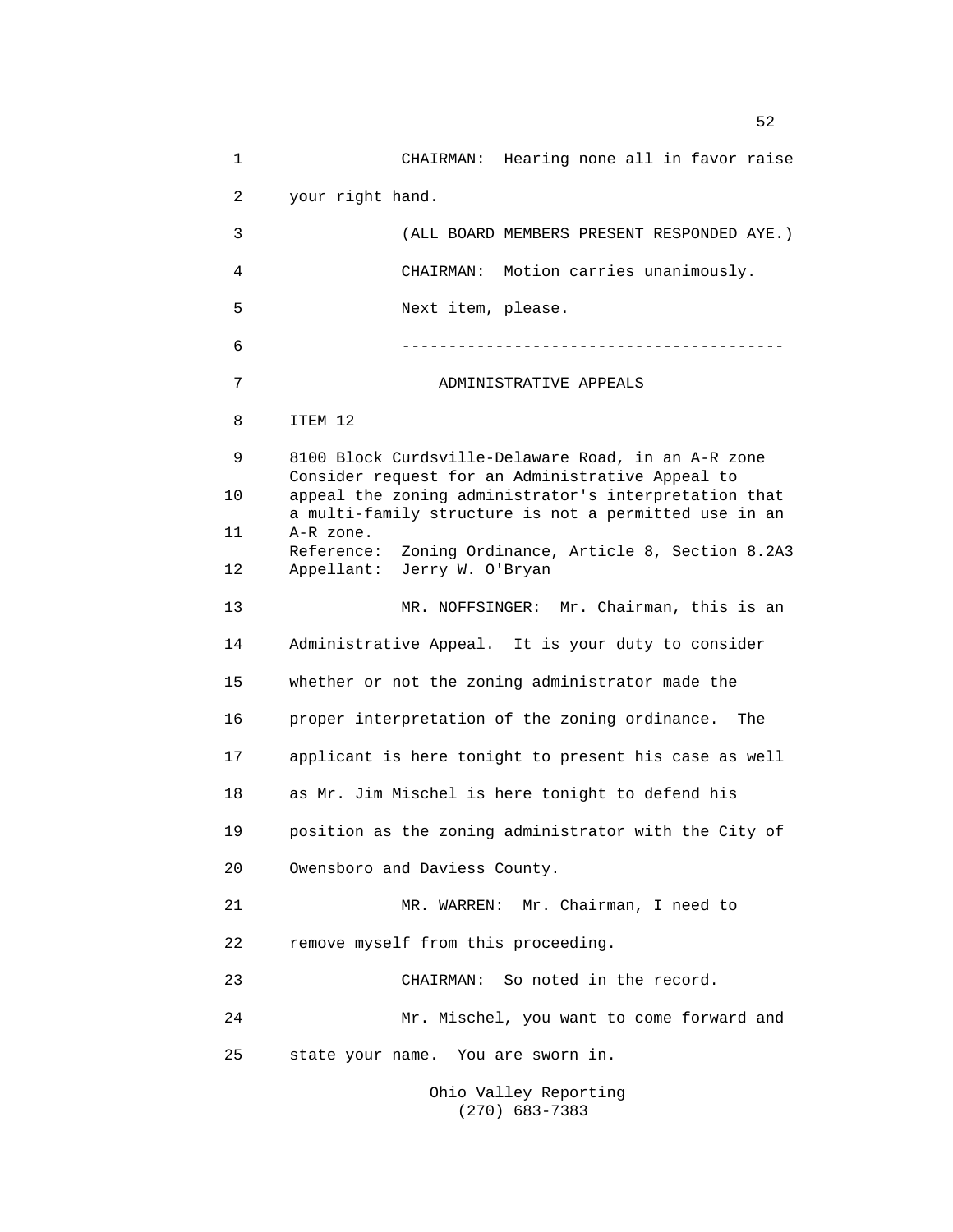CHAIRMAN: Hearing none all in favor raise your right hand.

(ALL BOARD MEMBERS PRESENT RESPONDED AYE.)

CHAIRMAN: Motion carries unanimously.

Next item, please.

----------------------------------------

ADMINISTRATIVE APPEALS

ITEM 12

8100 Block Curdsville-Delaware Road, in an A-R zone
Consider request for an Administrative Appeal to appeal the zoning administrator's interpretation that a multi-family structure is not a permitted use in an A-R zone.
Reference: Zoning Ordinance, Article 8, Section 8.2A3
Appellant: Jerry W. O'Bryan

MR. NOFFSINGER: Mr. Chairman, this is an Administrative Appeal. It is your duty to consider whether or not the zoning administrator made the proper interpretation of the zoning ordinance. The applicant is here tonight to present his case as well as Mr. Jim Mischel is here tonight to defend his position as the zoning administrator with the City of Owensboro and Daviess County.

MR. WARREN: Mr. Chairman, I need to remove myself from this proceeding.

CHAIRMAN: So noted in the record.

Mr. Mischel, you want to come forward and state your name. You are sworn in.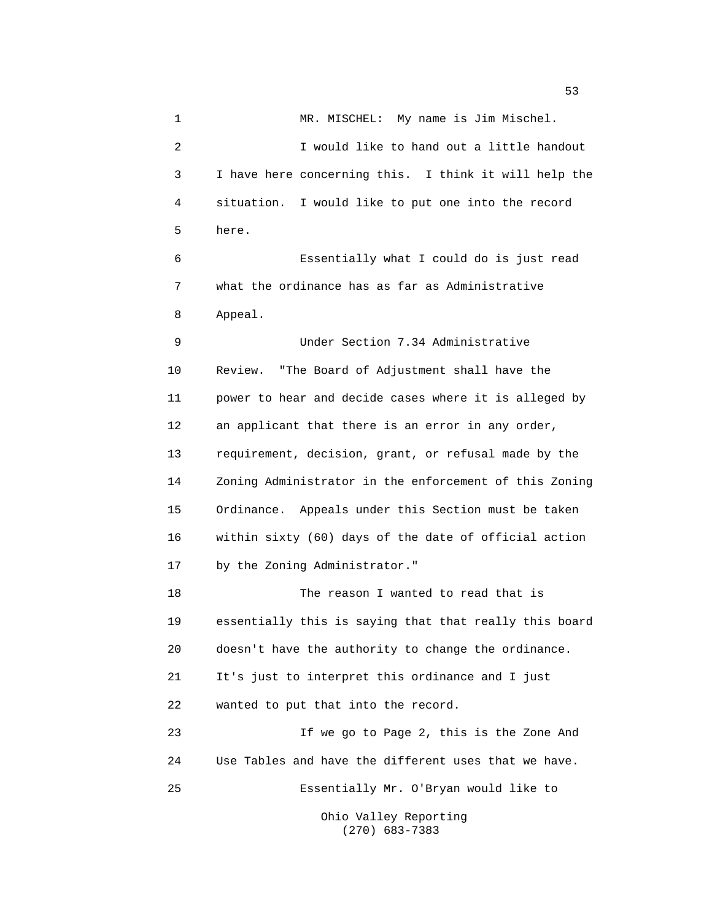MR. MISCHEL: My name is Jim Mischel.

I would like to hand out a little handout I have here concerning this. I think it will help the situation. I would like to put one into the record here.

Essentially what I could do is just read what the ordinance has as far as Administrative Appeal.

Under Section 7.34 Administrative Review. "The Board of Adjustment shall have the power to hear and decide cases where it is alleged by an applicant that there is an error in any order, requirement, decision, grant, or refusal made by the Zoning Administrator in the enforcement of this Zoning Ordinance. Appeals under this Section must be taken within sixty (60) days of the date of official action by the Zoning Administrator."

The reason I wanted to read that is essentially this is saying that that really this board doesn't have the authority to change the ordinance. It's just to interpret this ordinance and I just wanted to put that into the record.

If we go to Page 2, this is the Zone And Use Tables and have the different uses that we have.

Essentially Mr. O'Bryan would like to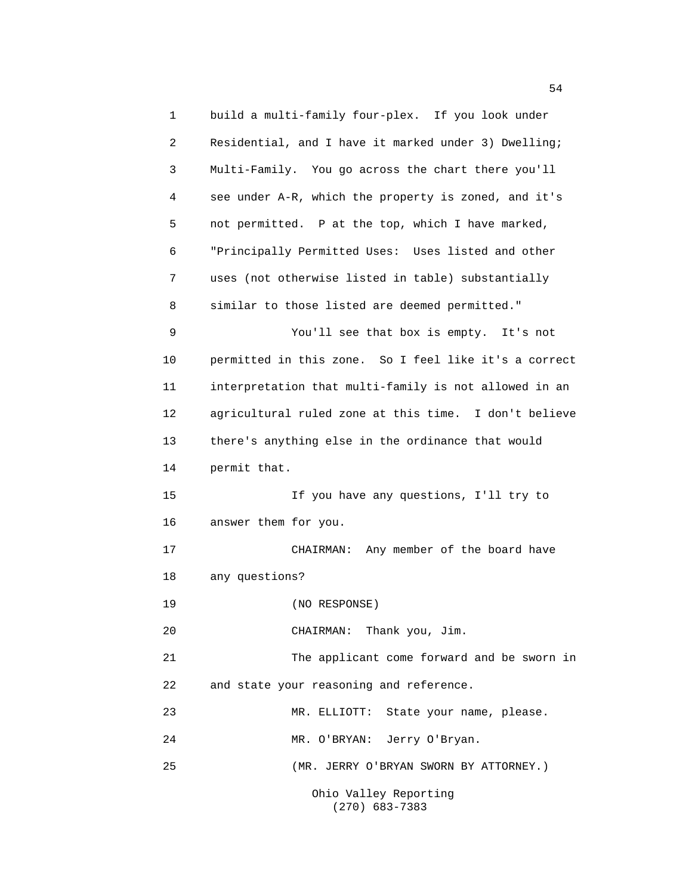1 build a multi-family four-plex. If you look under
2 Residential, and I have it marked under 3) Dwelling;
3 Multi-Family. You go across the chart there you'll
4 see under A-R, which the property is zoned, and it's
5 not permitted. P at the top, which I have marked,
6 "Principally Permitted Uses: Uses listed and other
7 uses (not otherwise listed in table) substantially
8 similar to those listed are deemed permitted."

9 You'll see that box is empty. It's not
10 permitted in this zone. So I feel like it's a correct
11 interpretation that multi-family is not allowed in an
12 agricultural ruled zone at this time. I don't believe
13 there's anything else in the ordinance that would
14 permit that.

15 If you have any questions, I'll try to
16 answer them for you.

17 CHAIRMAN: Any member of the board have
18 any questions?

19 (NO RESPONSE)

20 CHAIRMAN: Thank you, Jim.

21 The applicant come forward and be sworn in
22 and state your reasoning and reference.

23 MR. ELLIOTT: State your name, please.

24 MR. O'BRYAN: Jerry O'Bryan.

25 (MR. JERRY O'BRYAN SWORN BY ATTORNEY.)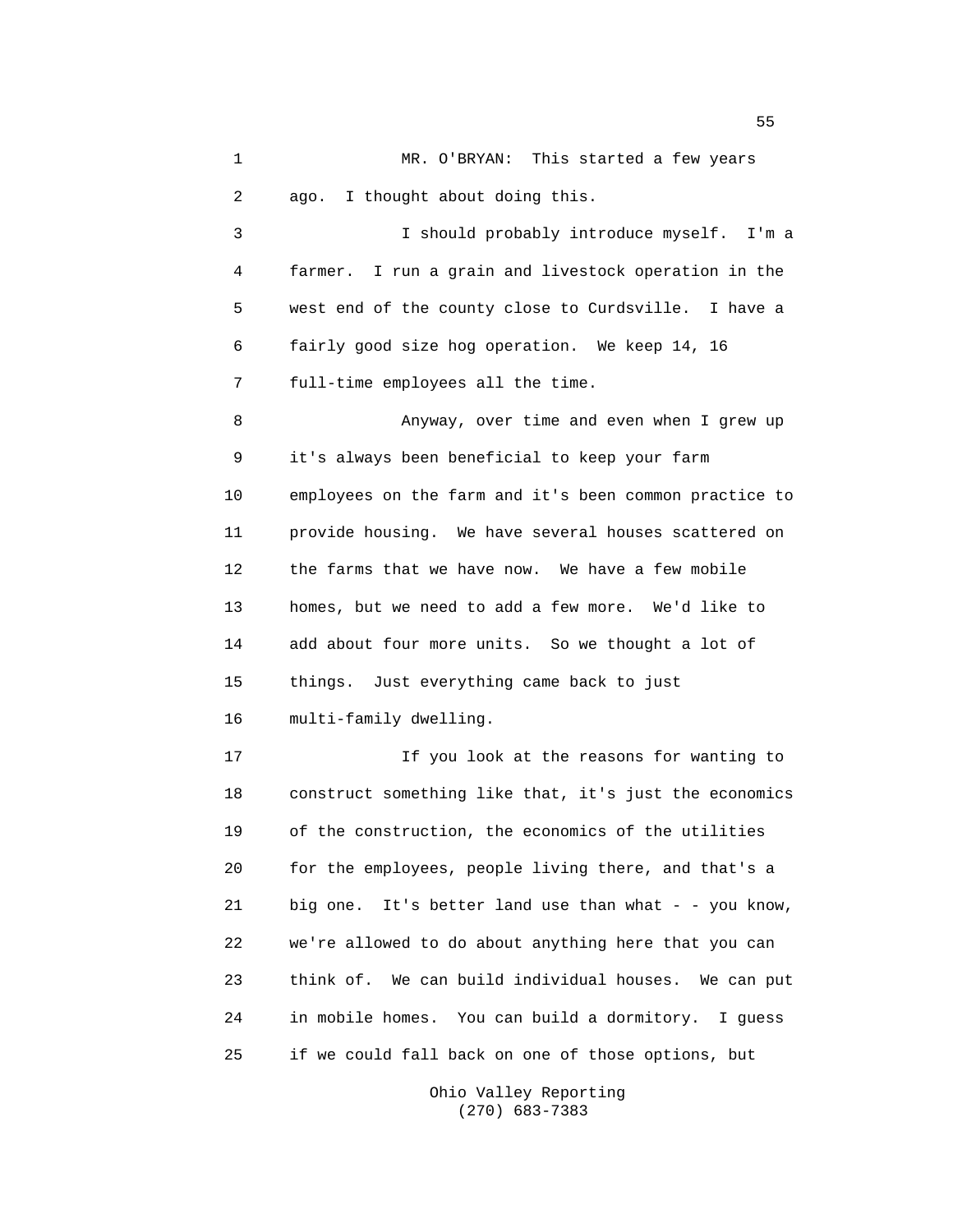MR. O'BRYAN: This started a few years ago. I thought about doing this.

I should probably introduce myself. I'm a farmer. I run a grain and livestock operation in the west end of the county close to Curdsville. I have a fairly good size hog operation. We keep 14, 16 full-time employees all the time.

Anyway, over time and even when I grew up it's always been beneficial to keep your farm employees on the farm and it's been common practice to provide housing. We have several houses scattered on the farms that we have now. We have a few mobile homes, but we need to add a few more. We'd like to add about four more units. So we thought a lot of things. Just everything came back to just multi-family dwelling.

If you look at the reasons for wanting to construct something like that, it's just the economics of the construction, the economics of the utilities for the employees, people living there, and that's a big one. It's better land use than what - - you know, we're allowed to do about anything here that you can think of. We can build individual houses. We can put in mobile homes. You can build a dormitory. I guess if we could fall back on one of those options, but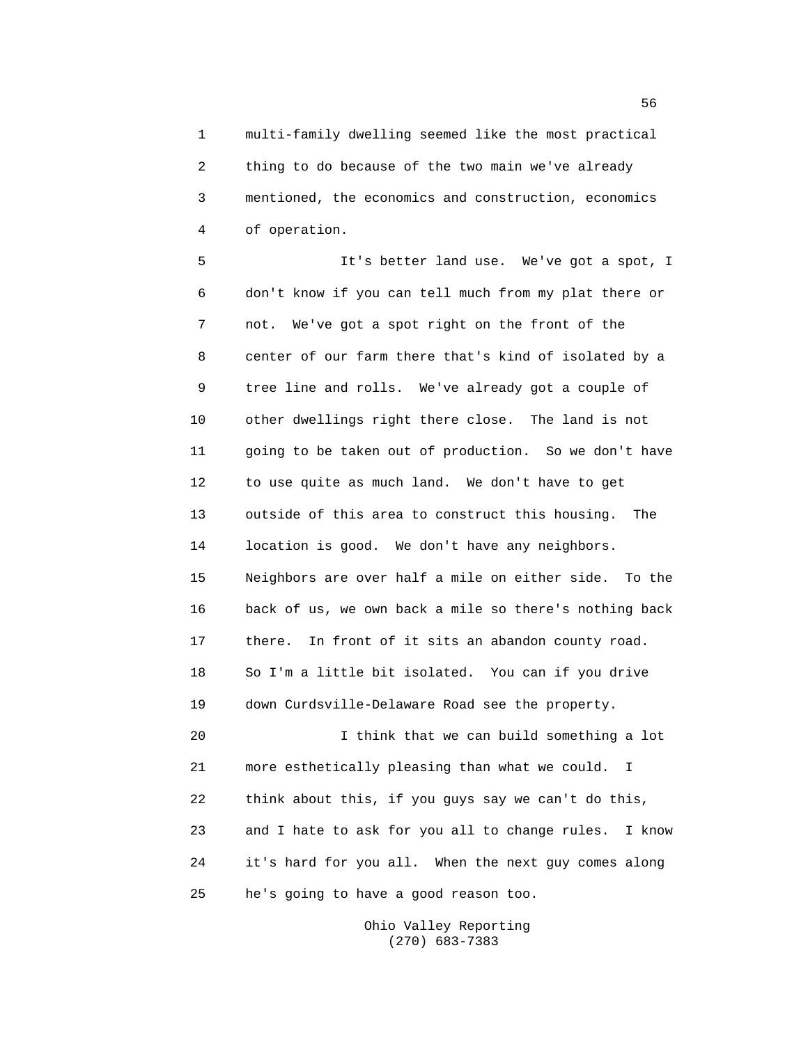1 multi-family dwelling seemed like the most practical
2 thing to do because of the two main we've already
3 mentioned, the economics and construction, economics
4 of operation.

5 It's better land use. We've got a spot, I
6 don't know if you can tell much from my plat there or
7 not. We've got a spot right on the front of the
8 center of our farm there that's kind of isolated by a
9 tree line and rolls. We've already got a couple of
10 other dwellings right there close. The land is not
11 going to be taken out of production. So we don't have
12 to use quite as much land. We don't have to get
13 outside of this area to construct this housing. The
14 location is good. We don't have any neighbors.
15 Neighbors are over half a mile on either side. To the
16 back of us, we own back a mile so there's nothing back
17 there. In front of it sits an abandon county road.
18 So I'm a little bit isolated. You can if you drive
19 down Curdsville-Delaware Road see the property.

20 I think that we can build something a lot
21 more esthetically pleasing than what we could. I
22 think about this, if you guys say we can't do this,
23 and I hate to ask for you all to change rules. I know
24 it's hard for you all. When the next guy comes along
25 he's going to have a good reason too.

Ohio Valley Reporting
(270) 683-7383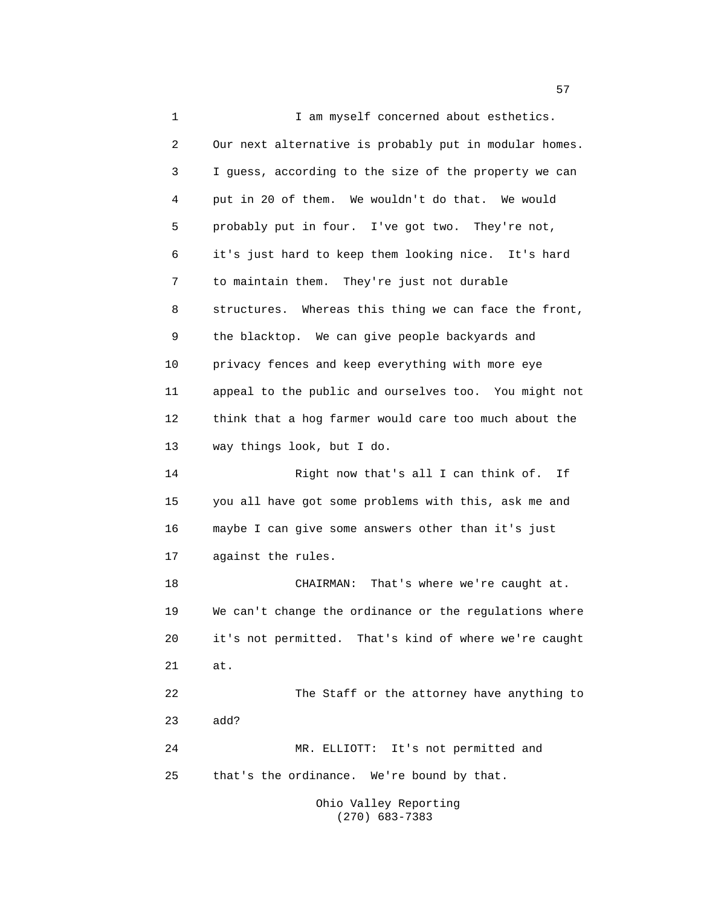I am myself concerned about esthetics. Our next alternative is probably put in modular homes. I guess, according to the size of the property we can put in 20 of them. We wouldn't do that. We would probably put in four. I've got two. They're not, it's just hard to keep them looking nice. It's hard to maintain them. They're just not durable structures. Whereas this thing we can face the front, the blacktop. We can give people backyards and privacy fences and keep everything with more eye appeal to the public and ourselves too. You might not think that a hog farmer would care too much about the way things look, but I do.

Right now that's all I can think of. If you all have got some problems with this, ask me and maybe I can give some answers other than it's just against the rules.

CHAIRMAN: That's where we're caught at. We can't change the ordinance or the regulations where it's not permitted. That's kind of where we're caught at.

The Staff or the attorney have anything to add?

MR. ELLIOTT: It's not permitted and that's the ordinance. We're bound by that.

Ohio Valley Reporting
(270) 683-7383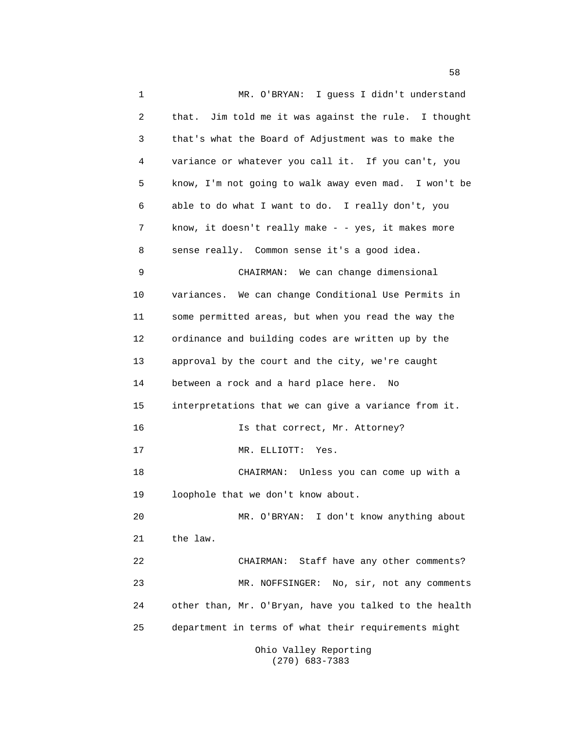MR. O'BRYAN: I guess I didn't understand that. Jim told me it was against the rule. I thought that's what the Board of Adjustment was to make the variance or whatever you call it. If you can't, you know, I'm not going to walk away even mad. I won't be able to do what I want to do. I really don't, you know, it doesn't really make - - yes, it makes more sense really. Common sense it's a good idea.

CHAIRMAN: We can change dimensional variances. We can change Conditional Use Permits in some permitted areas, but when you read the way the ordinance and building codes are written up by the approval by the court and the city, we're caught between a rock and a hard place here. No interpretations that we can give a variance from it.

Is that correct, Mr. Attorney?

MR. ELLIOTT: Yes.

CHAIRMAN: Unless you can come up with a loophole that we don't know about.

MR. O'BRYAN: I don't know anything about the law.

CHAIRMAN: Staff have any other comments?

MR. NOFFSINGER: No, sir, not any comments other than, Mr. O'Bryan, have you talked to the health department in terms of what their requirements might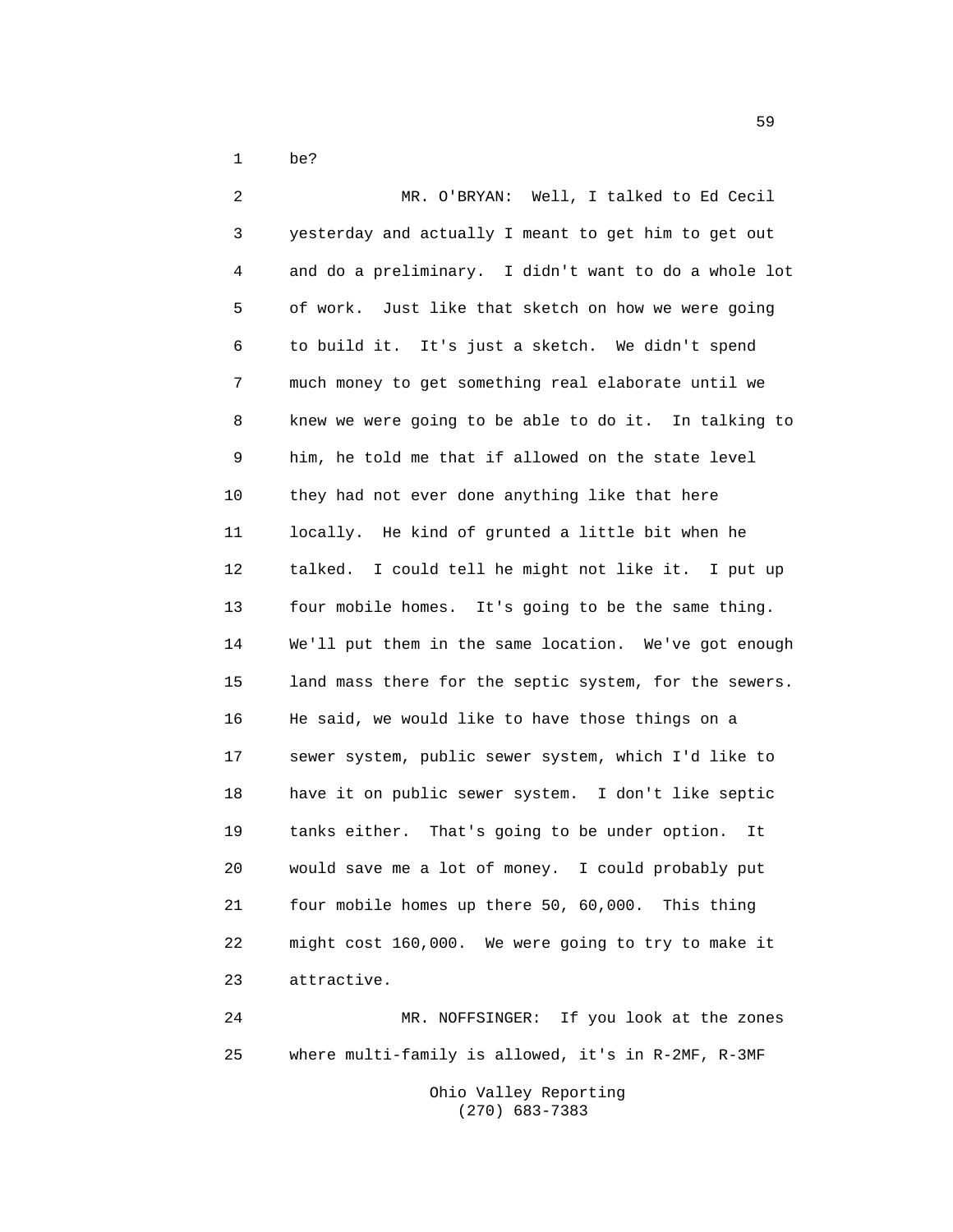be?

MR. O'BRYAN: Well, I talked to Ed Cecil yesterday and actually I meant to get him to get out and do a preliminary. I didn't want to do a whole lot of work. Just like that sketch on how we were going to build it. It's just a sketch. We didn't spend much money to get something real elaborate until we knew we were going to be able to do it. In talking to him, he told me that if allowed on the state level they had not ever done anything like that here locally. He kind of grunted a little bit when he talked. I could tell he might not like it. I put up four mobile homes. It's going to be the same thing. We'll put them in the same location. We've got enough land mass there for the septic system, for the sewers. He said, we would like to have those things on a sewer system, public sewer system, which I'd like to have it on public sewer system. I don't like septic tanks either. That's going to be under option. It would save me a lot of money. I could probably put four mobile homes up there 50, 60,000. This thing might cost 160,000. We were going to try to make it attractive.

MR. NOFFSINGER: If you look at the zones where multi-family is allowed, it's in R-2MF, R-3MF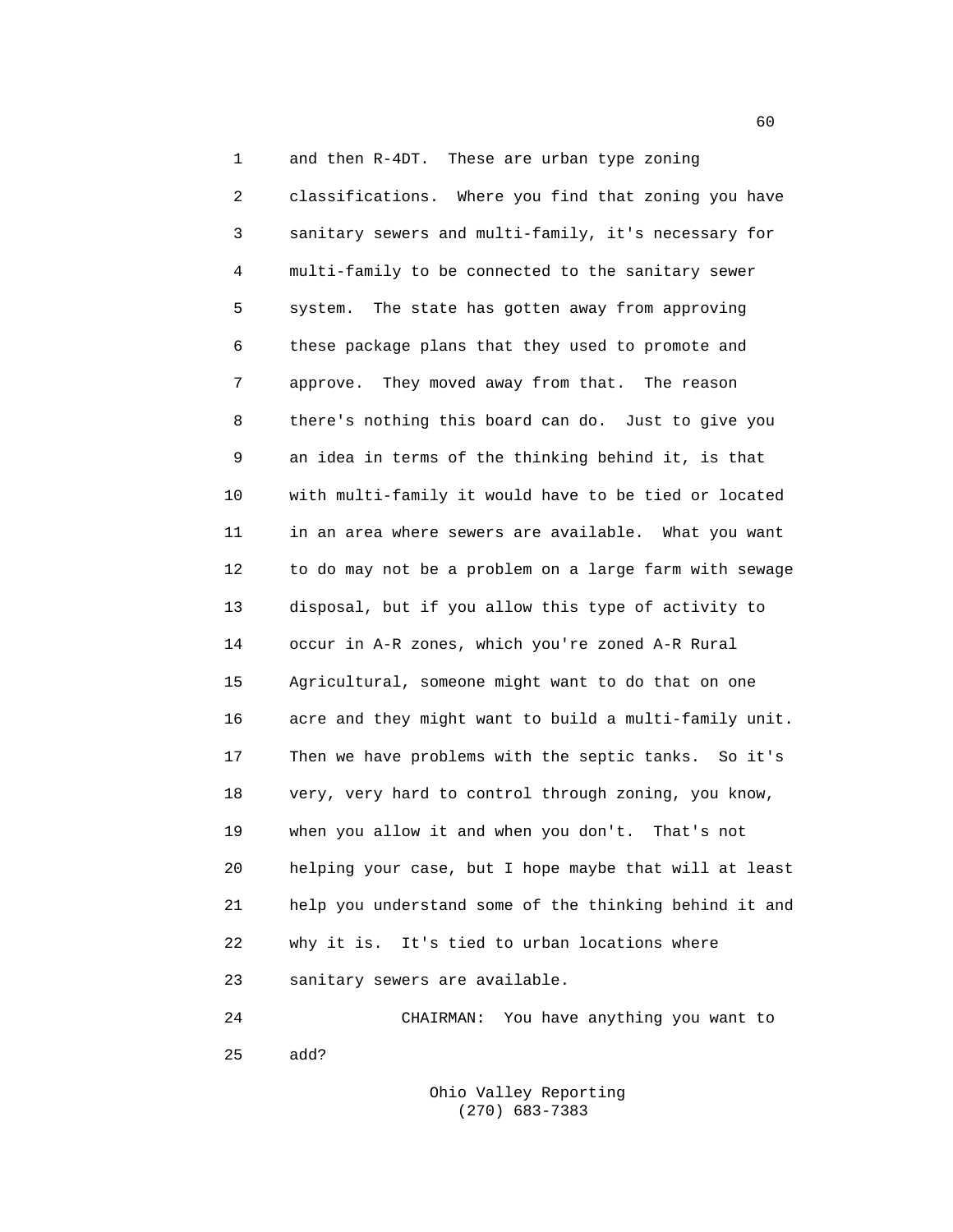1 and then R-4DT. These are urban type zoning
2 classifications. Where you find that zoning you have
3 sanitary sewers and multi-family, it's necessary for
4 multi-family to be connected to the sanitary sewer
5 system. The state has gotten away from approving
6 these package plans that they used to promote and
7 approve. They moved away from that. The reason
8 there's nothing this board can do. Just to give you
9 an idea in terms of the thinking behind it, is that
10 with multi-family it would have to be tied or located
11 in an area where sewers are available. What you want
12 to do may not be a problem on a large farm with sewage
13 disposal, but if you allow this type of activity to
14 occur in A-R zones, which you're zoned A-R Rural
15 Agricultural, someone might want to do that on one
16 acre and they might want to build a multi-family unit.
17 Then we have problems with the septic tanks. So it's
18 very, very hard to control through zoning, you know,
19 when you allow it and when you don't. That's not
20 helping your case, but I hope maybe that will at least
21 help you understand some of the thinking behind it and
22 why it is. It's tied to urban locations where
23 sanitary sewers are available.
24 CHAIRMAN: You have anything you want to
25 add?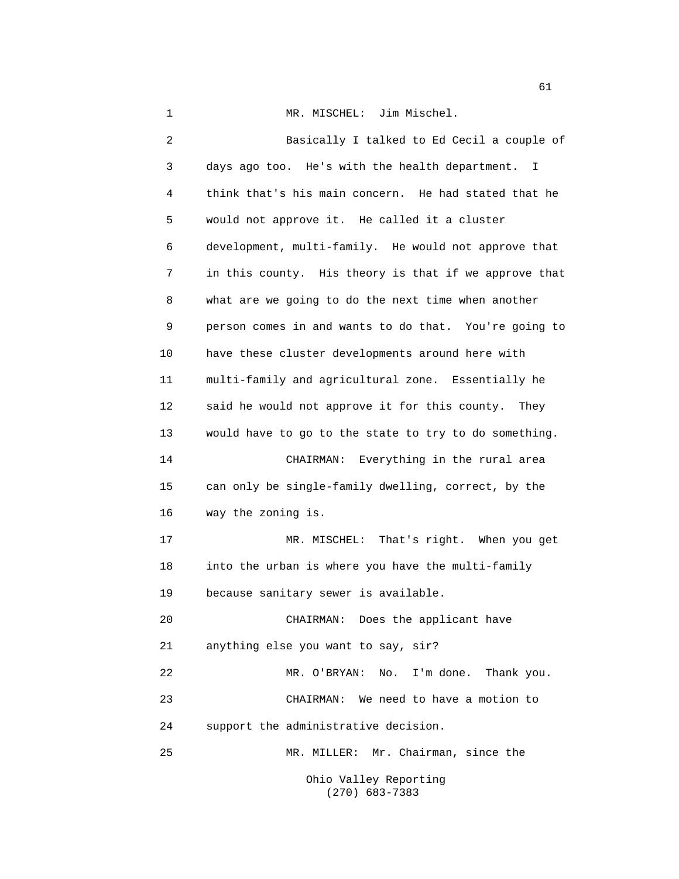MR. MISCHEL: Jim Mischel.

Basically I talked to Ed Cecil a couple of days ago too. He's with the health department. I think that's his main concern. He had stated that he would not approve it. He called it a cluster development, multi-family. He would not approve that in this county. His theory is that if we approve that what are we going to do the next time when another person comes in and wants to do that. You're going to have these cluster developments around here with multi-family and agricultural zone. Essentially he said he would not approve it for this county. They would have to go to the state to try to do something.

CHAIRMAN: Everything in the rural area can only be single-family dwelling, correct, by the way the zoning is.

MR. MISCHEL: That's right. When you get into the urban is where you have the multi-family because sanitary sewer is available.

CHAIRMAN: Does the applicant have anything else you want to say, sir?

MR. O'BRYAN: No. I'm done. Thank you.

CHAIRMAN: We need to have a motion to support the administrative decision.

MR. MILLER: Mr. Chairman, since the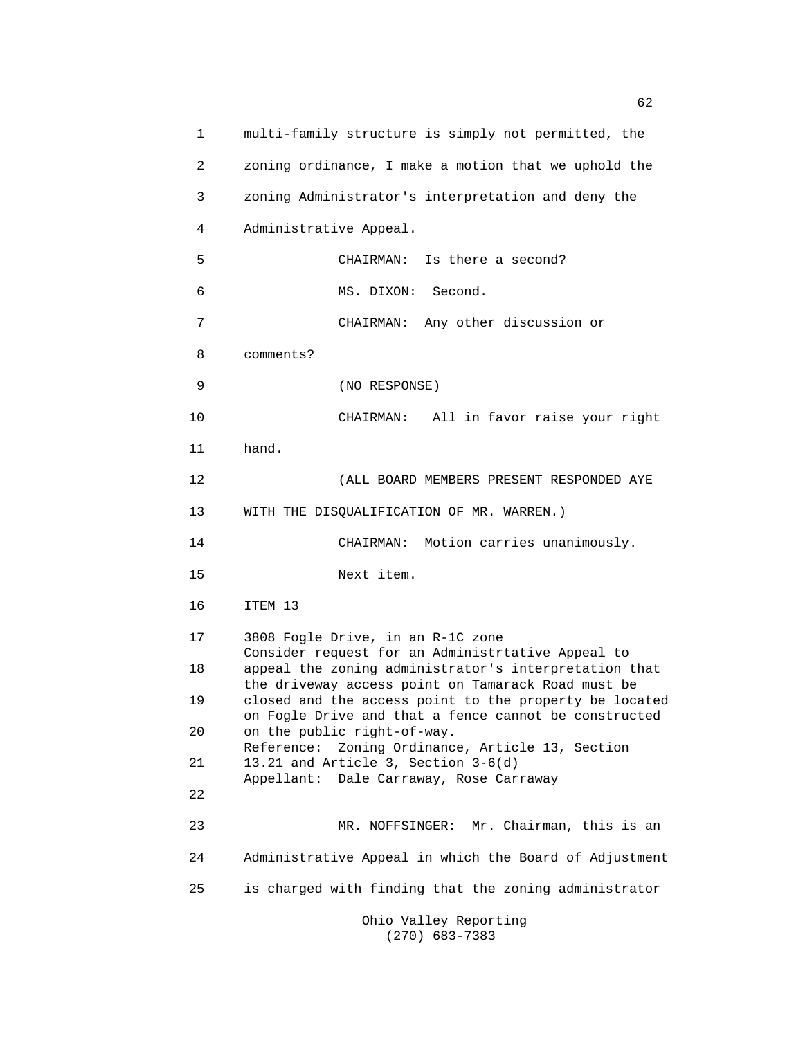multi-family structure is simply not permitted, the zoning ordinance, I make a motion that we uphold the zoning Administrator's interpretation and deny the Administrative Appeal.

CHAIRMAN: Is there a second?

MS. DIXON: Second.

CHAIRMAN: Any other discussion or comments?

(NO RESPONSE)

CHAIRMAN: All in favor raise your right hand.

(ALL BOARD MEMBERS PRESENT RESPONDED AYE WITH THE DISQUALIFICATION OF MR. WARREN.)

CHAIRMAN: Motion carries unanimously.

Next item.

ITEM 13

3808 Fogle Drive, in an R-1C zone
Consider request for an Administrtative Appeal to appeal the zoning administrator's interpretation that the driveway access point on Tamarack Road must be closed and the access point to the property be located on Fogle Drive and that a fence cannot be constructed on the public right-of-way.
Reference: Zoning Ordinance, Article 13, Section 13.21 and Article 3, Section 3-6(d)
Appellant: Dale Carraway, Rose Carraway

MR. NOFFSINGER: Mr. Chairman, this is an Administrative Appeal in which the Board of Adjustment is charged with finding that the zoning administrator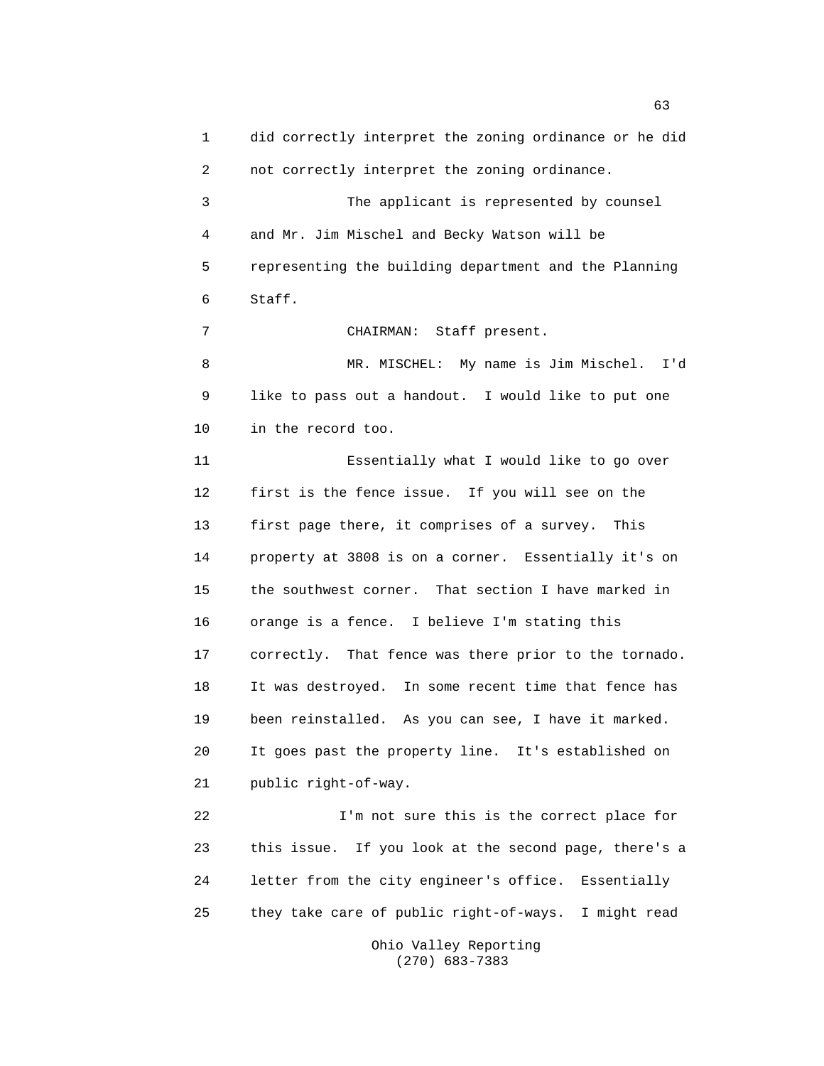did correctly interpret the zoning ordinance or he did not correctly interpret the zoning ordinance.

The applicant is represented by counsel and Mr. Jim Mischel and Becky Watson will be representing the building department and the Planning Staff.

CHAIRMAN: Staff present.

MR. MISCHEL: My name is Jim Mischel. I'd like to pass out a handout. I would like to put one in the record too.

Essentially what I would like to go over first is the fence issue. If you will see on the first page there, it comprises of a survey. This property at 3808 is on a corner. Essentially it's on the southwest corner. That section I have marked in orange is a fence. I believe I'm stating this correctly. That fence was there prior to the tornado. It was destroyed. In some recent time that fence has been reinstalled. As you can see, I have it marked. It goes past the property line. It's established on public right-of-way.

I'm not sure this is the correct place for this issue. If you look at the second page, there's a letter from the city engineer's office. Essentially they take care of public right-of-ways. I might read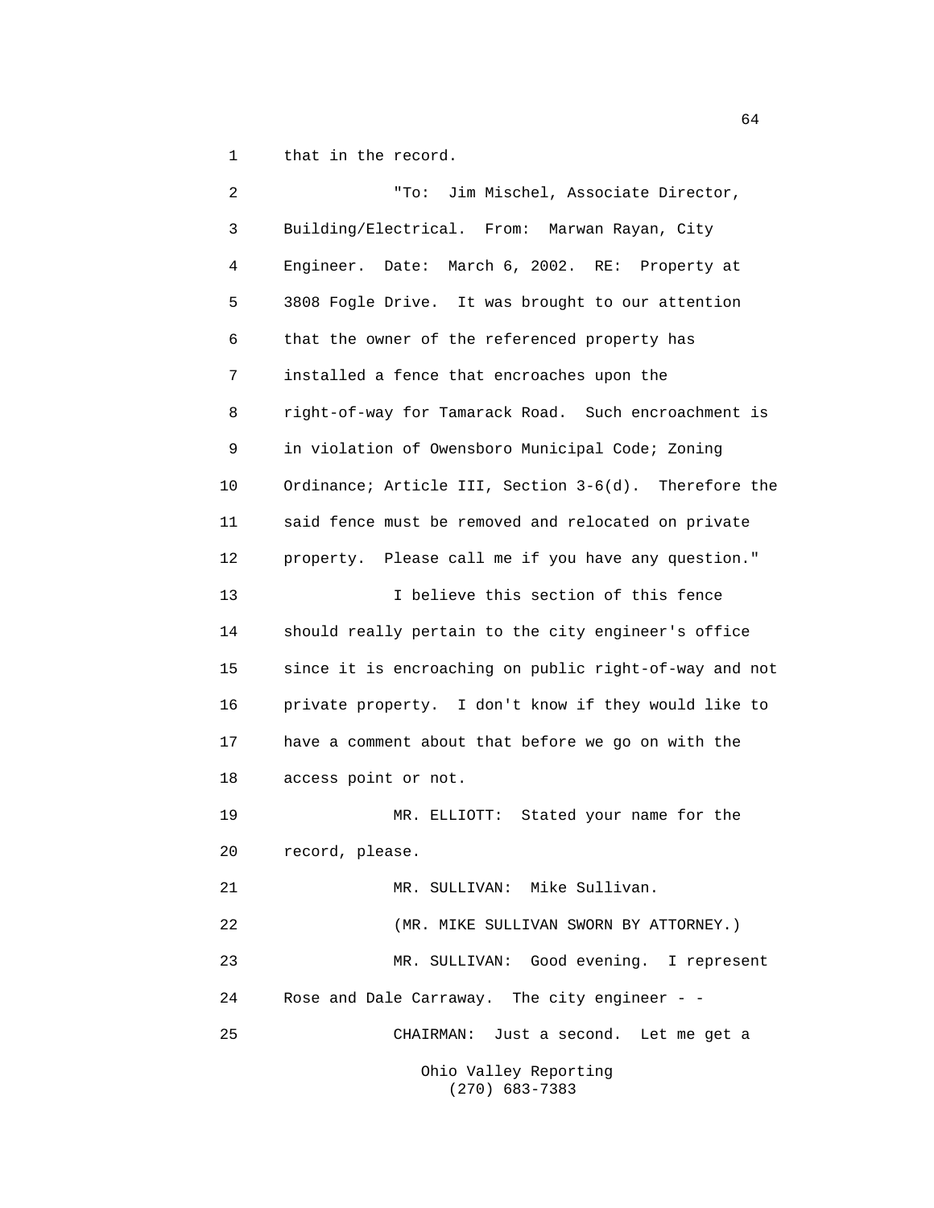that in the record.

"To: Jim Mischel, Associate Director, Building/Electrical. From: Marwan Rayan, City Engineer. Date: March 6, 2002. RE: Property at 3808 Fogle Drive. It was brought to our attention that the owner of the referenced property has installed a fence that encroaches upon the right-of-way for Tamarack Road. Such encroachment is in violation of Owensboro Municipal Code; Zoning Ordinance; Article III, Section 3-6(d). Therefore the said fence must be removed and relocated on private property. Please call me if you have any question."

I believe this section of this fence should really pertain to the city engineer's office since it is encroaching on public right-of-way and not private property. I don't know if they would like to have a comment about that before we go on with the access point or not.

MR. ELLIOTT: Stated your name for the record, please.

MR. SULLIVAN: Mike Sullivan.

(MR. MIKE SULLIVAN SWORN BY ATTORNEY.)

MR. SULLIVAN: Good evening. I represent Rose and Dale Carraway. The city engineer - -

CHAIRMAN: Just a second. Let me get a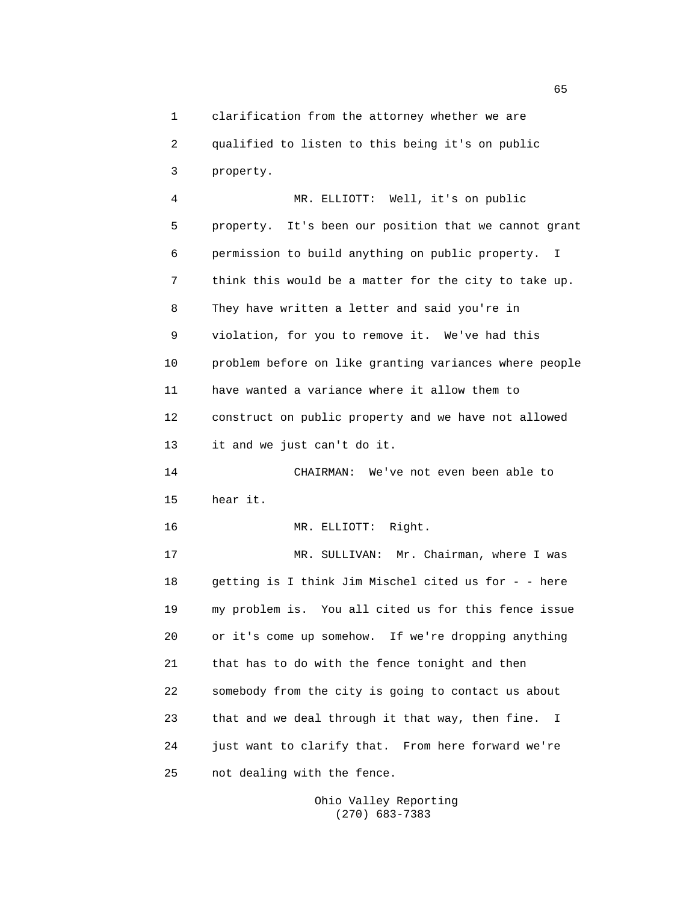clarification from the attorney whether we are qualified to listen to this being it's on public property.

MR. ELLIOTT: Well, it's on public property. It's been our position that we cannot grant permission to build anything on public property. I think this would be a matter for the city to take up. They have written a letter and said you're in violation, for you to remove it. We've had this problem before on like granting variances where people have wanted a variance where it allow them to construct on public property and we have not allowed it and we just can't do it.

CHAIRMAN: We've not even been able to hear it.

MR. ELLIOTT: Right.

MR. SULLIVAN: Mr. Chairman, where I was getting is I think Jim Mischel cited us for - - here my problem is. You all cited us for this fence issue or it's come up somehow. If we're dropping anything that has to do with the fence tonight and then somebody from the city is going to contact us about that and we deal through it that way, then fine. I just want to clarify that. From here forward we're not dealing with the fence.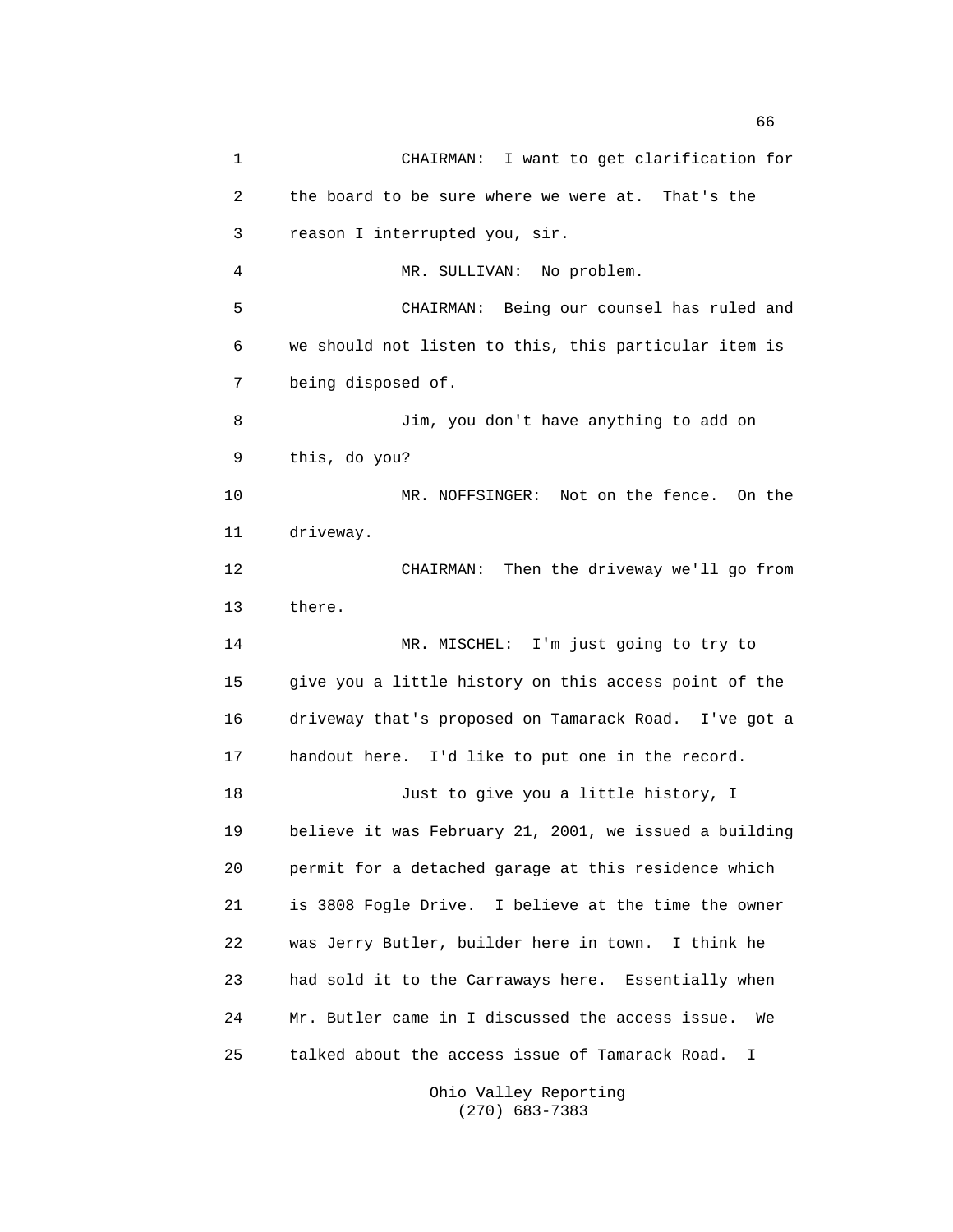CHAIRMAN: I want to get clarification for the board to be sure where we were at. That's the reason I interrupted you, sir.

MR. SULLIVAN: No problem.

CHAIRMAN: Being our counsel has ruled and we should not listen to this, this particular item is being disposed of.

Jim, you don't have anything to add on this, do you?

MR. NOFFSINGER: Not on the fence. On the driveway.

CHAIRMAN: Then the driveway we'll go from there.

MR. MISCHEL: I'm just going to try to give you a little history on this access point of the driveway that's proposed on Tamarack Road. I've got a handout here. I'd like to put one in the record.

Just to give you a little history, I believe it was February 21, 2001, we issued a building permit for a detached garage at this residence which is 3808 Fogle Drive. I believe at the time the owner was Jerry Butler, builder here in town. I think he had sold it to the Carraways here. Essentially when Mr. Butler came in I discussed the access issue. We talked about the access issue of Tamarack Road. I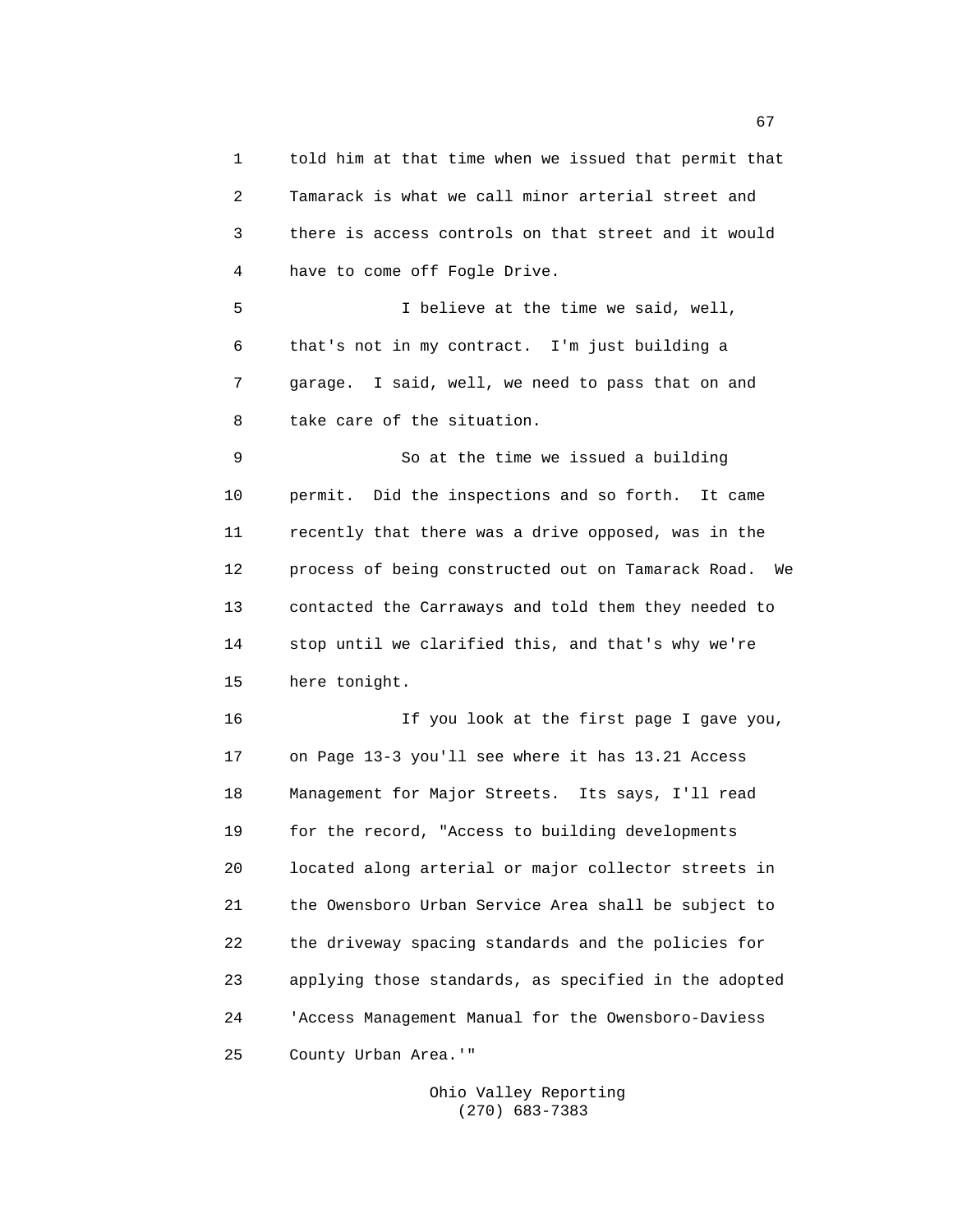told him at that time when we issued that permit that Tamarack is what we call minor arterial street and there is access controls on that street and it would have to come off Fogle Drive.

I believe at the time we said, well, that's not in my contract. I'm just building a garage. I said, well, we need to pass that on and take care of the situation.

So at the time we issued a building permit. Did the inspections and so forth. It came recently that there was a drive opposed, was in the process of being constructed out on Tamarack Road. We contacted the Carraways and told them they needed to stop until we clarified this, and that's why we're here tonight.

If you look at the first page I gave you, on Page 13-3 you'll see where it has 13.21 Access Management for Major Streets. Its says, I'll read for the record, "Access to building developments located along arterial or major collector streets in the Owensboro Urban Service Area shall be subject to the driveway spacing standards and the policies for applying those standards, as specified in the adopted 'Access Management Manual for the Owensboro-Daviess County Urban Area.'"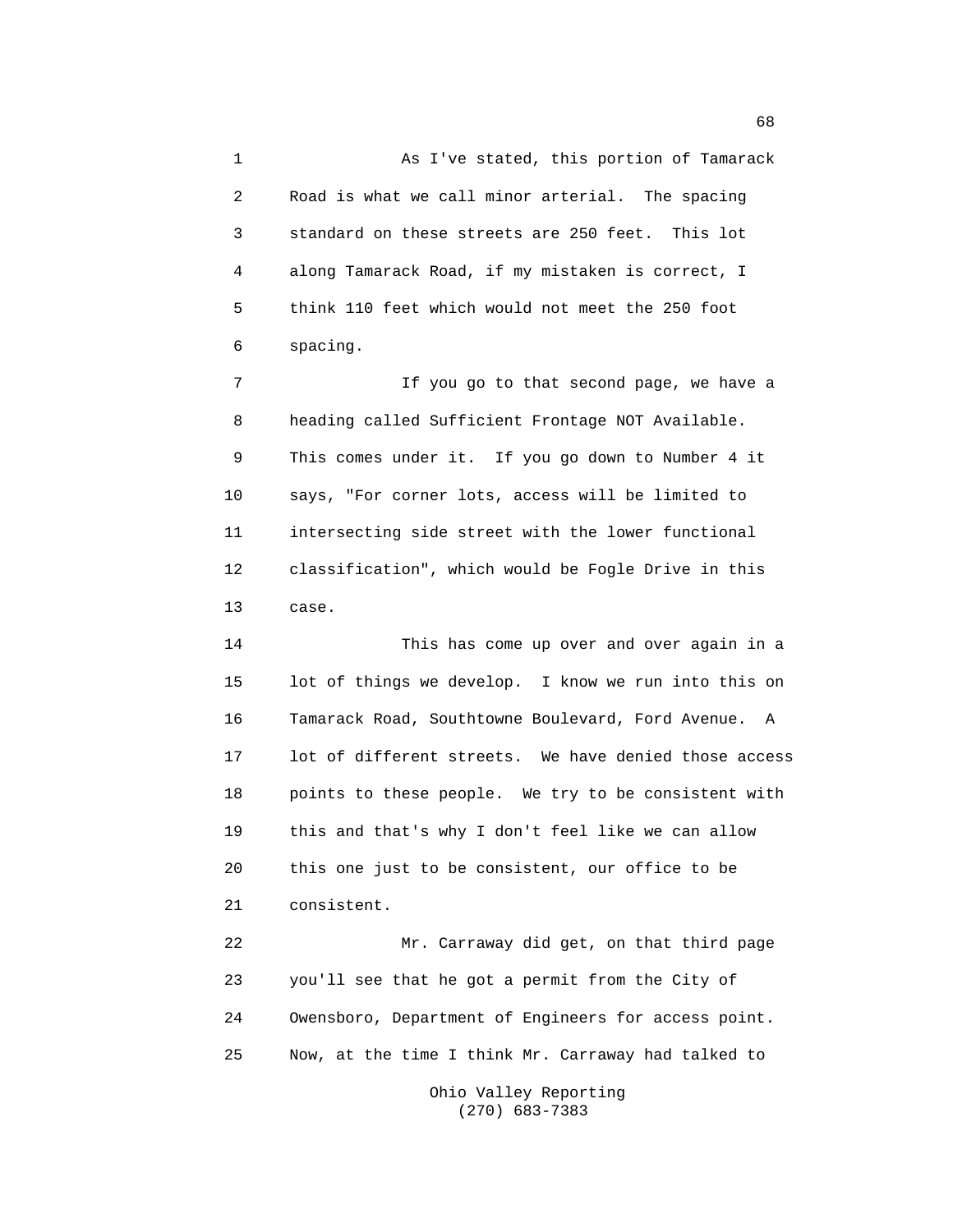As I've stated, this portion of Tamarack Road is what we call minor arterial. The spacing standard on these streets are 250 feet. This lot along Tamarack Road, if my mistaken is correct, I think 110 feet which would not meet the 250 foot spacing.

If you go to that second page, we have a heading called Sufficient Frontage NOT Available. This comes under it. If you go down to Number 4 it says, "For corner lots, access will be limited to intersecting side street with the lower functional classification", which would be Fogle Drive in this case.

This has come up over and over again in a lot of things we develop. I know we run into this on Tamarack Road, Southtowne Boulevard, Ford Avenue. A lot of different streets. We have denied those access points to these people. We try to be consistent with this and that's why I don't feel like we can allow this one just to be consistent, our office to be consistent.

Mr. Carraway did get, on that third page you'll see that he got a permit from the City of Owensboro, Department of Engineers for access point. Now, at the time I think Mr. Carraway had talked to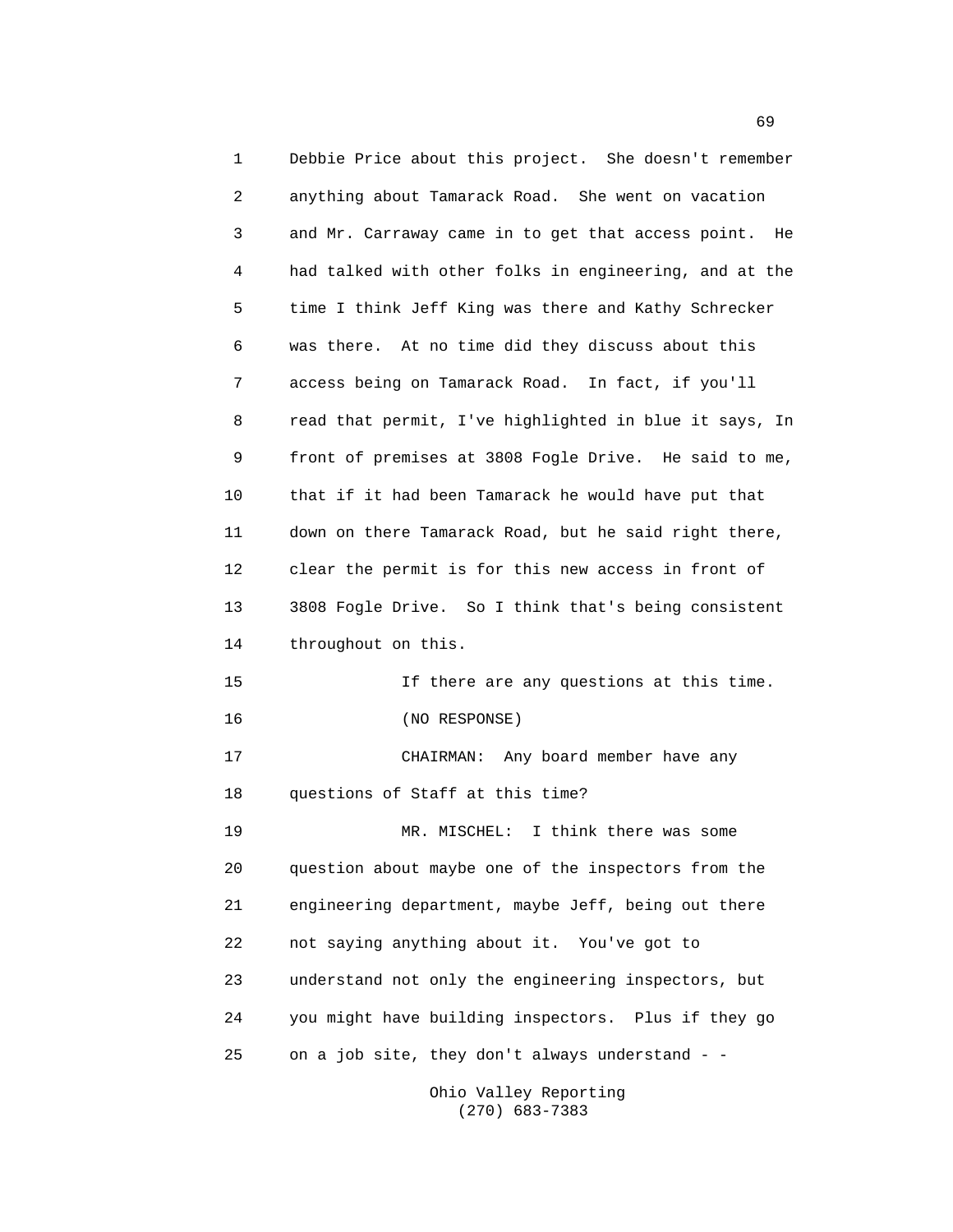Debbie Price about this project. She doesn't remember anything about Tamarack Road. She went on vacation and Mr. Carraway came in to get that access point. He had talked with other folks in engineering, and at the time I think Jeff King was there and Kathy Schrecker was there. At no time did they discuss about this access being on Tamarack Road. In fact, if you'll read that permit, I've highlighted in blue it says, In front of premises at 3808 Fogle Drive. He said to me, that if it had been Tamarack he would have put that down on there Tamarack Road, but he said right there, clear the permit is for this new access in front of 3808 Fogle Drive. So I think that's being consistent throughout on this.

If there are any questions at this time.

(NO RESPONSE)

CHAIRMAN: Any board member have any questions of Staff at this time?

MR. MISCHEL: I think there was some question about maybe one of the inspectors from the engineering department, maybe Jeff, being out there not saying anything about it. You've got to understand not only the engineering inspectors, but you might have building inspectors. Plus if they go on a job site, they don't always understand - -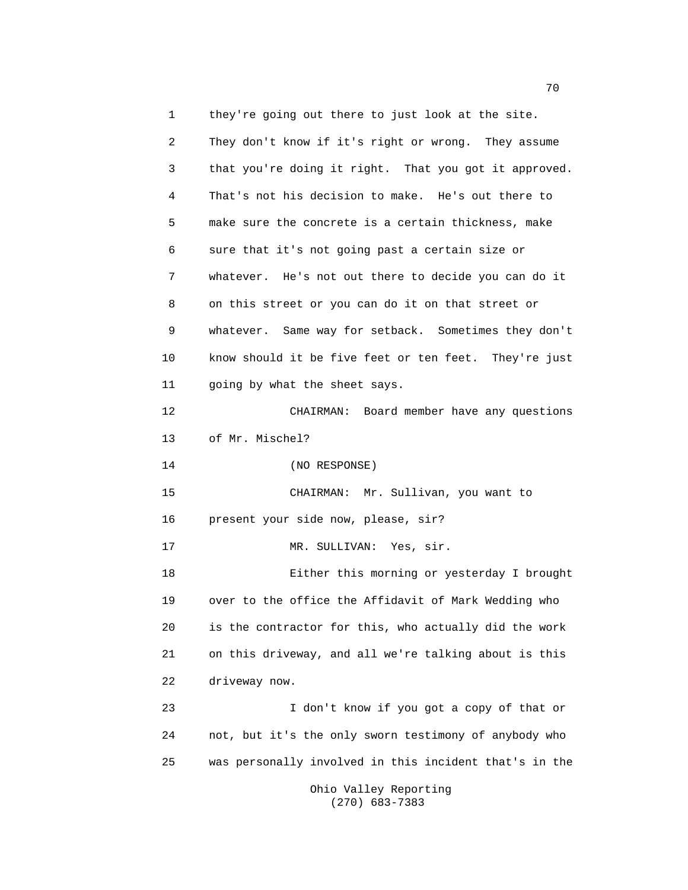they're going out there to just look at the site. They don't know if it's right or wrong. They assume that you're doing it right. That you got it approved. That's not his decision to make. He's out there to make sure the concrete is a certain thickness, make sure that it's not going past a certain size or whatever. He's not out there to decide you can do it on this street or you can do it on that street or whatever. Same way for setback. Sometimes they don't know should it be five feet or ten feet. They're just going by what the sheet says.

CHAIRMAN: Board member have any questions of Mr. Mischel?

(NO RESPONSE)

CHAIRMAN: Mr. Sullivan, you want to present your side now, please, sir?

MR. SULLIVAN: Yes, sir.

Either this morning or yesterday I brought over to the office the Affidavit of Mark Wedding who is the contractor for this, who actually did the work on this driveway, and all we're talking about is this driveway now.

I don't know if you got a copy of that or not, but it's the only sworn testimony of anybody who was personally involved in this incident that's in the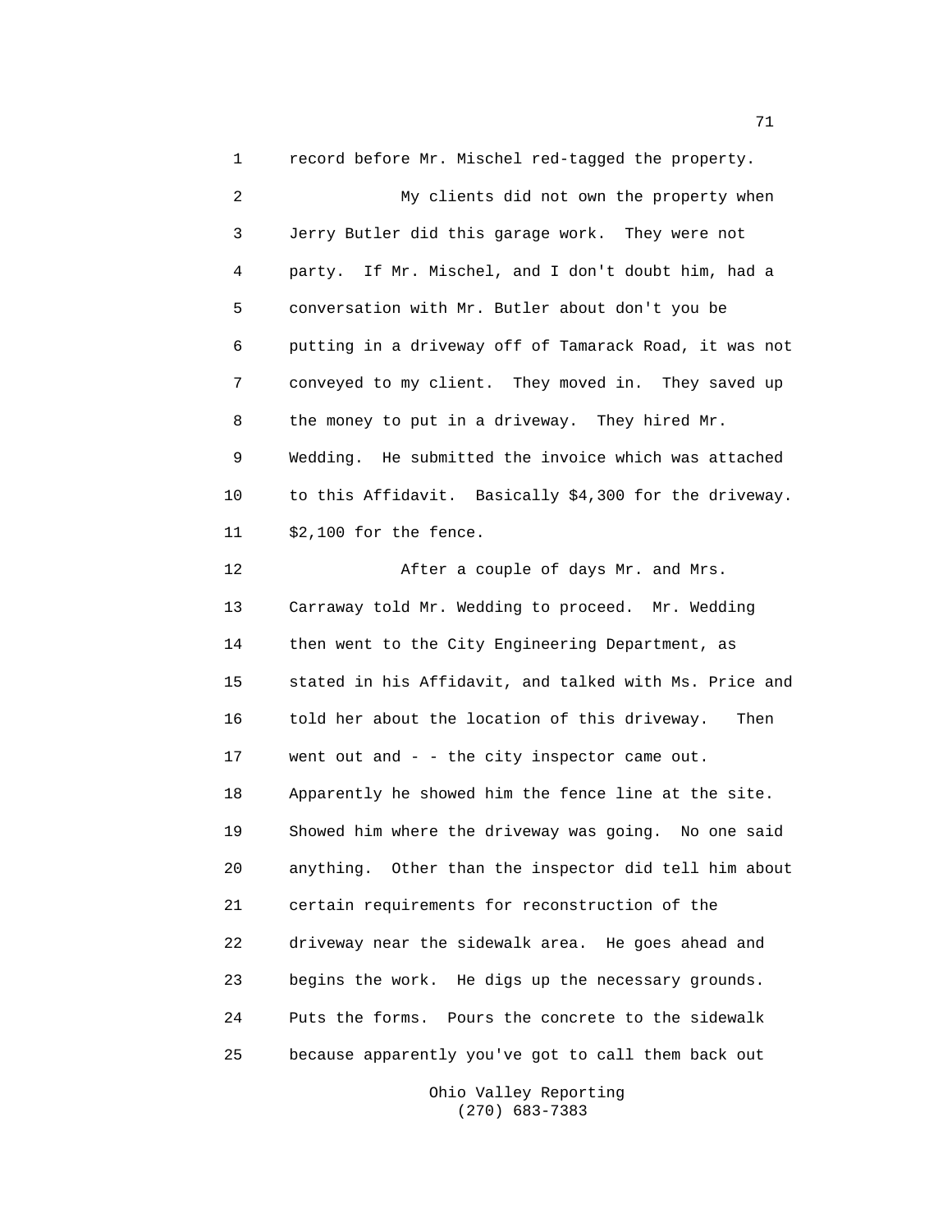record before Mr. Mischel red-tagged the property.

My clients did not own the property when Jerry Butler did this garage work. They were not party. If Mr. Mischel, and I don't doubt him, had a conversation with Mr. Butler about don't you be putting in a driveway off of Tamarack Road, it was not conveyed to my client. They moved in. They saved up the money to put in a driveway. They hired Mr. Wedding. He submitted the invoice which was attached to this Affidavit. Basically $4,300 for the driveway. $2,100 for the fence.

After a couple of days Mr. and Mrs. Carraway told Mr. Wedding to proceed. Mr. Wedding then went to the City Engineering Department, as stated in his Affidavit, and talked with Ms. Price and told her about the location of this driveway. Then went out and - - the city inspector came out. Apparently he showed him the fence line at the site. Showed him where the driveway was going. No one said anything. Other than the inspector did tell him about certain requirements for reconstruction of the driveway near the sidewalk area. He goes ahead and begins the work. He digs up the necessary grounds. Puts the forms. Pours the concrete to the sidewalk because apparently you've got to call them back out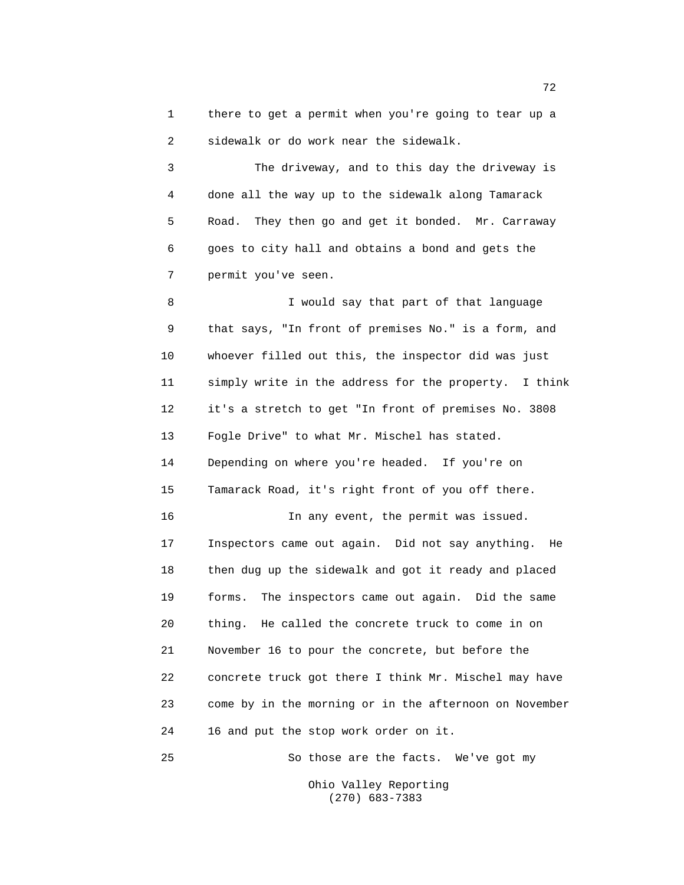1 there to get a permit when you're going to tear up a
2 sidewalk or do work near the sidewalk.

3 The driveway, and to this day the driveway is
4 done all the way up to the sidewalk along Tamarack
5 Road. They then go and get it bonded. Mr. Carraway
6 goes to city hall and obtains a bond and gets the
7 permit you've seen.

8 I would say that part of that language
9 that says, "In front of premises No." is a form, and
10 whoever filled out this, the inspector did was just
11 simply write in the address for the property. I think
12 it's a stretch to get "In front of premises No. 3808
13 Fogle Drive" to what Mr. Mischel has stated.
14 Depending on where you're headed. If you're on
15 Tamarack Road, it's right front of you off there.

16 In any event, the permit was issued.
17 Inspectors came out again. Did not say anything. He
18 then dug up the sidewalk and got it ready and placed
19 forms. The inspectors came out again. Did the same
20 thing. He called the concrete truck to come in on
21 November 16 to pour the concrete, but before the
22 concrete truck got there I think Mr. Mischel may have
23 come by in the morning or in the afternoon on November
24 16 and put the stop work order on it.

25 So those are the facts. We've got my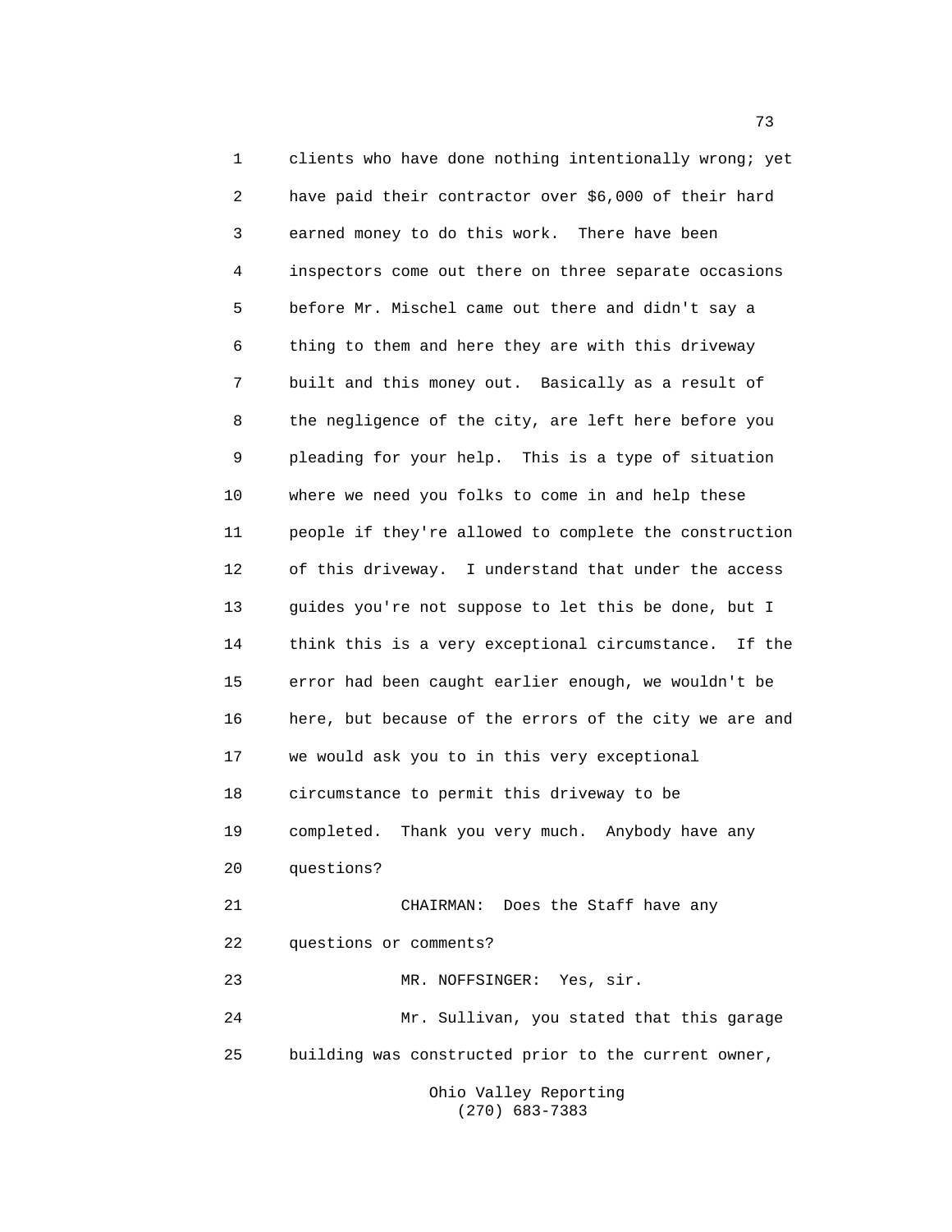clients who have done nothing intentionally wrong; yet have paid their contractor over $6,000 of their hard earned money to do this work. There have been inspectors come out there on three separate occasions before Mr. Mischel came out there and didn't say a thing to them and here they are with this driveway built and this money out. Basically as a result of the negligence of the city, are left here before you pleading for your help. This is a type of situation where we need you folks to come in and help these people if they're allowed to complete the construction of this driveway. I understand that under the access guides you're not suppose to let this be done, but I think this is a very exceptional circumstance. If the error had been caught earlier enough, we wouldn't be here, but because of the errors of the city we are and we would ask you to in this very exceptional circumstance to permit this driveway to be completed. Thank you very much. Anybody have any questions?

CHAIRMAN: Does the Staff have any questions or comments?

MR. NOFFSINGER: Yes, sir.

Mr. Sullivan, you stated that this garage building was constructed prior to the current owner,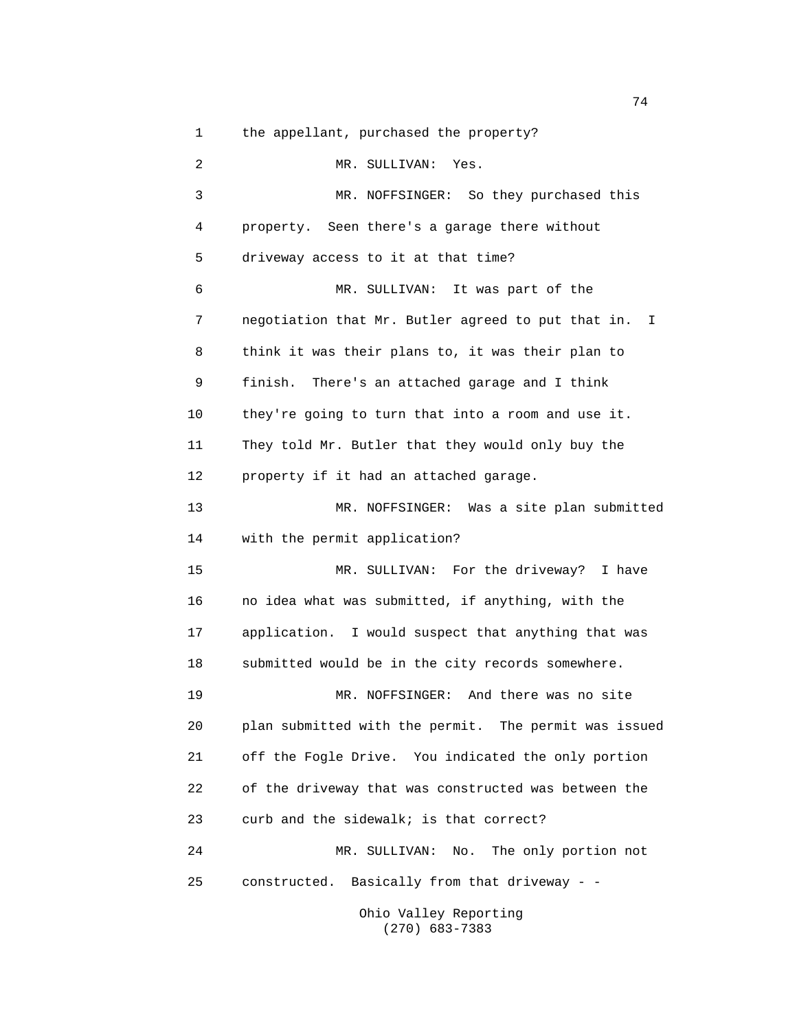1 the appellant, purchased the property?

2 MR. SULLIVAN: Yes.

3 MR. NOFFSINGER: So they purchased this

4 property. Seen there's a garage there without

5 driveway access to it at that time?

6 MR. SULLIVAN: It was part of the

7 negotiation that Mr. Butler agreed to put that in. I

8 think it was their plans to, it was their plan to

9 finish. There's an attached garage and I think

10 they're going to turn that into a room and use it.

11 They told Mr. Butler that they would only buy the

12 property if it had an attached garage.

13 MR. NOFFSINGER: Was a site plan submitted

14 with the permit application?

15 MR. SULLIVAN: For the driveway? I have

16 no idea what was submitted, if anything, with the

17 application. I would suspect that anything that was

18 submitted would be in the city records somewhere.

19 MR. NOFFSINGER: And there was no site

20 plan submitted with the permit. The permit was issued

21 off the Fogle Drive. You indicated the only portion

22 of the driveway that was constructed was between the

23 curb and the sidewalk; is that correct?

24 MR. SULLIVAN: No. The only portion not

25 constructed. Basically from that driveway - -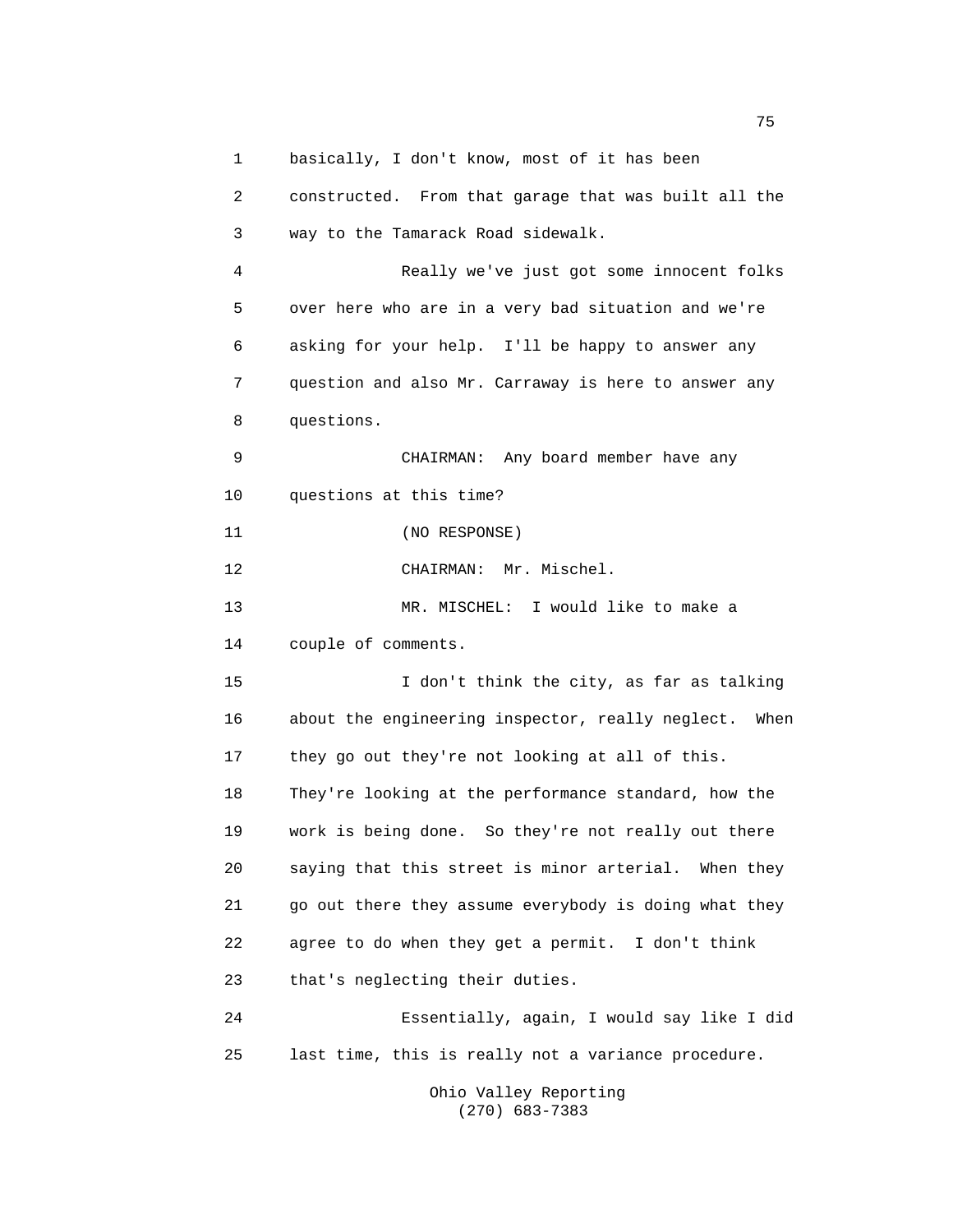basically, I don't know, most of it has been constructed. From that garage that was built all the way to the Tamarack Road sidewalk.

Really we've just got some innocent folks over here who are in a very bad situation and we're asking for your help. I'll be happy to answer any question and also Mr. Carraway is here to answer any questions.

CHAIRMAN: Any board member have any questions at this time?

(NO RESPONSE)

CHAIRMAN: Mr. Mischel.

MR. MISCHEL: I would like to make a couple of comments.

I don't think the city, as far as talking about the engineering inspector, really neglect. When they go out they're not looking at all of this. They're looking at the performance standard, how the work is being done. So they're not really out there saying that this street is minor arterial. When they go out there they assume everybody is doing what they agree to do when they get a permit. I don't think that's neglecting their duties.

Essentially, again, I would say like I did last time, this is really not a variance procedure.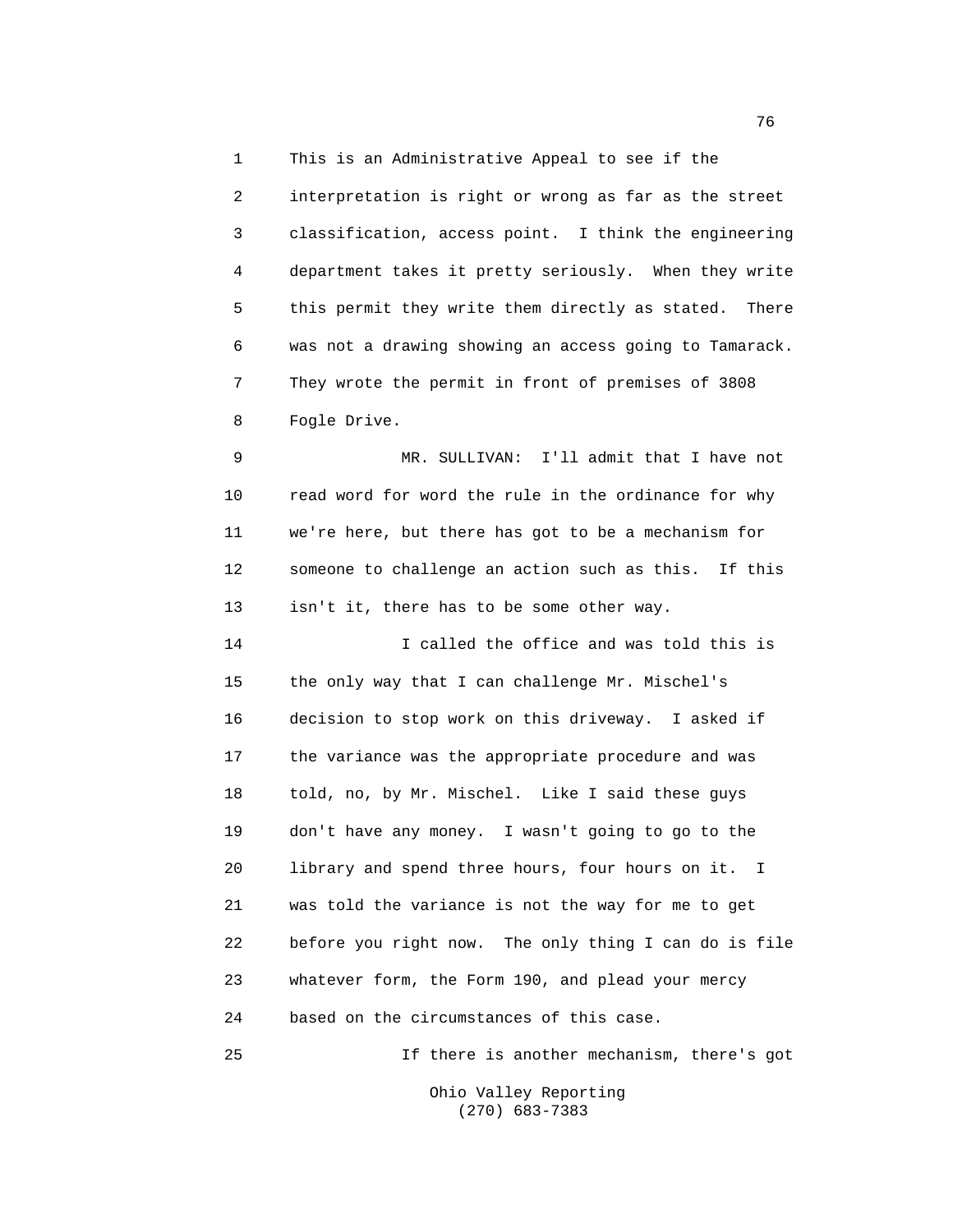This is an Administrative Appeal to see if the interpretation is right or wrong as far as the street classification, access point. I think the engineering department takes it pretty seriously. When they write this permit they write them directly as stated. There was not a drawing showing an access going to Tamarack. They wrote the permit in front of premises of 3808 Fogle Drive.

MR. SULLIVAN: I'll admit that I have not read word for word the rule in the ordinance for why we're here, but there has got to be a mechanism for someone to challenge an action such as this. If this isn't it, there has to be some other way.

I called the office and was told this is the only way that I can challenge Mr. Mischel's decision to stop work on this driveway. I asked if the variance was the appropriate procedure and was told, no, by Mr. Mischel. Like I said these guys don't have any money. I wasn't going to go to the library and spend three hours, four hours on it. I was told the variance is not the way for me to get before you right now. The only thing I can do is file whatever form, the Form 190, and plead your mercy based on the circumstances of this case.

If there is another mechanism, there's got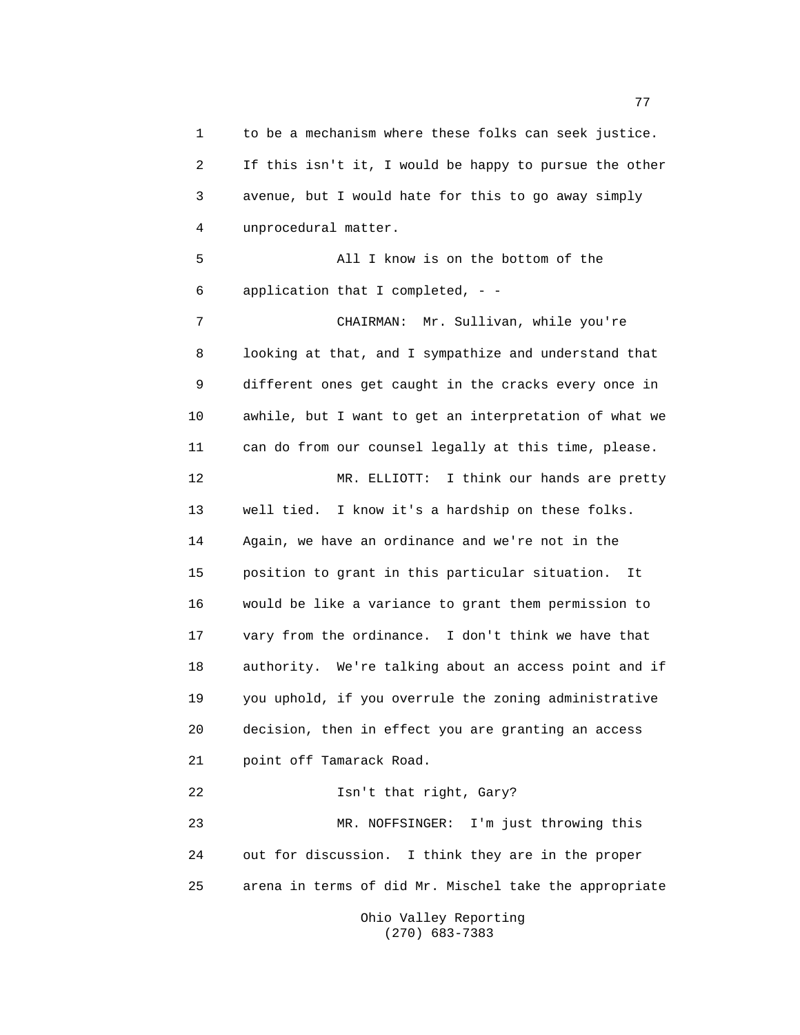to be a mechanism where these folks can seek justice. If this isn't it, I would be happy to pursue the other avenue, but I would hate for this to go away simply unprocedural matter.

All I know is on the bottom of the application that I completed, - -

CHAIRMAN: Mr. Sullivan, while you're looking at that, and I sympathize and understand that different ones get caught in the cracks every once in awhile, but I want to get an interpretation of what we can do from our counsel legally at this time, please.

MR. ELLIOTT: I think our hands are pretty well tied. I know it's a hardship on these folks. Again, we have an ordinance and we're not in the position to grant in this particular situation. It would be like a variance to grant them permission to vary from the ordinance. I don't think we have that authority. We're talking about an access point and if you uphold, if you overrule the zoning administrative decision, then in effect you are granting an access point off Tamarack Road.

Isn't that right, Gary?

MR. NOFFSINGER: I'm just throwing this out for discussion. I think they are in the proper arena in terms of did Mr. Mischel take the appropriate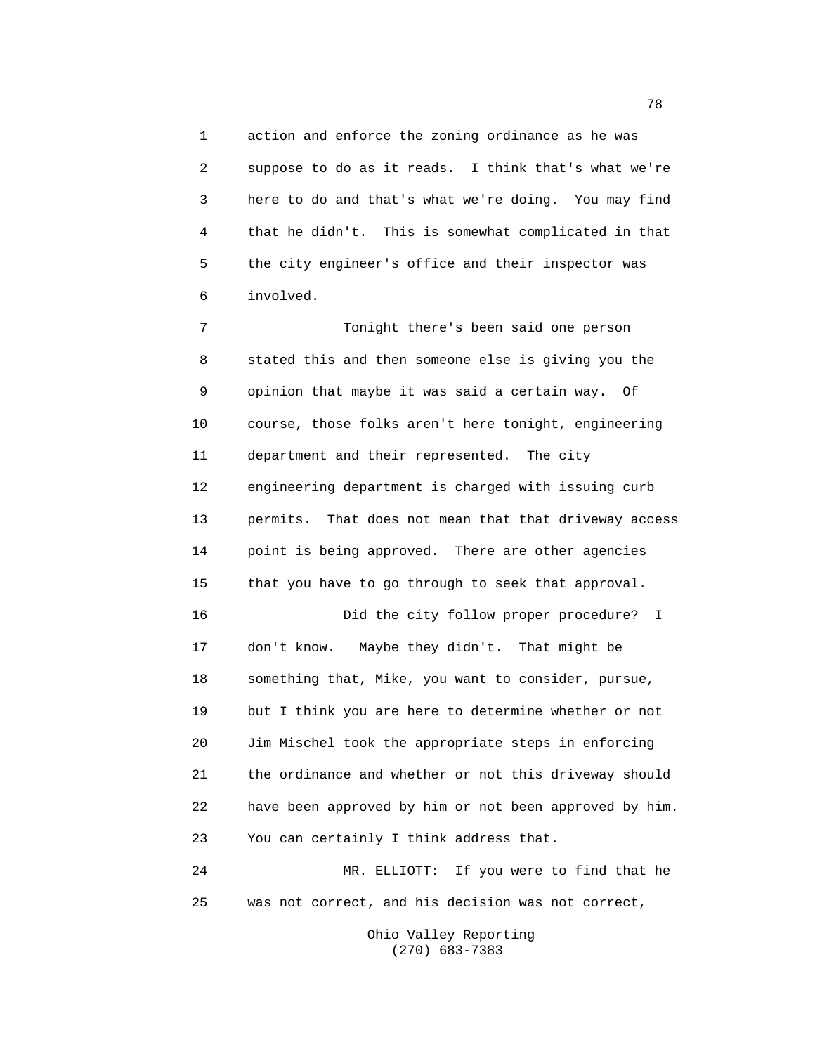1 action and enforce the zoning ordinance as he was
2 suppose to do as it reads. I think that's what we're
3 here to do and that's what we're doing. You may find
4 that he didn't. This is somewhat complicated in that
5 the city engineer's office and their inspector was
6 involved.

7 Tonight there's been said one person
8 stated this and then someone else is giving you the
9 opinion that maybe it was said a certain way. Of
10 course, those folks aren't here tonight, engineering
11 department and their represented. The city
12 engineering department is charged with issuing curb
13 permits. That does not mean that that driveway access
14 point is being approved. There are other agencies
15 that you have to go through to seek that approval.

16 Did the city follow proper procedure? I
17 don't know. Maybe they didn't. That might be
18 something that, Mike, you want to consider, pursue,
19 but I think you are here to determine whether or not
20 Jim Mischel took the appropriate steps in enforcing
21 the ordinance and whether or not this driveway should
22 have been approved by him or not been approved by him.
23 You can certainly I think address that.

24 MR. ELLIOTT: If you were to find that he
25 was not correct, and his decision was not correct,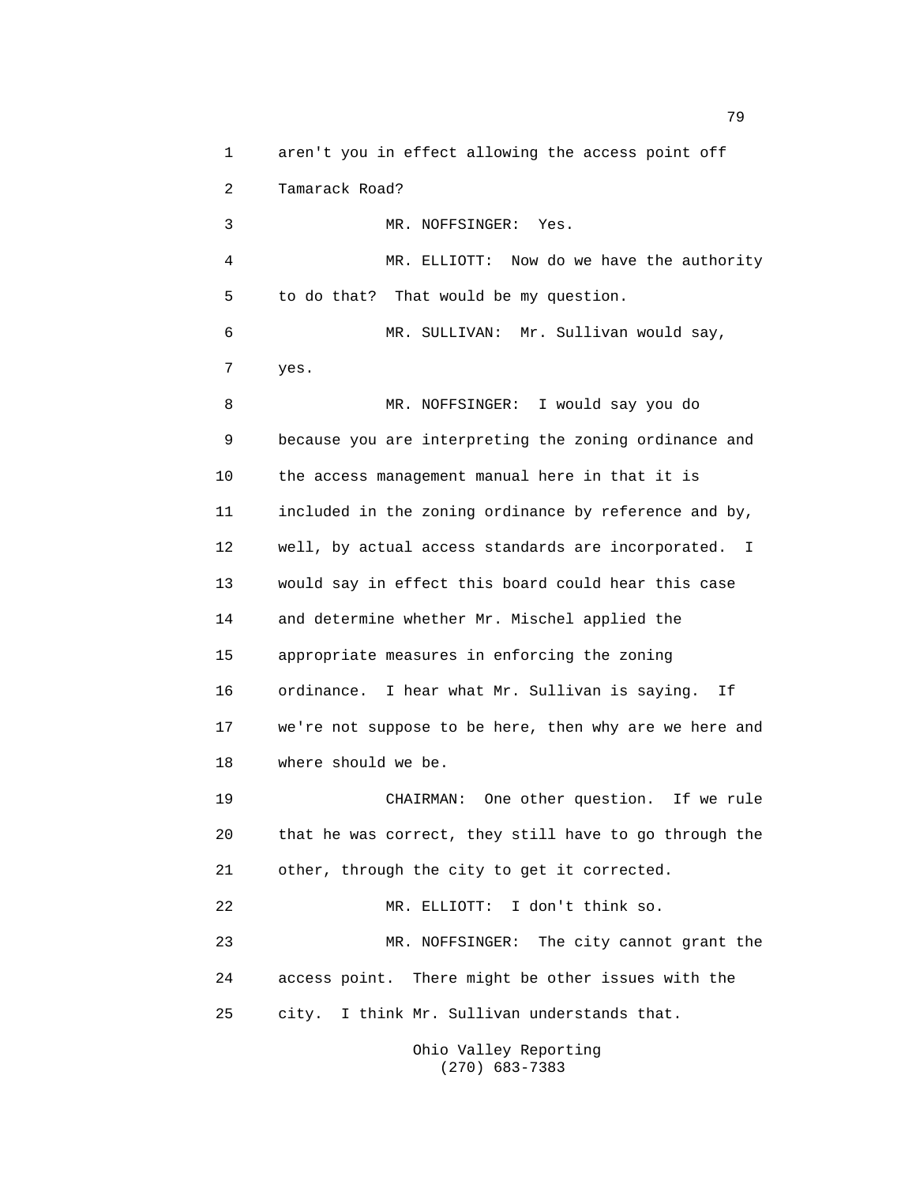aren't you in effect allowing the access point off Tamarack Road?

MR. NOFFSINGER: Yes.

MR. ELLIOTT: Now do we have the authority to do that? That would be my question.

MR. SULLIVAN: Mr. Sullivan would say, yes.

MR. NOFFSINGER: I would say you do because you are interpreting the zoning ordinance and the access management manual here in that it is included in the zoning ordinance by reference and by, well, by actual access standards are incorporated. I would say in effect this board could hear this case and determine whether Mr. Mischel applied the appropriate measures in enforcing the zoning ordinance. I hear what Mr. Sullivan is saying. If we're not suppose to be here, then why are we here and where should we be.

CHAIRMAN: One other question. If we rule that he was correct, they still have to go through the other, through the city to get it corrected.

MR. ELLIOTT: I don't think so.

MR. NOFFSINGER: The city cannot grant the access point. There might be other issues with the city. I think Mr. Sullivan understands that.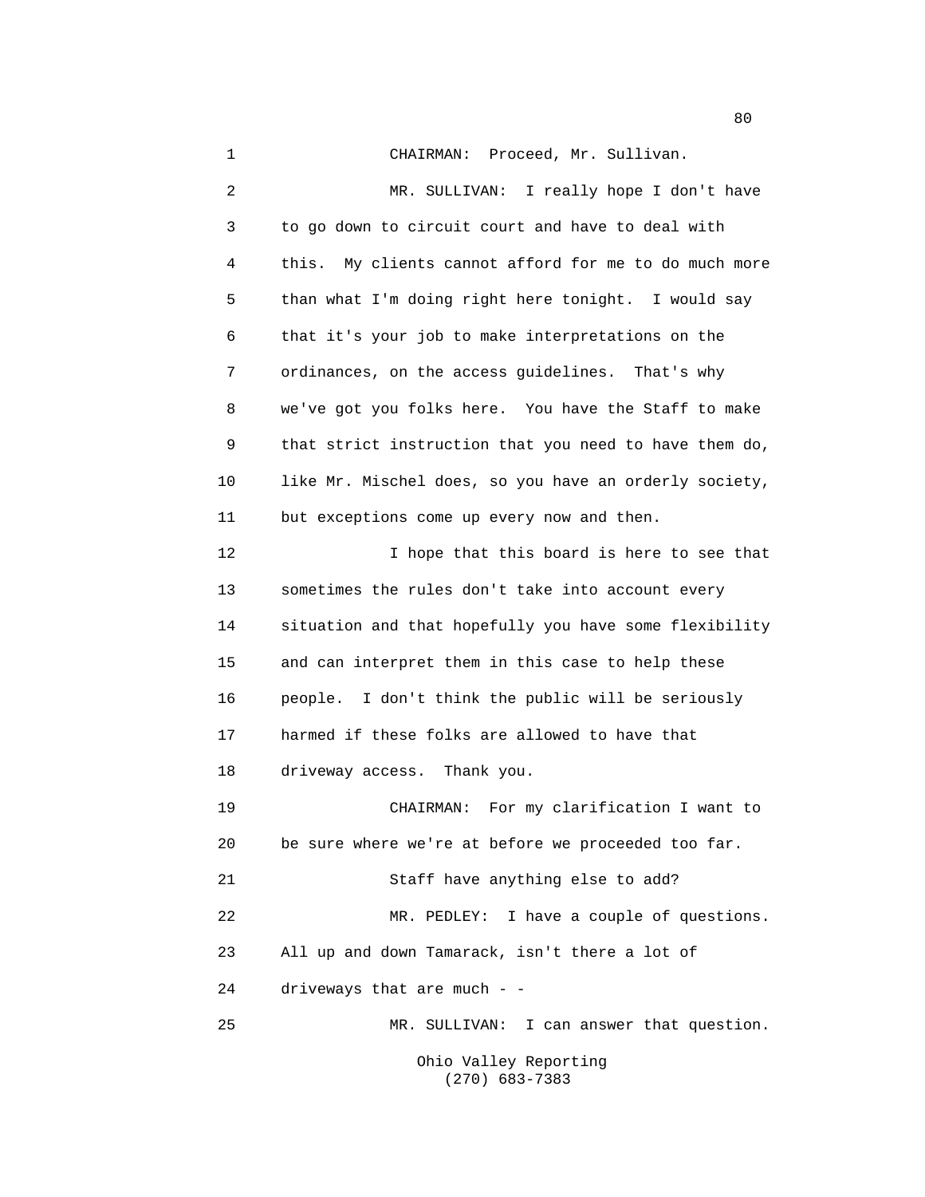CHAIRMAN: Proceed, Mr. Sullivan.

MR. SULLIVAN: I really hope I don't have to go down to circuit court and have to deal with this. My clients cannot afford for me to do much more than what I'm doing right here tonight. I would say that it's your job to make interpretations on the ordinances, on the access guidelines. That's why we've got you folks here. You have the Staff to make that strict instruction that you need to have them do, like Mr. Mischel does, so you have an orderly society, but exceptions come up every now and then.

I hope that this board is here to see that sometimes the rules don't take into account every situation and that hopefully you have some flexibility and can interpret them in this case to help these people. I don't think the public will be seriously harmed if these folks are allowed to have that driveway access. Thank you.

CHAIRMAN: For my clarification I want to be sure where we're at before we proceeded too far.

Staff have anything else to add?

MR. PEDLEY: I have a couple of questions. All up and down Tamarack, isn't there a lot of driveways that are much - -

MR. SULLIVAN: I can answer that question.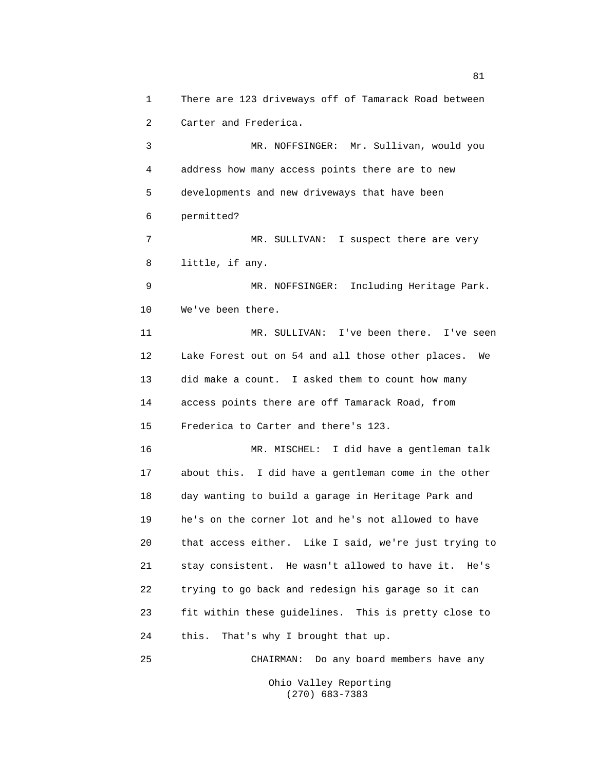There are 123 driveways off of Tamarack Road between Carter and Frederica.

MR. NOFFSINGER: Mr. Sullivan, would you address how many access points there are to new developments and new driveways that have been permitted?

MR. SULLIVAN: I suspect there are very little, if any.

MR. NOFFSINGER: Including Heritage Park. We've been there.

MR. SULLIVAN: I've been there. I've seen Lake Forest out on 54 and all those other places. We did make a count. I asked them to count how many access points there are off Tamarack Road, from Frederica to Carter and there's 123.

MR. MISCHEL: I did have a gentleman talk about this. I did have a gentleman come in the other day wanting to build a garage in Heritage Park and he's on the corner lot and he's not allowed to have that access either. Like I said, we're just trying to stay consistent. He wasn't allowed to have it. He's trying to go back and redesign his garage so it can fit within these guidelines. This is pretty close to this. That's why I brought that up.

CHAIRMAN: Do any board members have any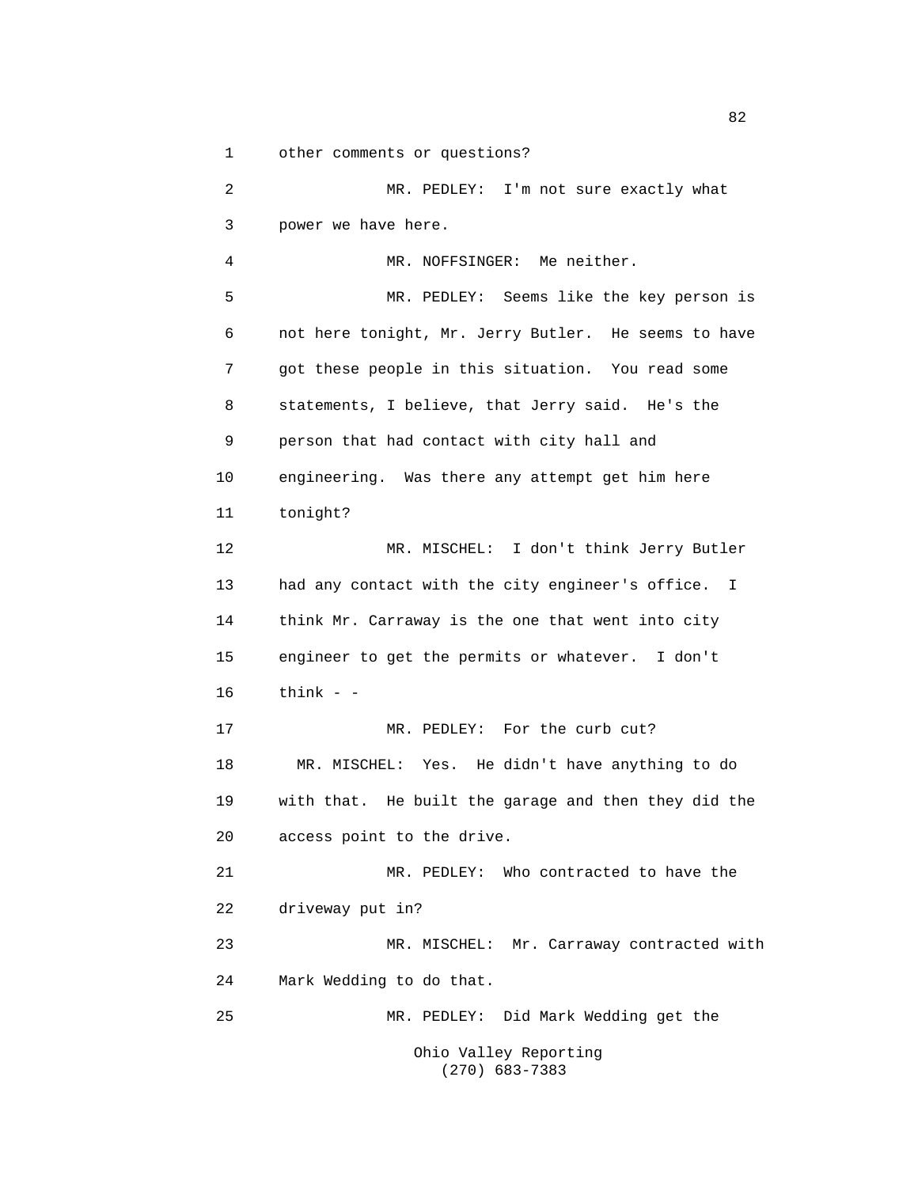other comments or questions?

MR. PEDLEY: I'm not sure exactly what power we have here.

MR. NOFFSINGER: Me neither.

MR. PEDLEY: Seems like the key person is not here tonight, Mr. Jerry Butler. He seems to have got these people in this situation. You read some statements, I believe, that Jerry said. He's the person that had contact with city hall and engineering. Was there any attempt get him here tonight?

MR. MISCHEL: I don't think Jerry Butler had any contact with the city engineer's office. I think Mr. Carraway is the one that went into city engineer to get the permits or whatever. I don't think - -

MR. PEDLEY: For the curb cut?

MR. MISCHEL: Yes. He didn't have anything to do with that. He built the garage and then they did the access point to the drive.

MR. PEDLEY: Who contracted to have the driveway put in?

MR. MISCHEL: Mr. Carraway contracted with Mark Wedding to do that.

MR. PEDLEY: Did Mark Wedding get the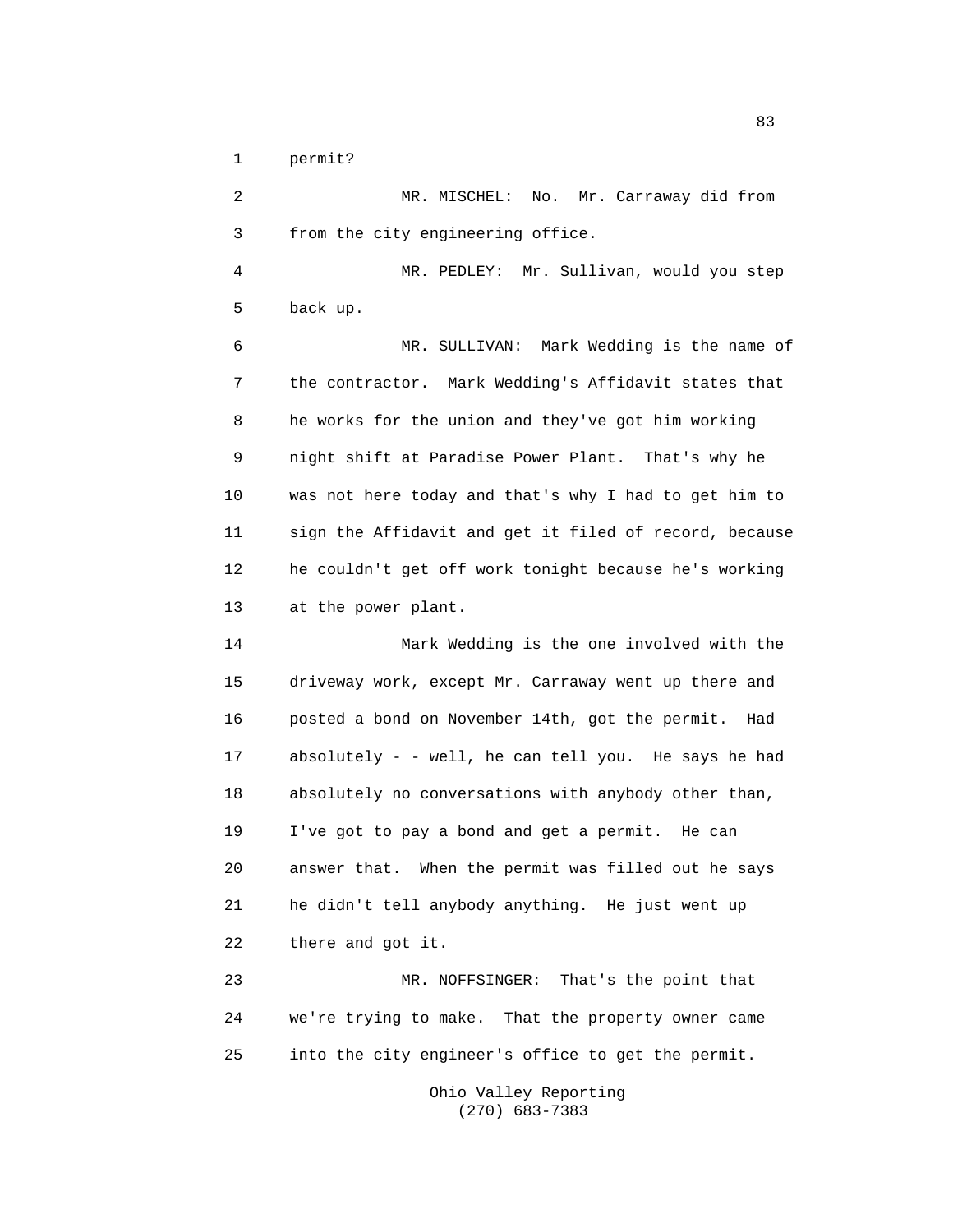permit?

MR. MISCHEL: No. Mr. Carraway did from from the city engineering office.

MR. PEDLEY: Mr. Sullivan, would you step back up.

MR. SULLIVAN: Mark Wedding is the name of the contractor. Mark Wedding's Affidavit states that he works for the union and they've got him working night shift at Paradise Power Plant. That's why he was not here today and that's why I had to get him to sign the Affidavit and get it filed of record, because he couldn't get off work tonight because he's working at the power plant.

Mark Wedding is the one involved with the driveway work, except Mr. Carraway went up there and posted a bond on November 14th, got the permit. Had absolutely - - well, he can tell you. He says he had absolutely no conversations with anybody other than, I've got to pay a bond and get a permit. He can answer that. When the permit was filled out he says he didn't tell anybody anything. He just went up there and got it.

MR. NOFFSINGER: That's the point that we're trying to make. That the property owner came into the city engineer's office to get the permit.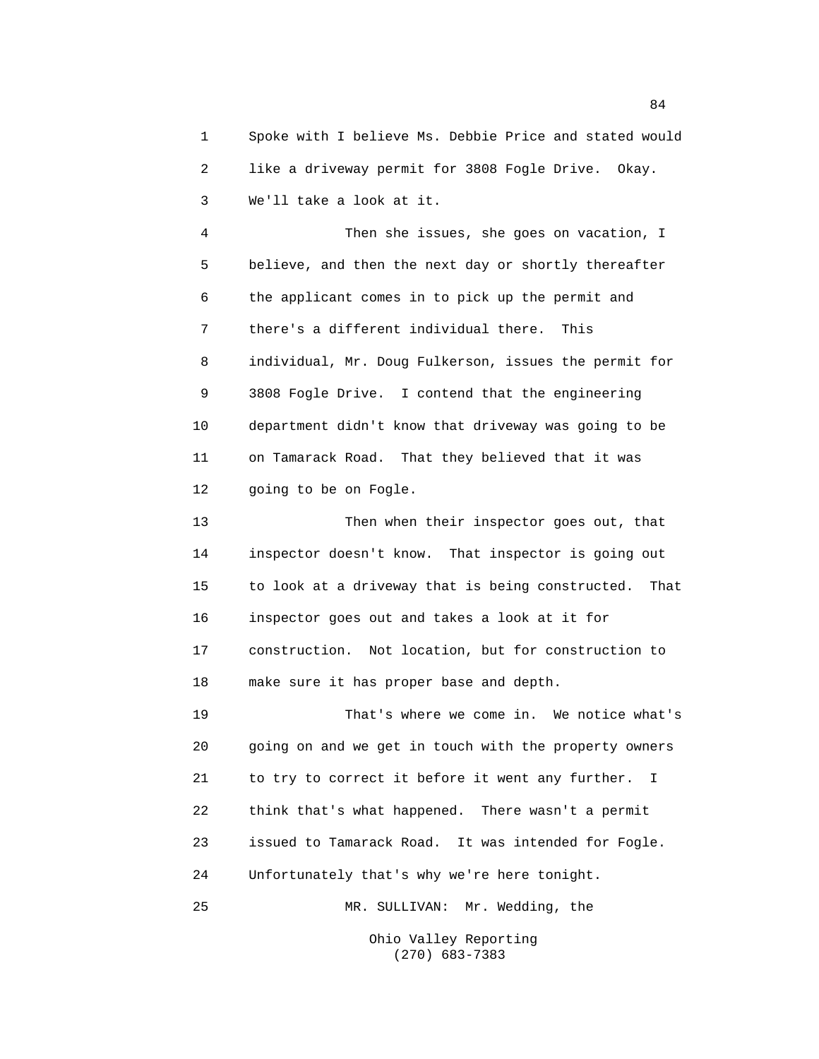Spoke with I believe Ms. Debbie Price and stated would like a driveway permit for 3808 Fogle Drive. Okay. We'll take a look at it.

Then she issues, she goes on vacation, I believe, and then the next day or shortly thereafter the applicant comes in to pick up the permit and there's a different individual there. This individual, Mr. Doug Fulkerson, issues the permit for 3808 Fogle Drive. I contend that the engineering department didn't know that driveway was going to be on Tamarack Road. That they believed that it was going to be on Fogle.

Then when their inspector goes out, that inspector doesn't know. That inspector is going out to look at a driveway that is being constructed. That inspector goes out and takes a look at it for construction. Not location, but for construction to make sure it has proper base and depth.

That's where we come in. We notice what's going on and we get in touch with the property owners to try to correct it before it went any further. I think that's what happened. There wasn't a permit issued to Tamarack Road. It was intended for Fogle. Unfortunately that's why we're here tonight.

MR. SULLIVAN: Mr. Wedding, the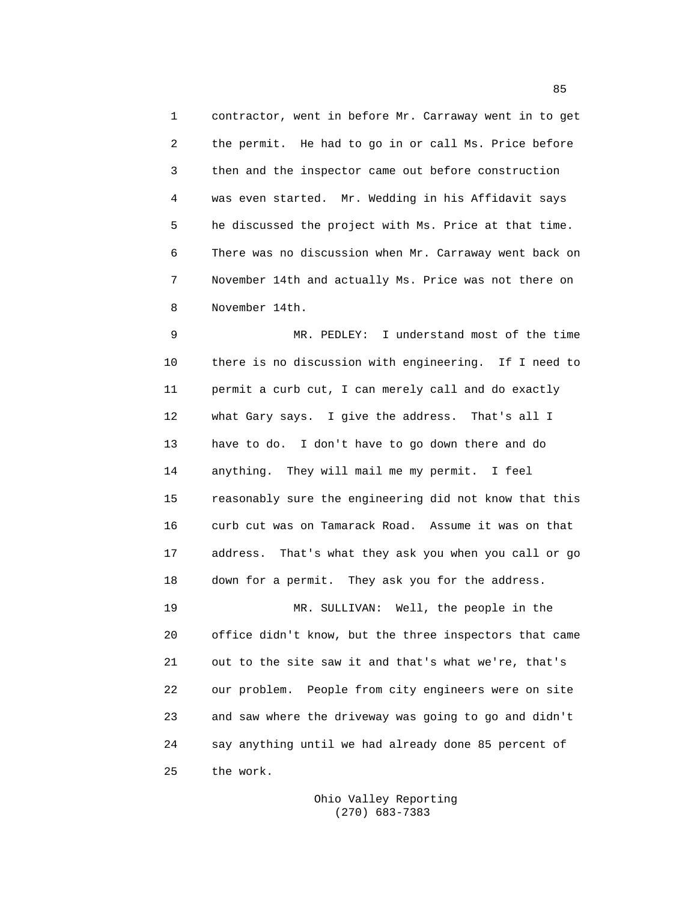contractor, went in before Mr. Carraway went in to get the permit. He had to go in or call Ms. Price before then and the inspector came out before construction was even started. Mr. Wedding in his Affidavit says he discussed the project with Ms. Price at that time. There was no discussion when Mr. Carraway went back on November 14th and actually Ms. Price was not there on November 14th.

MR. PEDLEY: I understand most of the time there is no discussion with engineering. If I need to permit a curb cut, I can merely call and do exactly what Gary says. I give the address. That's all I have to do. I don't have to go down there and do anything. They will mail me my permit. I feel reasonably sure the engineering did not know that this curb cut was on Tamarack Road. Assume it was on that address. That's what they ask you when you call or go down for a permit. They ask you for the address.

MR. SULLIVAN: Well, the people in the office didn't know, but the three inspectors that came out to the site saw it and that's what we're, that's our problem. People from city engineers were on site and saw where the driveway was going to go and didn't say anything until we had already done 85 percent of the work.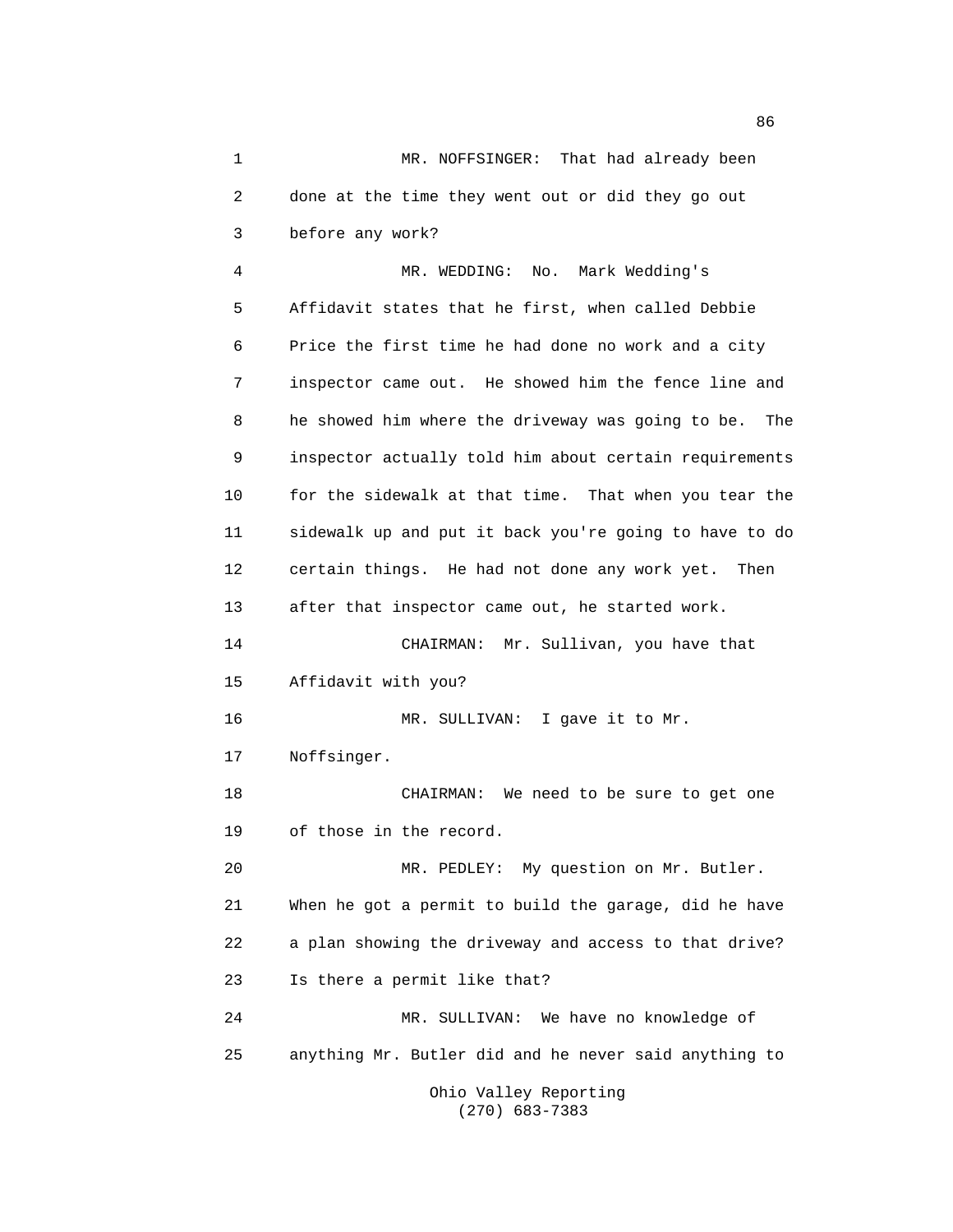MR. NOFFSINGER: That had already been done at the time they went out or did they go out before any work?

MR. WEDDING: No. Mark Wedding's Affidavit states that he first, when called Debbie Price the first time he had done no work and a city inspector came out. He showed him the fence line and he showed him where the driveway was going to be. The inspector actually told him about certain requirements for the sidewalk at that time. That when you tear the sidewalk up and put it back you're going to have to do certain things. He had not done any work yet. Then after that inspector came out, he started work.

CHAIRMAN: Mr. Sullivan, you have that Affidavit with you?

MR. SULLIVAN: I gave it to Mr. Noffsinger.

CHAIRMAN: We need to be sure to get one of those in the record.

MR. PEDLEY: My question on Mr. Butler. When he got a permit to build the garage, did he have a plan showing the driveway and access to that drive? Is there a permit like that?

MR. SULLIVAN: We have no knowledge of anything Mr. Butler did and he never said anything to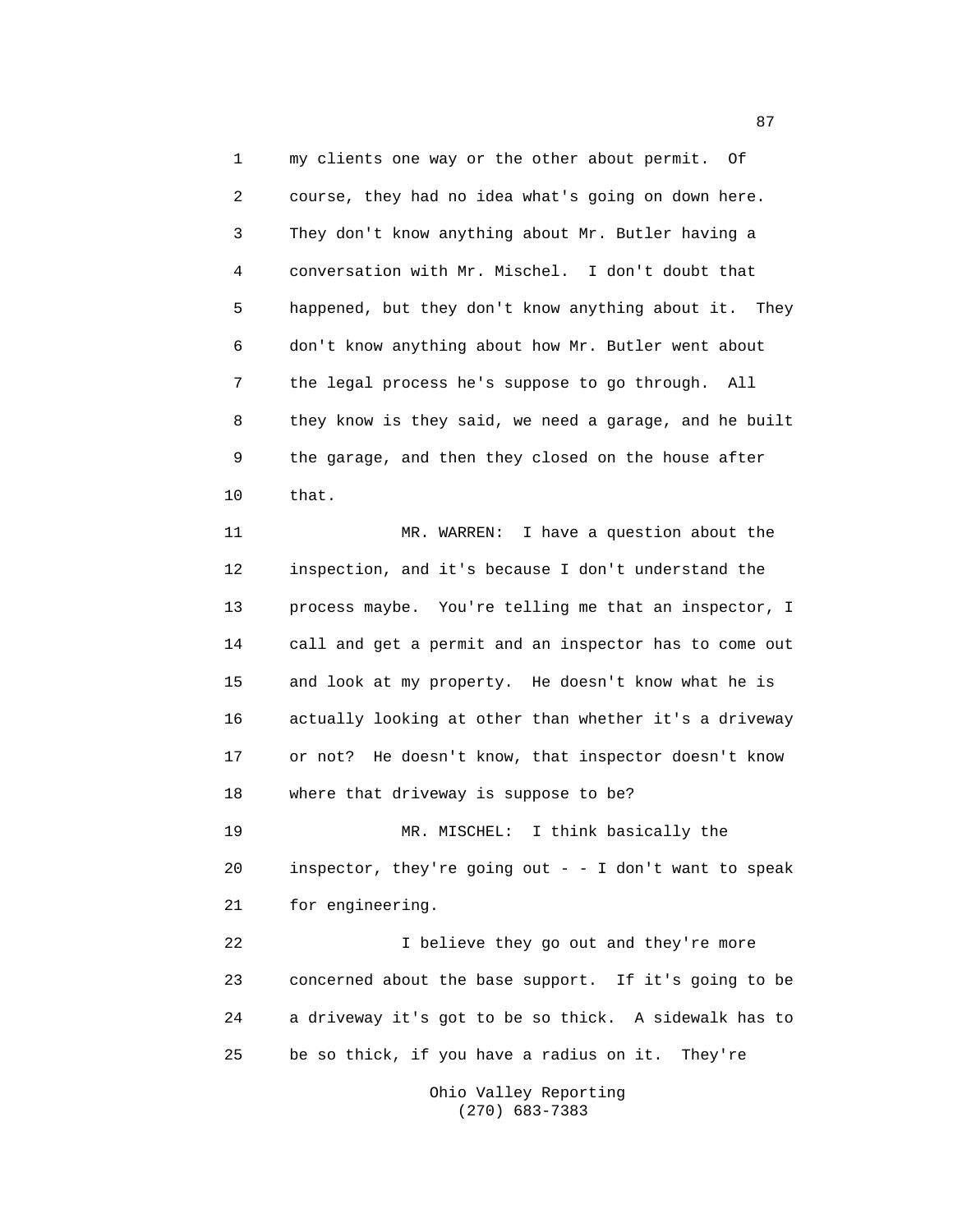my clients one way or the other about permit. Of course, they had no idea what's going on down here. They don't know anything about Mr. Butler having a conversation with Mr. Mischel. I don't doubt that happened, but they don't know anything about it. They don't know anything about how Mr. Butler went about the legal process he's suppose to go through. All they know is they said, we need a garage, and he built the garage, and then they closed on the house after that.

MR. WARREN: I have a question about the inspection, and it's because I don't understand the process maybe. You're telling me that an inspector, I call and get a permit and an inspector has to come out and look at my property. He doesn't know what he is actually looking at other than whether it's a driveway or not? He doesn't know, that inspector doesn't know where that driveway is suppose to be?

MR. MISCHEL: I think basically the inspector, they're going out - - I don't want to speak for engineering.

I believe they go out and they're more concerned about the base support. If it's going to be a driveway it's got to be so thick. A sidewalk has to be so thick, if you have a radius on it. They're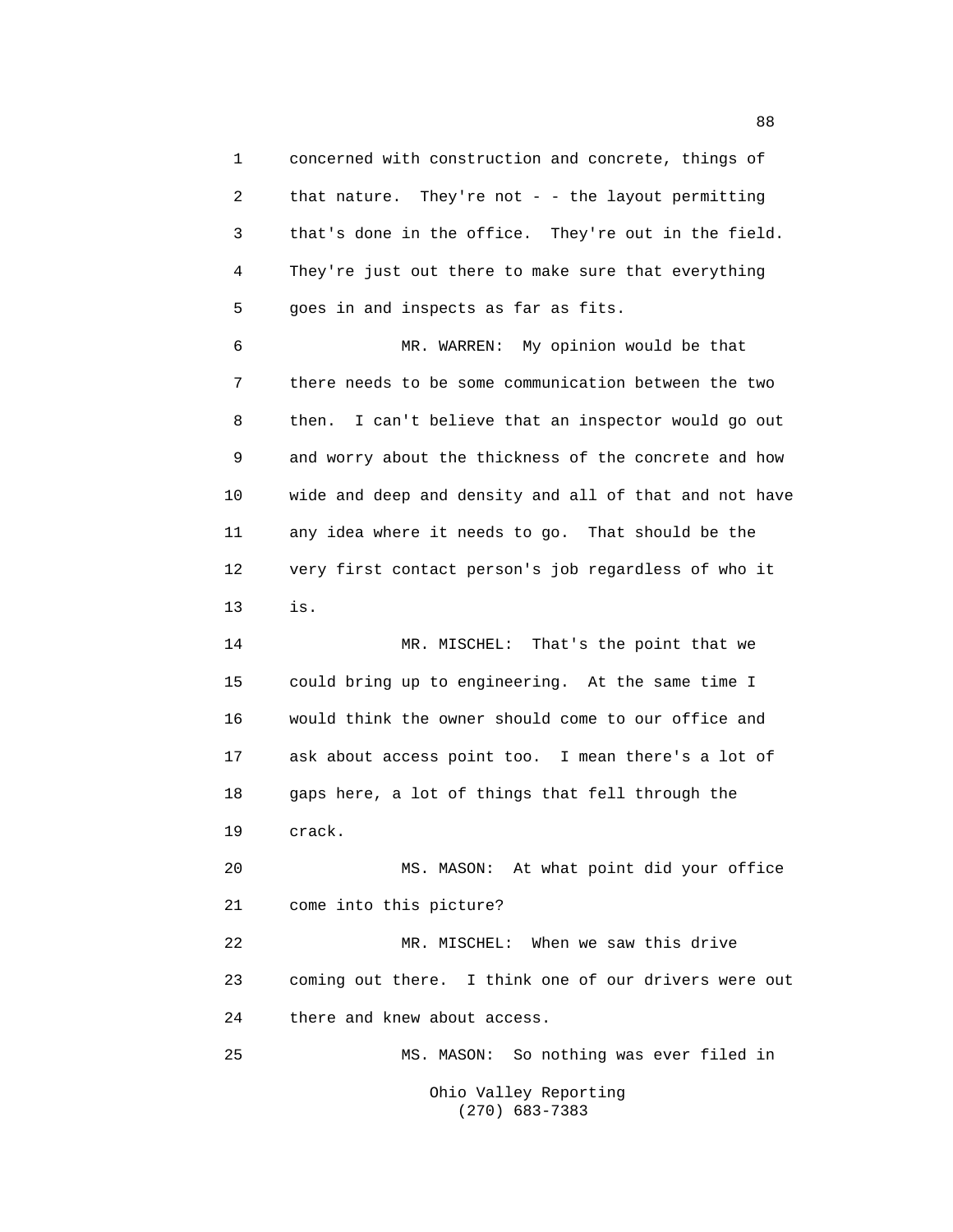1 concerned with construction and concrete, things of
2 that nature. They're not - - the layout permitting
3 that's done in the office. They're out in the field.
4 They're just out there to make sure that everything
5 goes in and inspects as far as fits.

6 MR. WARREN: My opinion would be that
7 there needs to be some communication between the two
8 then. I can't believe that an inspector would go out
9 and worry about the thickness of the concrete and how
10 wide and deep and density and all of that and not have
11 any idea where it needs to go. That should be the
12 very first contact person's job regardless of who it
13 is.

14 MR. MISCHEL: That's the point that we
15 could bring up to engineering. At the same time I
16 would think the owner should come to our office and
17 ask about access point too. I mean there's a lot of
18 gaps here, a lot of things that fell through the
19 crack.

20 MS. MASON: At what point did your office
21 come into this picture?

22 MR. MISCHEL: When we saw this drive
23 coming out there. I think one of our drivers were out
24 there and knew about access.

25 MS. MASON: So nothing was ever filed in

Ohio Valley Reporting
(270) 683-7383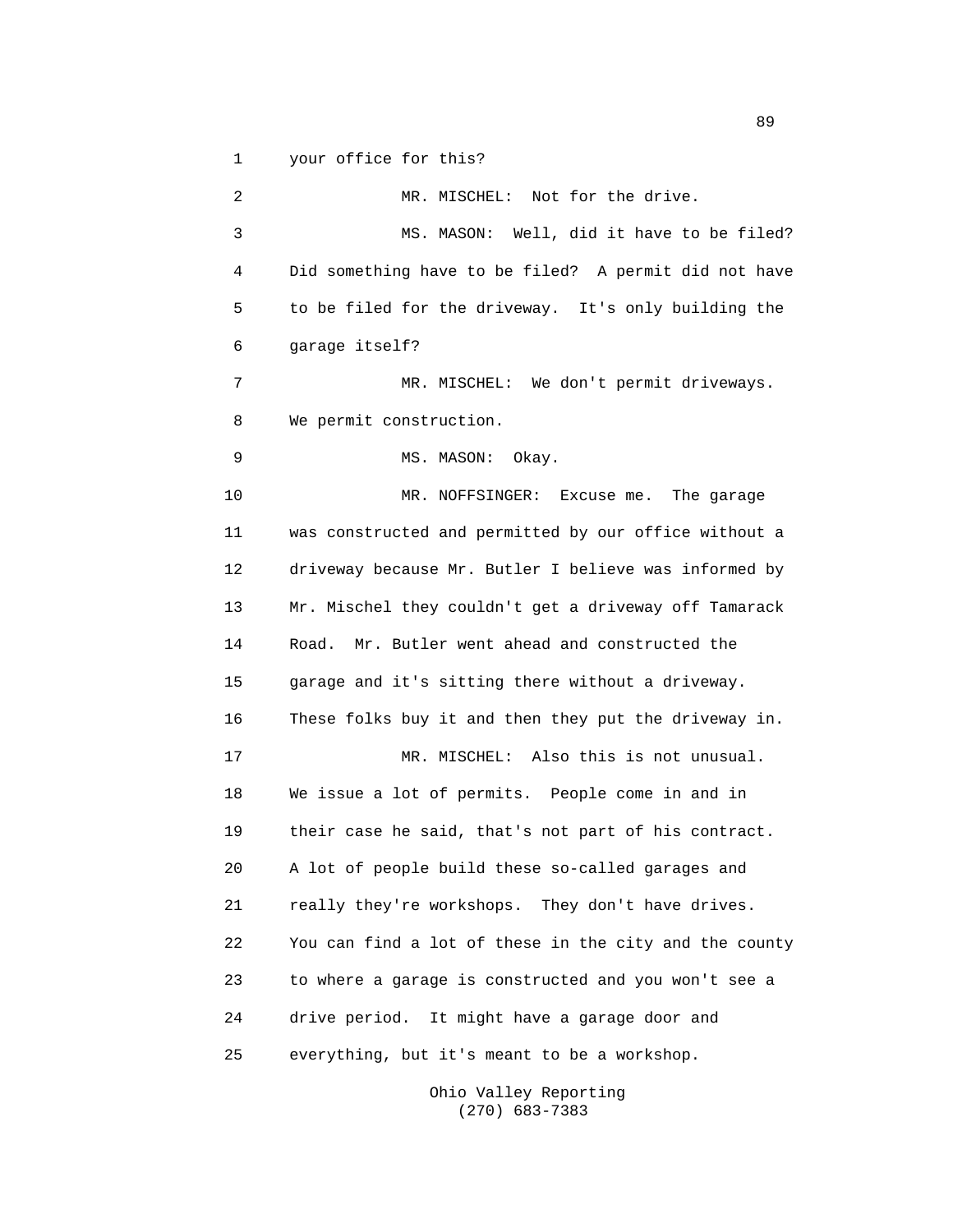your office for this?

MR. MISCHEL: Not for the drive.

MS. MASON: Well, did it have to be filed? Did something have to be filed? A permit did not have to be filed for the driveway. It's only building the garage itself?

MR. MISCHEL: We don't permit driveways. We permit construction.

MS. MASON: Okay.

MR. NOFFSINGER: Excuse me. The garage was constructed and permitted by our office without a driveway because Mr. Butler I believe was informed by Mr. Mischel they couldn't get a driveway off Tamarack Road. Mr. Butler went ahead and constructed the garage and it's sitting there without a driveway. These folks buy it and then they put the driveway in.

MR. MISCHEL: Also this is not unusual. We issue a lot of permits. People come in and in their case he said, that's not part of his contract. A lot of people build these so-called garages and really they're workshops. They don't have drives. You can find a lot of these in the city and the county to where a garage is constructed and you won't see a drive period. It might have a garage door and everything, but it's meant to be a workshop.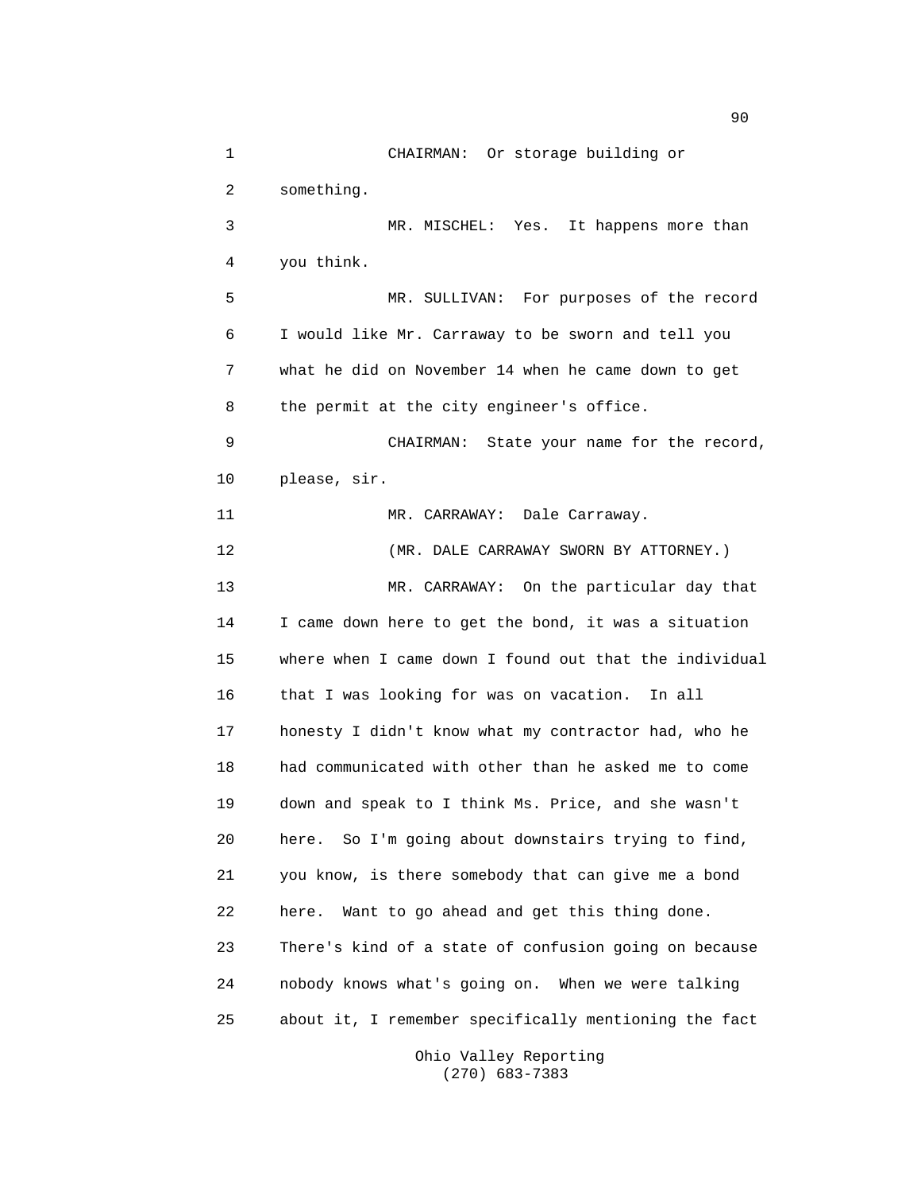CHAIRMAN: Or storage building or something.

MR. MISCHEL: Yes. It happens more than you think.

MR. SULLIVAN: For purposes of the record I would like Mr. Carraway to be sworn and tell you what he did on November 14 when he came down to get the permit at the city engineer's office.

CHAIRMAN: State your name for the record, please, sir.

MR. CARRAWAY: Dale Carraway.

(MR. DALE CARRAWAY SWORN BY ATTORNEY.)

MR. CARRAWAY: On the particular day that I came down here to get the bond, it was a situation where when I came down I found out that the individual that I was looking for was on vacation. In all honesty I didn't know what my contractor had, who he had communicated with other than he asked me to come down and speak to I think Ms. Price, and she wasn't here. So I'm going about downstairs trying to find, you know, is there somebody that can give me a bond here. Want to go ahead and get this thing done. There's kind of a state of confusion going on because nobody knows what's going on. When we were talking about it, I remember specifically mentioning the fact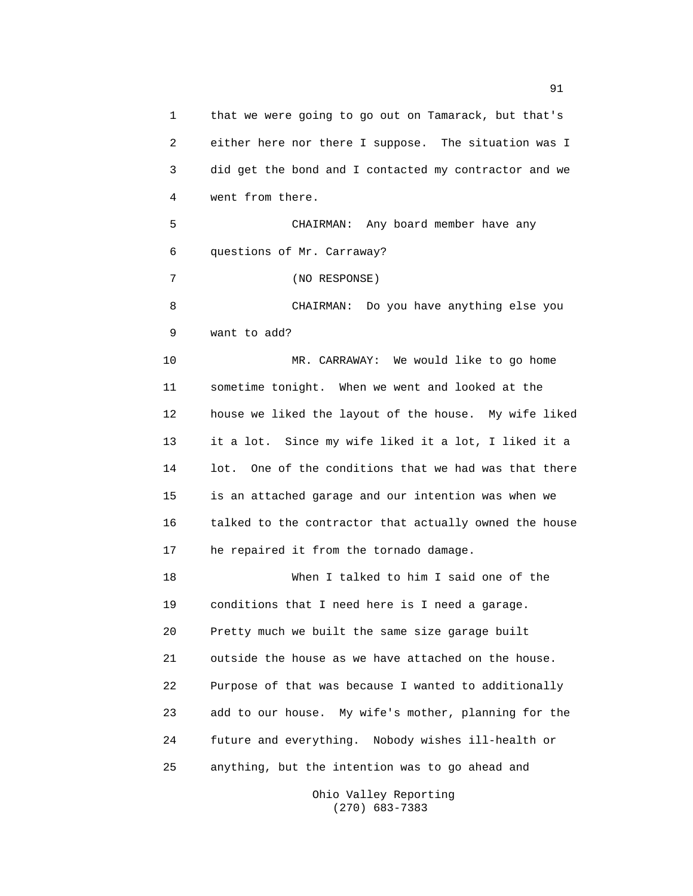that we were going to go out on Tamarack, but that's either here nor there I suppose. The situation was I did get the bond and I contacted my contractor and we went from there.

CHAIRMAN: Any board member have any questions of Mr. Carraway?

(NO RESPONSE)

CHAIRMAN: Do you have anything else you want to add?

MR. CARRAWAY: We would like to go home sometime tonight. When we went and looked at the house we liked the layout of the house. My wife liked it a lot. Since my wife liked it a lot, I liked it a lot. One of the conditions that we had was that there is an attached garage and our intention was when we talked to the contractor that actually owned the house he repaired it from the tornado damage.

When I talked to him I said one of the conditions that I need here is I need a garage. Pretty much we built the same size garage built outside the house as we have attached on the house. Purpose of that was because I wanted to additionally add to our house. My wife's mother, planning for the future and everything. Nobody wishes ill-health or anything, but the intention was to go ahead and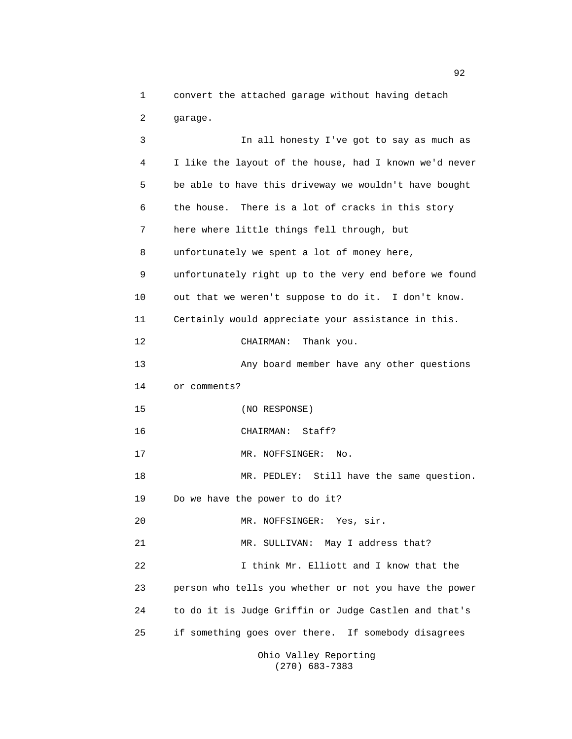convert the attached garage without having detach garage.

In all honesty I've got to say as much as I like the layout of the house, had I known we'd never be able to have this driveway we wouldn't have bought the house. There is a lot of cracks in this story here where little things fell through, but unfortunately we spent a lot of money here, unfortunately right up to the very end before we found out that we weren't suppose to do it. I don't know. Certainly would appreciate your assistance in this.

CHAIRMAN: Thank you.

Any board member have any other questions or comments?

(NO RESPONSE)

CHAIRMAN: Staff?

MR. NOFFSINGER: No.

MR. PEDLEY: Still have the same question. Do we have the power to do it?

MR. NOFFSINGER: Yes, sir.

MR. SULLIVAN: May I address that?

I think Mr. Elliott and I know that the person who tells you whether or not you have the power to do it is Judge Griffin or Judge Castlen and that's if something goes over there. If somebody disagrees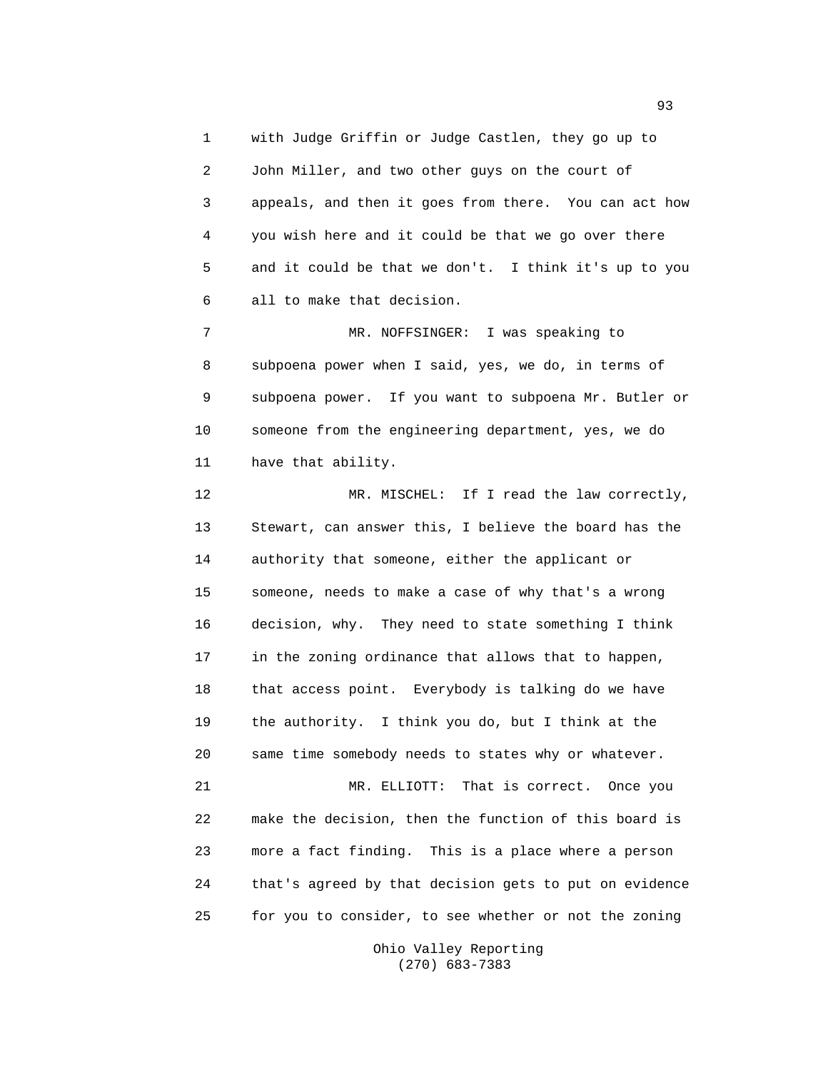with Judge Griffin or Judge Castlen, they go up to John Miller, and two other guys on the court of appeals, and then it goes from there. You can act how you wish here and it could be that we go over there and it could be that we don't. I think it's up to you all to make that decision.

MR. NOFFSINGER: I was speaking to subpoena power when I said, yes, we do, in terms of subpoena power. If you want to subpoena Mr. Butler or someone from the engineering department, yes, we do have that ability.

MR. MISCHEL: If I read the law correctly, Stewart, can answer this, I believe the board has the authority that someone, either the applicant or someone, needs to make a case of why that's a wrong decision, why. They need to state something I think in the zoning ordinance that allows that to happen, that access point. Everybody is talking do we have the authority. I think you do, but I think at the same time somebody needs to states why or whatever.

MR. ELLIOTT: That is correct. Once you make the decision, then the function of this board is more a fact finding. This is a place where a person that's agreed by that decision gets to put on evidence for you to consider, to see whether or not the zoning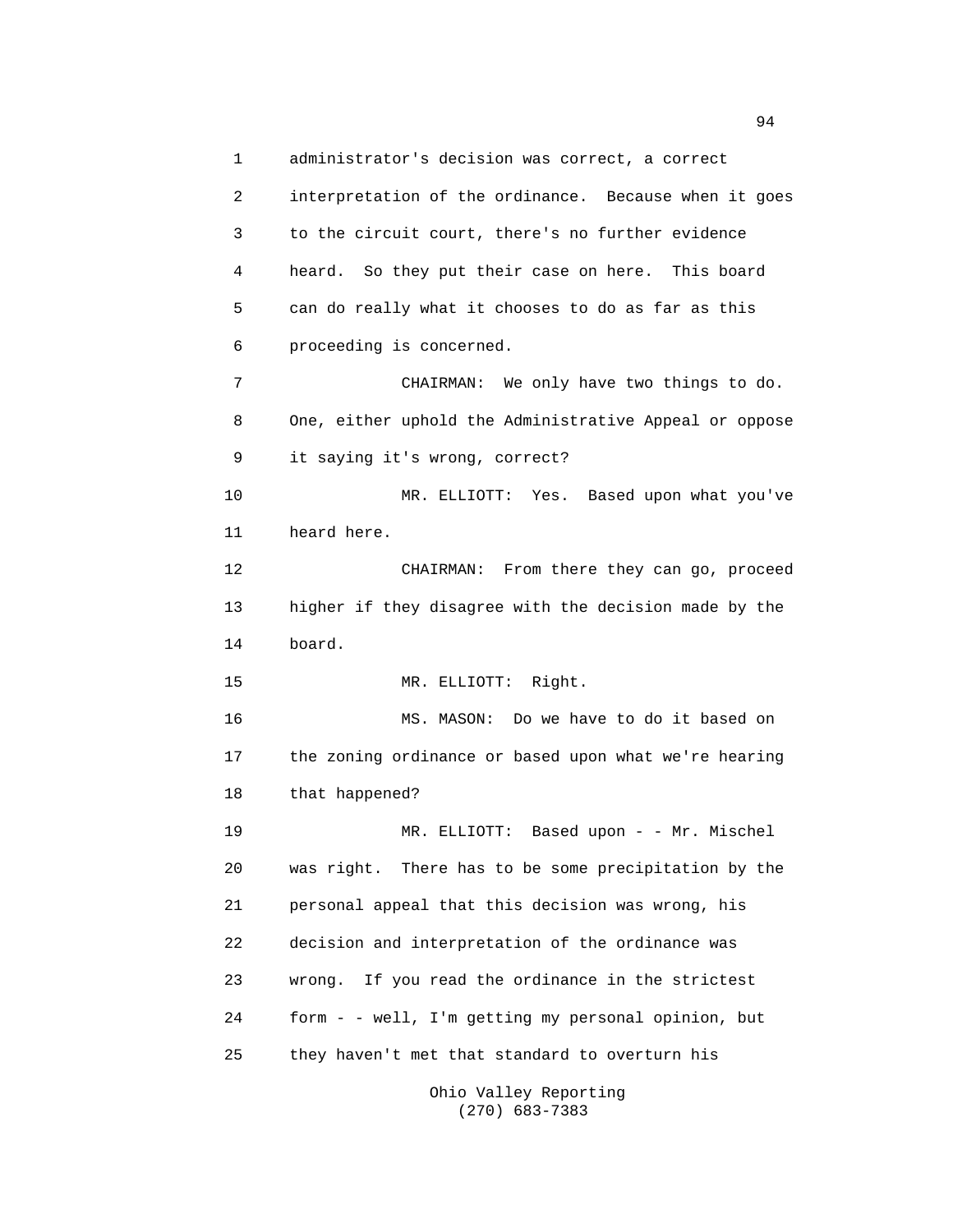1 administrator's decision was correct, a correct
2 interpretation of the ordinance. Because when it goes
3 to the circuit court, there's no further evidence
4 heard. So they put their case on here. This board
5 can do really what it chooses to do as far as this
6 proceeding is concerned.

7 CHAIRMAN: We only have two things to do.
8 One, either uphold the Administrative Appeal or oppose
9 it saying it's wrong, correct?

10 MR. ELLIOTT: Yes. Based upon what you've
11 heard here.

12 CHAIRMAN: From there they can go, proceed
13 higher if they disagree with the decision made by the
14 board.

15 MR. ELLIOTT: Right.

16 MS. MASON: Do we have to do it based on
17 the zoning ordinance or based upon what we're hearing
18 that happened?

19 MR. ELLIOTT: Based upon - - Mr. Mischel
20 was right. There has to be some precipitation by the
21 personal appeal that this decision was wrong, his
22 decision and interpretation of the ordinance was
23 wrong. If you read the ordinance in the strictest
24 form - - well, I'm getting my personal opinion, but
25 they haven't met that standard to overturn his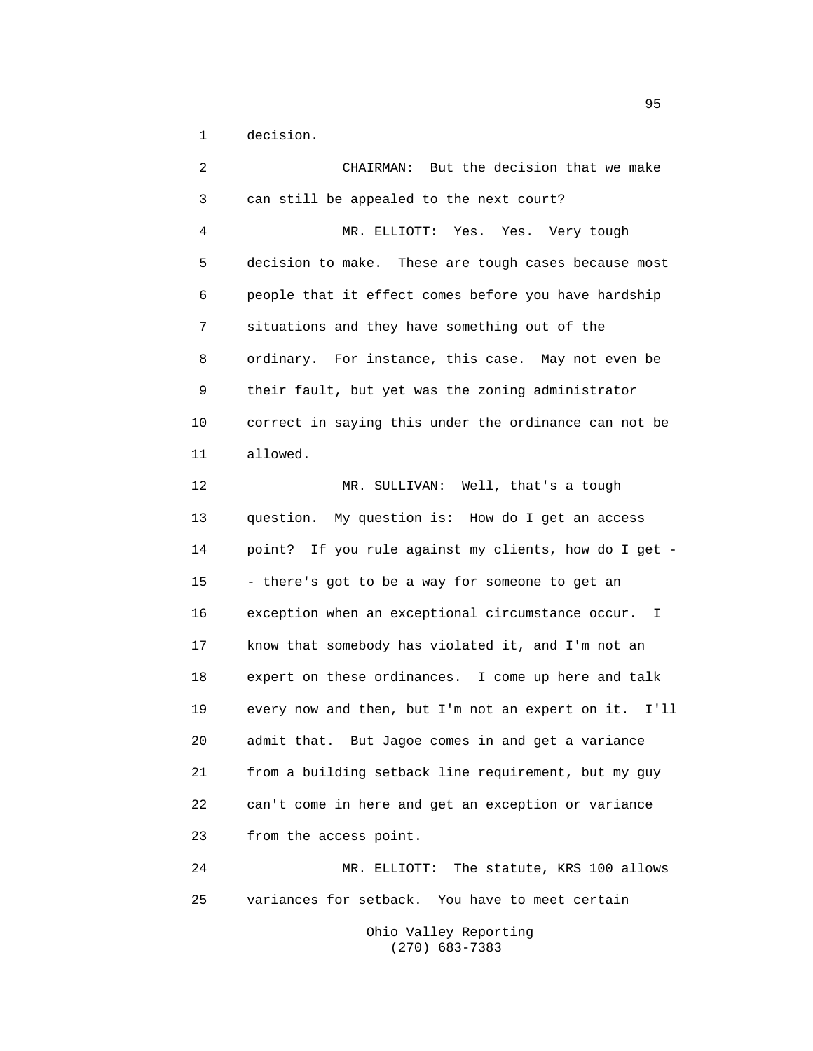1 decision.

2 CHAIRMAN: But the decision that we make

3 can still be appealed to the next court?

4 MR. ELLIOTT: Yes. Yes. Very tough

5 decision to make. These are tough cases because most

6 people that it effect comes before you have hardship

7 situations and they have something out of the

8 ordinary. For instance, this case. May not even be

9 their fault, but yet was the zoning administrator

10 correct in saying this under the ordinance can not be

11 allowed.

12 MR. SULLIVAN: Well, that's a tough

13 question. My question is: How do I get an access

14 point? If you rule against my clients, how do I get -

15 - there's got to be a way for someone to get an

16 exception when an exceptional circumstance occur. I

17 know that somebody has violated it, and I'm not an

18 expert on these ordinances. I come up here and talk

19 every now and then, but I'm not an expert on it. I'll

20 admit that. But Jagoe comes in and get a variance

21 from a building setback line requirement, but my guy

22 can't come in here and get an exception or variance

23 from the access point.

24 MR. ELLIOTT: The statute, KRS 100 allows

25 variances for setback. You have to meet certain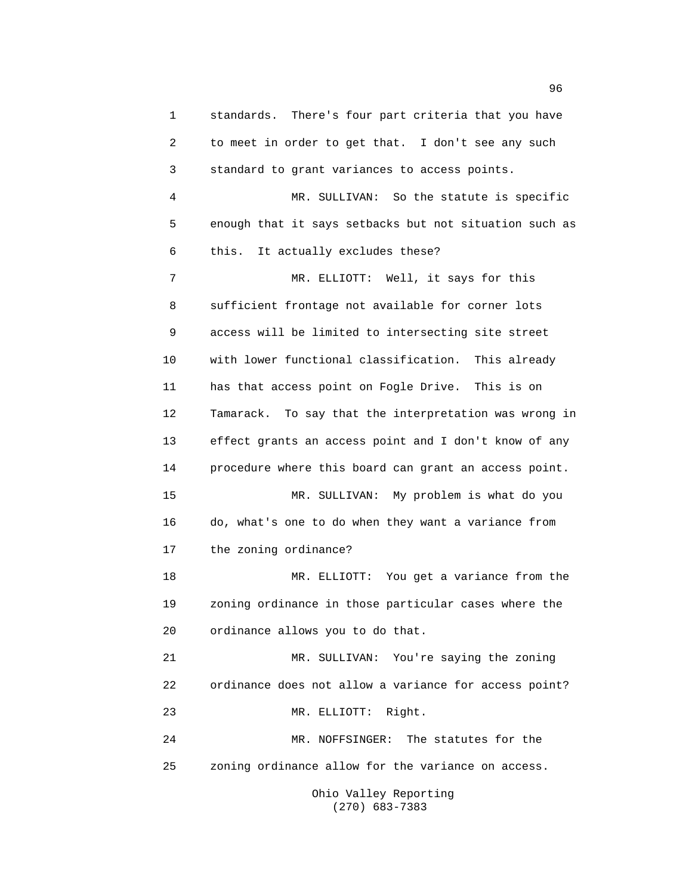standards. There's four part criteria that you have to meet in order to get that. I don't see any such standard to grant variances to access points.

MR. SULLIVAN: So the statute is specific enough that it says setbacks but not situation such as this. It actually excludes these?

MR. ELLIOTT: Well, it says for this sufficient frontage not available for corner lots access will be limited to intersecting site street with lower functional classification. This already has that access point on Fogle Drive. This is on Tamarack. To say that the interpretation was wrong in effect grants an access point and I don't know of any procedure where this board can grant an access point.

MR. SULLIVAN: My problem is what do you do, what's one to do when they want a variance from the zoning ordinance?

MR. ELLIOTT: You get a variance from the zoning ordinance in those particular cases where the ordinance allows you to do that.

MR. SULLIVAN: You're saying the zoning ordinance does not allow a variance for access point?

MR. ELLIOTT: Right.

MR. NOFFSINGER: The statutes for the zoning ordinance allow for the variance on access.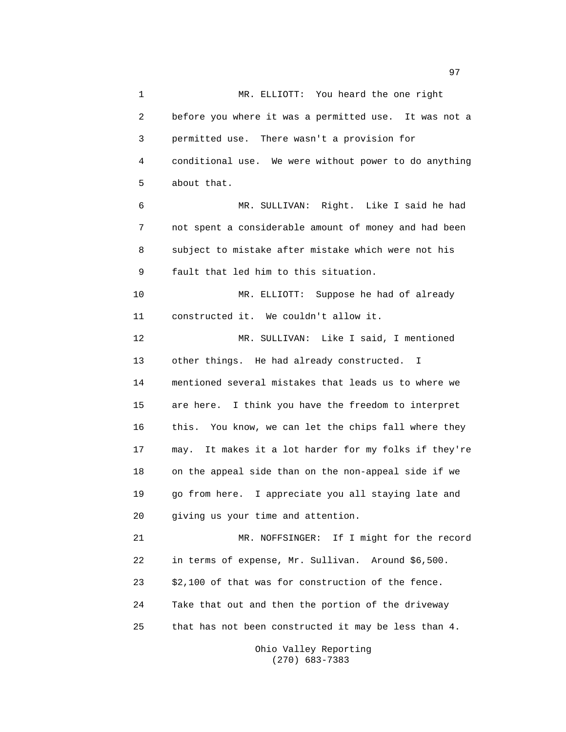MR. ELLIOTT: You heard the one right before you where it was a permitted use. It was not a permitted use. There wasn't a provision for conditional use. We were without power to do anything about that.

MR. SULLIVAN: Right. Like I said he had not spent a considerable amount of money and had been subject to mistake after mistake which were not his fault that led him to this situation.

MR. ELLIOTT: Suppose he had of already constructed it. We couldn't allow it.

MR. SULLIVAN: Like I said, I mentioned other things. He had already constructed. I mentioned several mistakes that leads us to where we are here. I think you have the freedom to interpret this. You know, we can let the chips fall where they may. It makes it a lot harder for my folks if they're on the appeal side than on the non-appeal side if we go from here. I appreciate you all staying late and giving us your time and attention.

MR. NOFFSINGER: If I might for the record in terms of expense, Mr. Sullivan. Around $6,500. $2,100 of that was for construction of the fence. Take that out and then the portion of the driveway that has not been constructed it may be less than 4.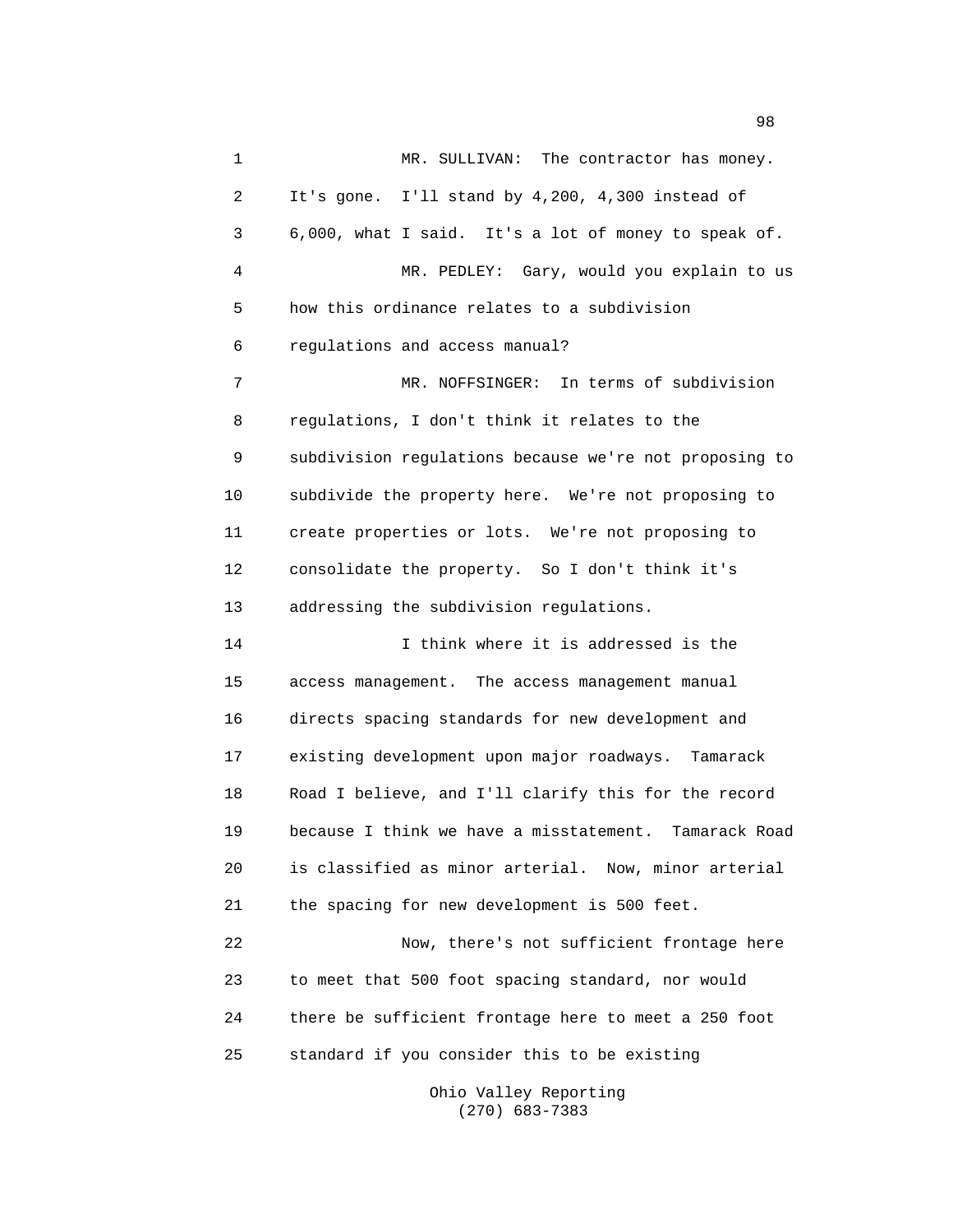MR. SULLIVAN: The contractor has money. It's gone. I'll stand by 4,200, 4,300 instead of 6,000, what I said. It's a lot of money to speak of.

MR. PEDLEY: Gary, would you explain to us how this ordinance relates to a subdivision regulations and access manual?

MR. NOFFSINGER: In terms of subdivision regulations, I don't think it relates to the subdivision regulations because we're not proposing to subdivide the property here. We're not proposing to create properties or lots. We're not proposing to consolidate the property. So I don't think it's addressing the subdivision regulations.

I think where it is addressed is the access management. The access management manual directs spacing standards for new development and existing development upon major roadways. Tamarack Road I believe, and I'll clarify this for the record because I think we have a misstatement. Tamarack Road is classified as minor arterial. Now, minor arterial the spacing for new development is 500 feet.

Now, there's not sufficient frontage here to meet that 500 foot spacing standard, nor would there be sufficient frontage here to meet a 250 foot standard if you consider this to be existing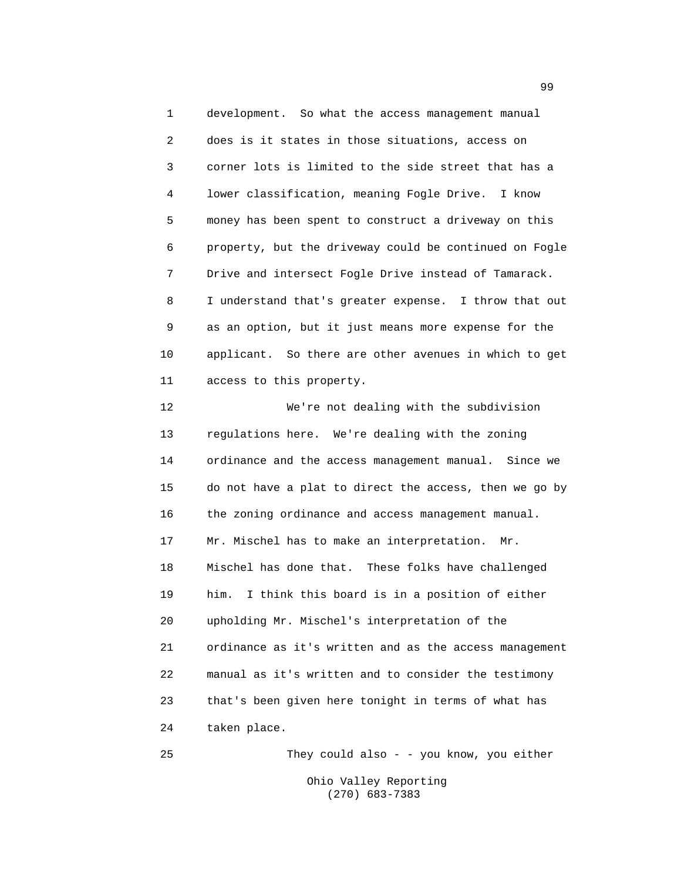development. So what the access management manual does is it states in those situations, access on corner lots is limited to the side street that has a lower classification, meaning Fogle Drive. I know money has been spent to construct a driveway on this property, but the driveway could be continued on Fogle Drive and intersect Fogle Drive instead of Tamarack. I understand that's greater expense. I throw that out as an option, but it just means more expense for the applicant. So there are other avenues in which to get access to this property.

We're not dealing with the subdivision regulations here. We're dealing with the zoning ordinance and the access management manual. Since we do not have a plat to direct the access, then we go by the zoning ordinance and access management manual. Mr. Mischel has to make an interpretation. Mr. Mischel has done that. These folks have challenged him. I think this board is in a position of either upholding Mr. Mischel's interpretation of the ordinance as it's written and as the access management manual as it's written and to consider the testimony that's been given here tonight in terms of what has taken place.

They could also - - you know, you either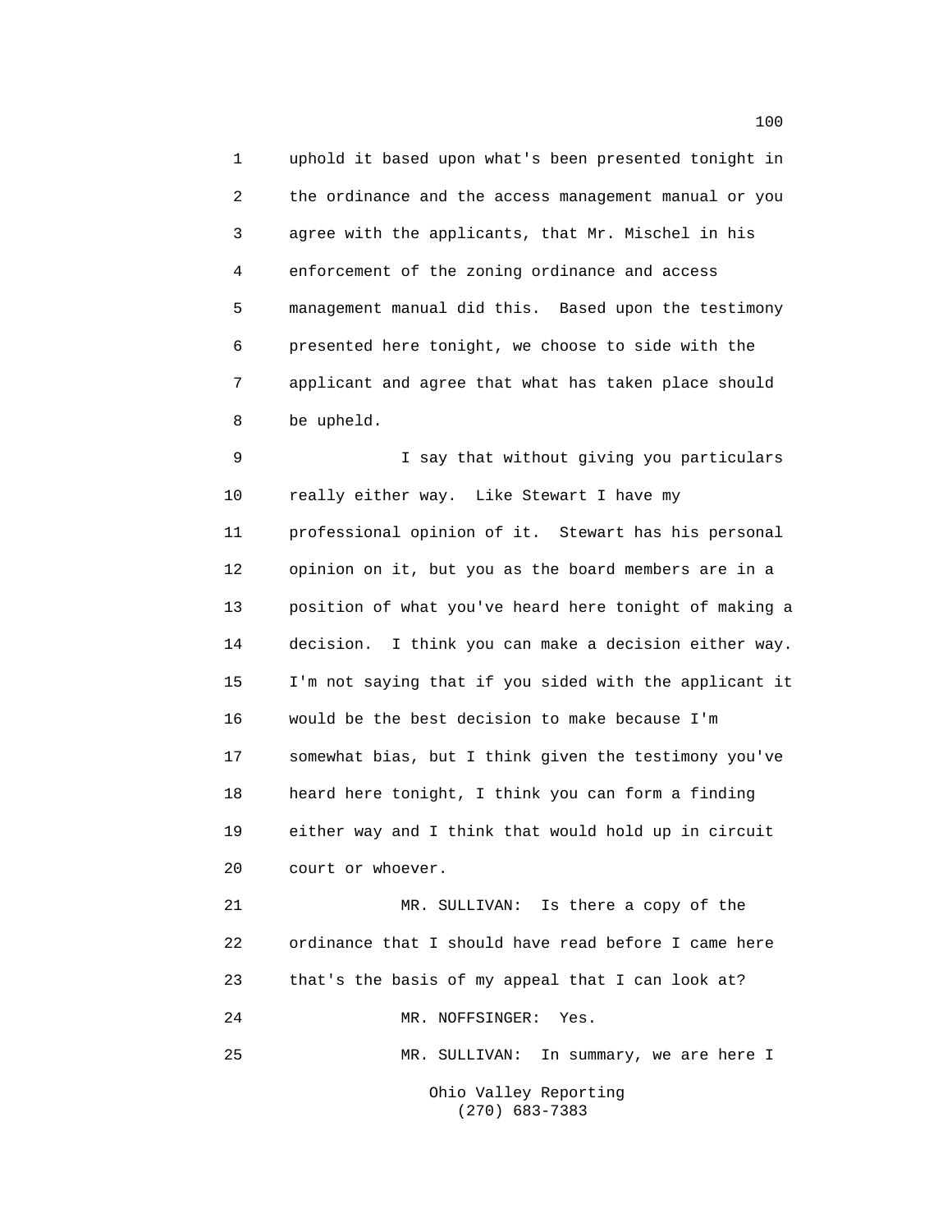uphold it based upon what's been presented tonight in the ordinance and the access management manual or you agree with the applicants, that Mr. Mischel in his enforcement of the zoning ordinance and access management manual did this. Based upon the testimony presented here tonight, we choose to side with the applicant and agree that what has taken place should be upheld.

I say that without giving you particulars really either way. Like Stewart I have my professional opinion of it. Stewart has his personal opinion on it, but you as the board members are in a position of what you've heard here tonight of making a decision. I think you can make a decision either way. I'm not saying that if you sided with the applicant it would be the best decision to make because I'm somewhat bias, but I think given the testimony you've heard here tonight, I think you can form a finding either way and I think that would hold up in circuit court or whoever.

MR. SULLIVAN: Is there a copy of the ordinance that I should have read before I came here that's the basis of my appeal that I can look at?

MR. NOFFSINGER: Yes.

MR. SULLIVAN: In summary, we are here I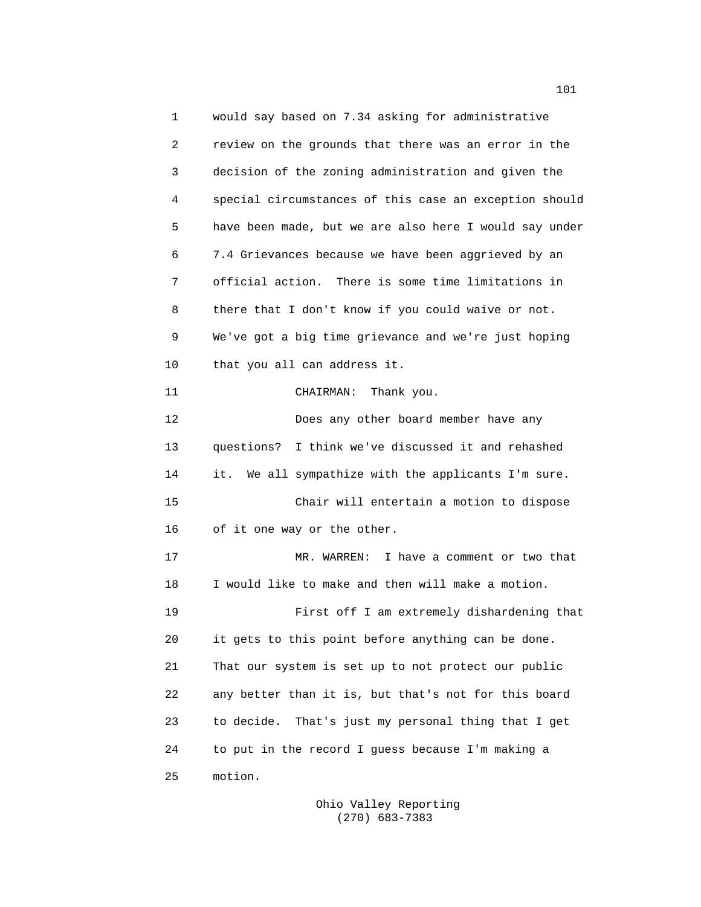would say based on 7.34 asking for administrative review on the grounds that there was an error in the decision of the zoning administration and given the special circumstances of this case an exception should have been made, but we are also here I would say under 7.4 Grievances because we have been aggrieved by an official action. There is some time limitations in there that I don't know if you could waive or not. We've got a big time grievance and we're just hoping that you all can address it.

CHAIRMAN: Thank you.

Does any other board member have any questions? I think we've discussed it and rehashed it. We all sympathize with the applicants I'm sure.

Chair will entertain a motion to dispose of it one way or the other.

MR. WARREN: I have a comment or two that I would like to make and then will make a motion.

First off I am extremely dishardening that it gets to this point before anything can be done. That our system is set up to not protect our public any better than it is, but that's not for this board to decide. That's just my personal thing that I get to put in the record I guess because I'm making a motion.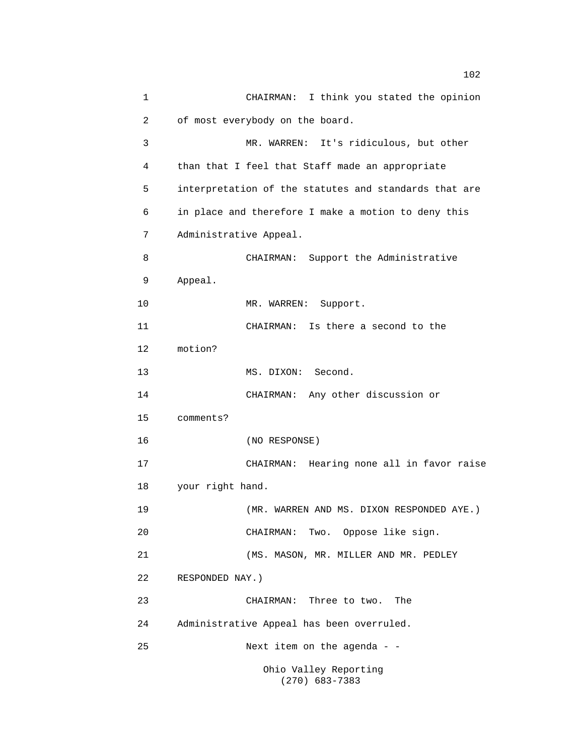1 CHAIRMAN: I think you stated the opinion
2 of most everybody on the board.
3 MR. WARREN: It's ridiculous, but other
4 than that I feel that Staff made an appropriate
5 interpretation of the statutes and standards that are
6 in place and therefore I make a motion to deny this
7 Administrative Appeal.
8 CHAIRMAN: Support the Administrative
9 Appeal.
10 MR. WARREN: Support.
11 CHAIRMAN: Is there a second to the
12 motion?
13 MS. DIXON: Second.
14 CHAIRMAN: Any other discussion or
15 comments?
16 (NO RESPONSE)
17 CHAIRMAN: Hearing none all in favor raise
18 your right hand.
19 (MR. WARREN AND MS. DIXON RESPONDED AYE.)
20 CHAIRMAN: Two. Oppose like sign.
21 (MS. MASON, MR. MILLER AND MR. PEDLEY
22 RESPONDED NAY.)
23 CHAIRMAN: Three to two. The
24 Administrative Appeal has been overruled.
25 Next item on the agenda - -

Ohio Valley Reporting
(270) 683-7383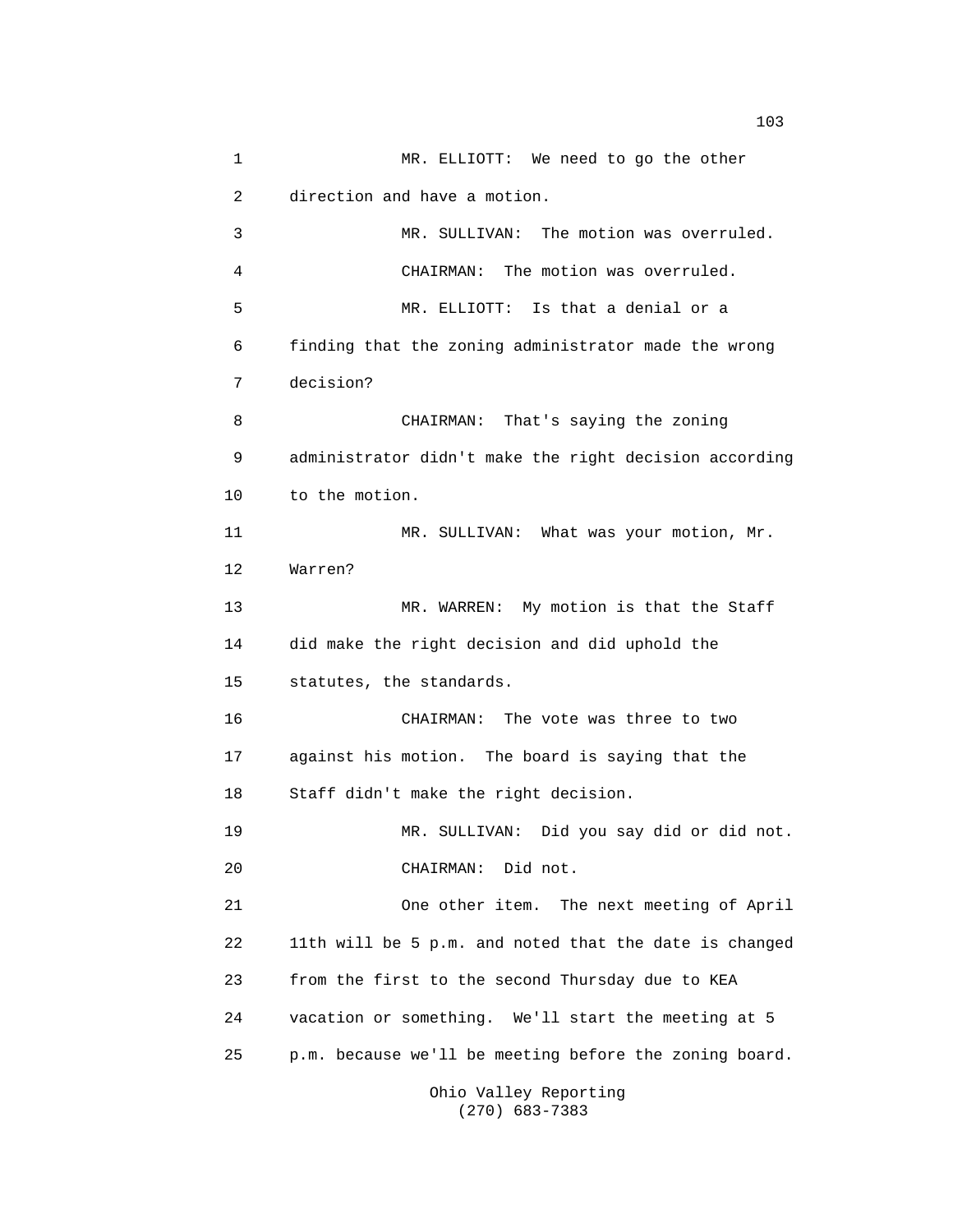MR. ELLIOTT: We need to go the other direction and have a motion.

MR. SULLIVAN: The motion was overruled.

CHAIRMAN: The motion was overruled.

MR. ELLIOTT: Is that a denial or a finding that the zoning administrator made the wrong decision?

CHAIRMAN: That's saying the zoning administrator didn't make the right decision according to the motion.

MR. SULLIVAN: What was your motion, Mr. Warren?

MR. WARREN: My motion is that the Staff did make the right decision and did uphold the statutes, the standards.

CHAIRMAN: The vote was three to two against his motion. The board is saying that the Staff didn't make the right decision.

MR. SULLIVAN: Did you say did or did not.

CHAIRMAN: Did not.

One other item. The next meeting of April 11th will be 5 p.m. and noted that the date is changed from the first to the second Thursday due to KEA vacation or something. We'll start the meeting at 5 p.m. because we'll be meeting before the zoning board.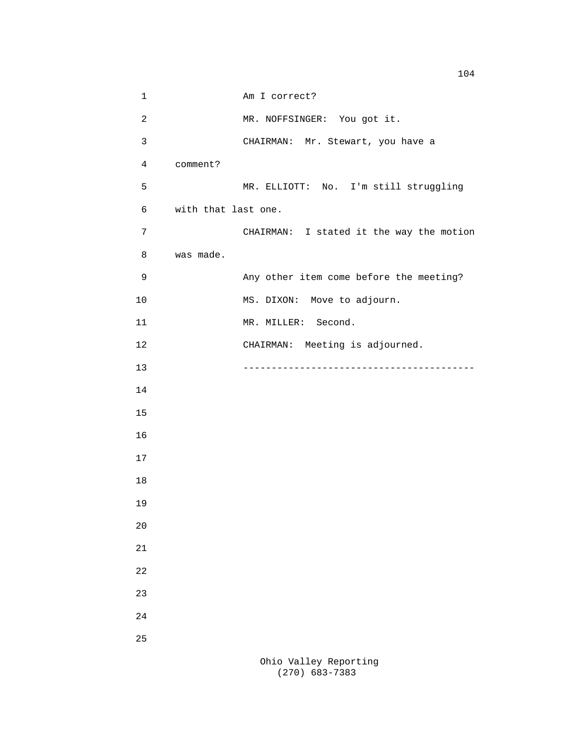Am I correct?

MR. NOFFSINGER: You got it.

CHAIRMAN: Mr. Stewart, you have a comment?

MR. ELLIOTT: No. I'm still struggling with that last one.

CHAIRMAN: I stated it the way the motion was made.

Any other item come before the meeting?

MS. DIXON: Move to adjourn.

MR. MILLER: Second.

CHAIRMAN: Meeting is adjourned.

----------------------------------------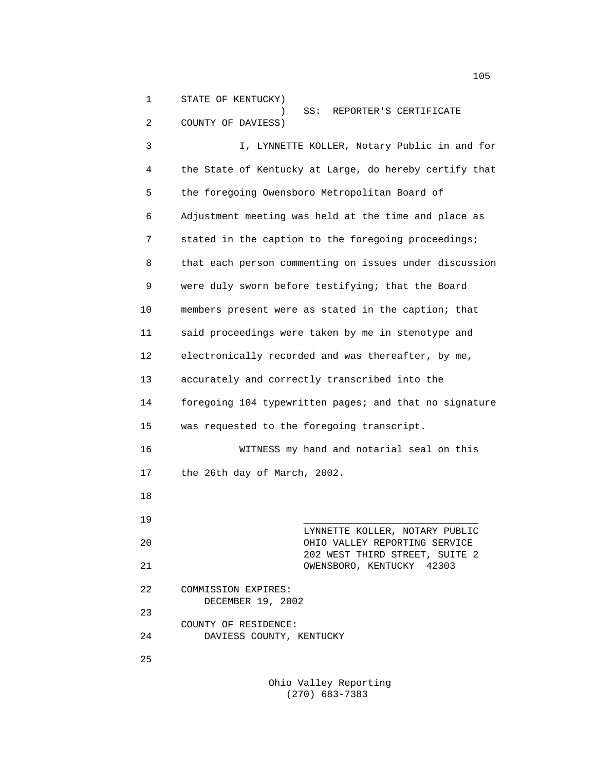STATE OF KENTUCKY)
                  )   SS:  REPORTER'S CERTIFICATE
COUNTY OF DAVIESS)

I, LYNNETTE KOLLER, Notary Public in and for the State of Kentucky at Large, do hereby certify that the foregoing Owensboro Metropolitan Board of Adjustment meeting was held at the time and place as stated in the caption to the foregoing proceedings; that each person commenting on issues under discussion were duly sworn before testifying; that the Board members present were as stated in the caption; that said proceedings were taken by me in stenotype and electronically recorded and was thereafter, by me, accurately and correctly transcribed into the foregoing 104 typewritten pages; and that no signature was requested to the foregoing transcript.

WITNESS my hand and notarial seal on this the 26th day of March, 2002.

______________________________
LYNNETTE KOLLER, NOTARY PUBLIC
OHIO VALLEY REPORTING SERVICE
202 WEST THIRD STREET, SUITE 2
OWENSBORO, KENTUCKY  42303

COMMISSION EXPIRES:
DECEMBER 19, 2002

COUNTY OF RESIDENCE:
DAVIESS COUNTY, KENTUCKY